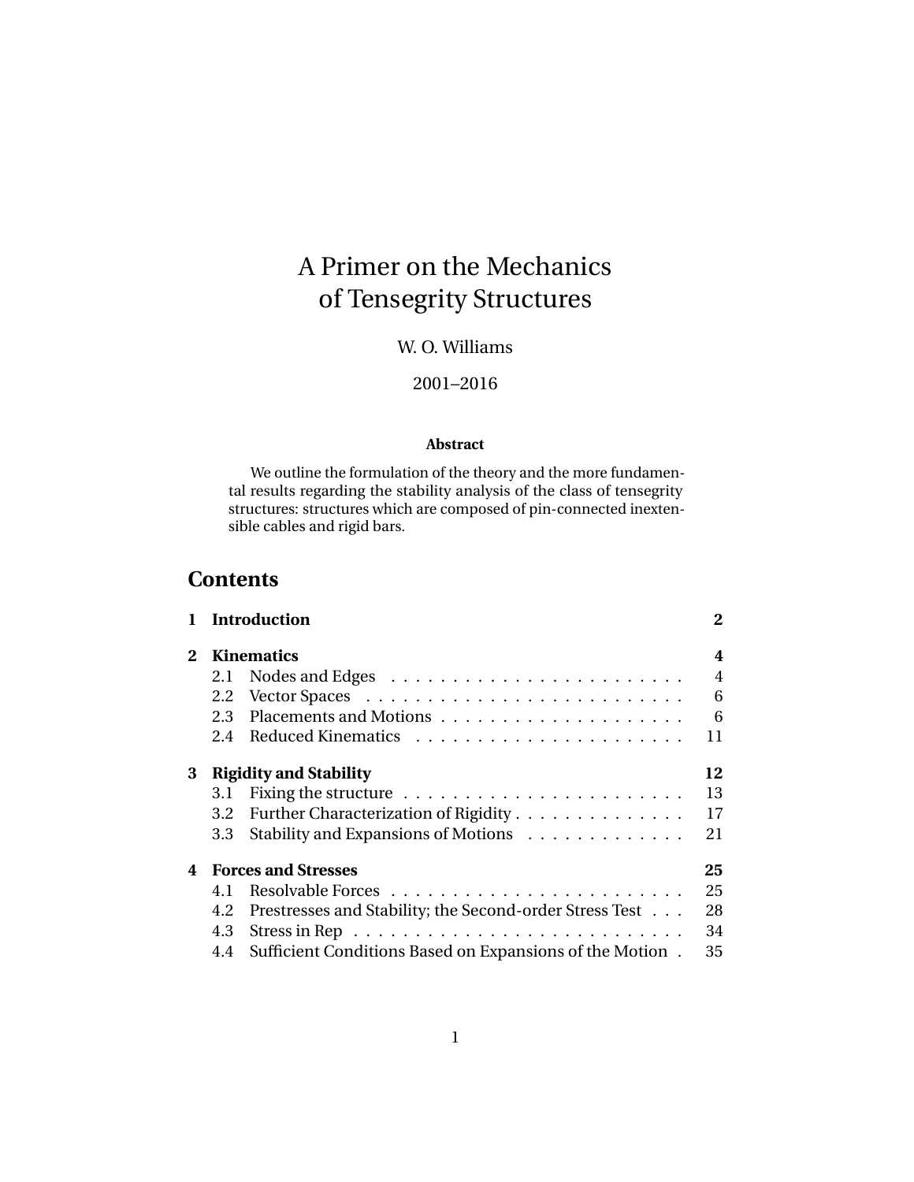# A Primer on the Mechanics of Tensegrity Structures

W. O. Williams

2001–2016

**Abstract**

We outline the formulation of the theory and the more fundamental results regarding the stability analysis of the class of tensegrity structures: structures which are composed of pin-connected inextensible cables and rigid bars.

## Contents

**1 Introduction** . . . **2**

**2 Kinematics** . . . **4**
- 2.1 Nodes and Edges . . . 4
- 2.2 Vector Spaces . . . 6
- 2.3 Placements and Motions . . . 6
- 2.4 Reduced Kinematics . . . 11

**3 Rigidity and Stability** . . . **12**
- 3.1 Fixing the structure . . . 13
- 3.2 Further Characterization of Rigidity . . . 17
- 3.3 Stability and Expansions of Motions . . . 21

**4 Forces and Stresses** . . . **25**
- 4.1 Resolvable Forces . . . 25
- 4.2 Prestresses and Stability; the Second-order Stress Test . . . 28
- 4.3 Stress in Rep . . . 34
- 4.4 Sufficient Conditions Based on Expansions of the Motion . . . 35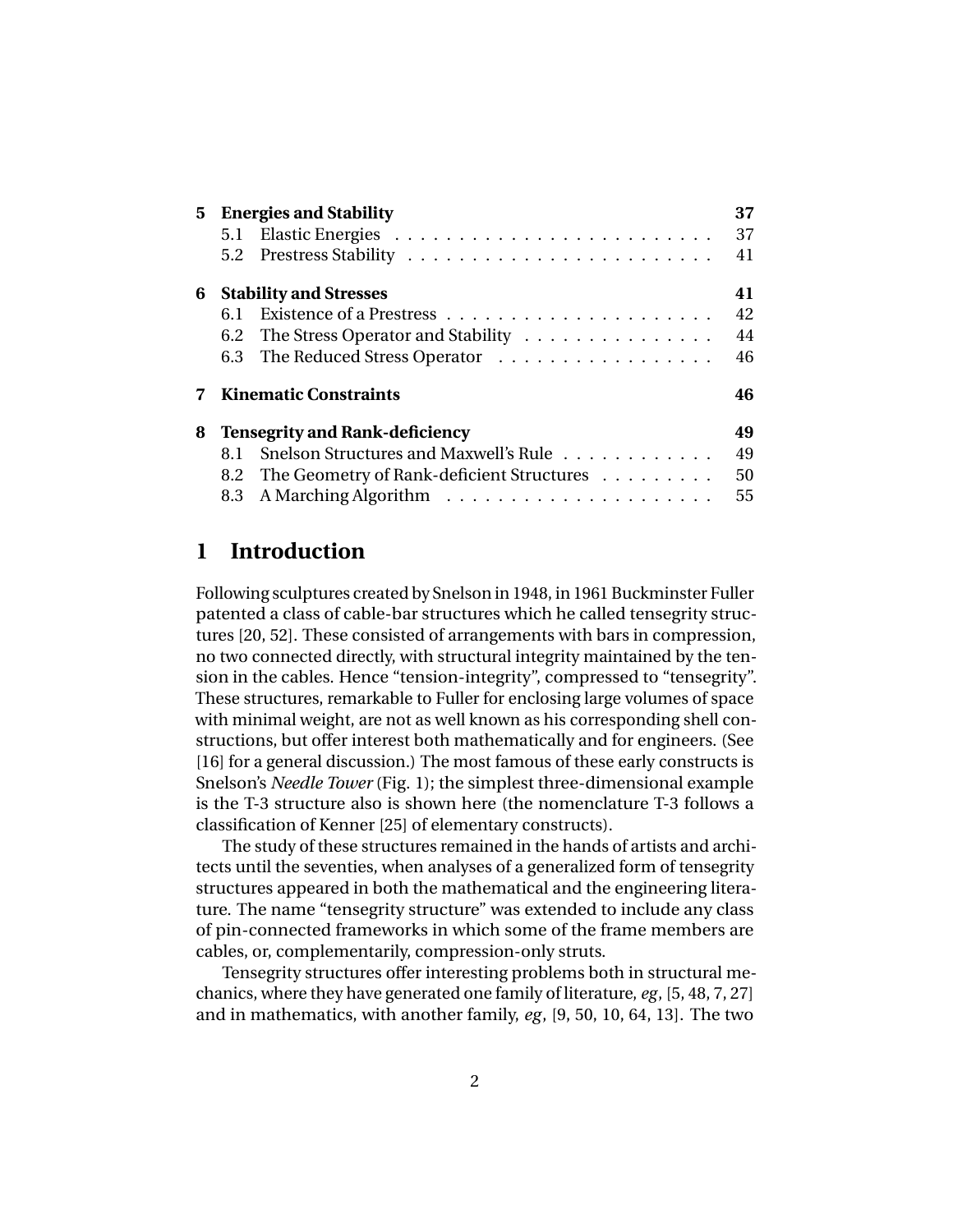| | | |
|---|---|---|
| **5** | **Energies and Stability** | **37** |
| | 5.1 Elastic Energies | 37 |
| | 5.2 Prestress Stability | 41 |
| **6** | **Stability and Stresses** | **41** |
| | 6.1 Existence of a Prestress | 42 |
| | 6.2 The Stress Operator and Stability | 44 |
| | 6.3 The Reduced Stress Operator | 46 |
| **7** | **Kinematic Constraints** | **46** |
| **8** | **Tensegrity and Rank-deficiency** | **49** |
| | 8.1 Snelson Structures and Maxwell's Rule | 49 |
| | 8.2 The Geometry of Rank-deficient Structures | 50 |
| | 8.3 A Marching Algorithm | 55 |

# 1 Introduction

Following sculptures created by Snelson in 1948, in 1961 Buckminster Fuller patented a class of cable-bar structures which he called tensegrity structures [20, 52]. These consisted of arrangements with bars in compression, no two connected directly, with structural integrity maintained by the tension in the cables. Hence "tension-integrity", compressed to "tensegrity". These structures, remarkable to Fuller for enclosing large volumes of space with minimal weight, are not as well known as his corresponding shell constructions, but offer interest both mathematically and for engineers. (See [16] for a general discussion.) The most famous of these early constructs is Snelson's *Needle Tower* (Fig. 1); the simplest three-dimensional example is the T-3 structure also is shown here (the nomenclature T-3 follows a classification of Kenner [25] of elementary constructs).

The study of these structures remained in the hands of artists and architects until the seventies, when analyses of a generalized form of tensegrity structures appeared in both the mathematical and the engineering literature. The name "tensegrity structure" was extended to include any class of pin-connected frameworks in which some of the frame members are cables, or, complementarily, compression-only struts.

Tensegrity structures offer interesting problems both in structural mechanics, where they have generated one family of literature, *eg*, [5, 48, 7, 27] and in mathematics, with another family, *eg*, [9, 50, 10, 64, 13]. The two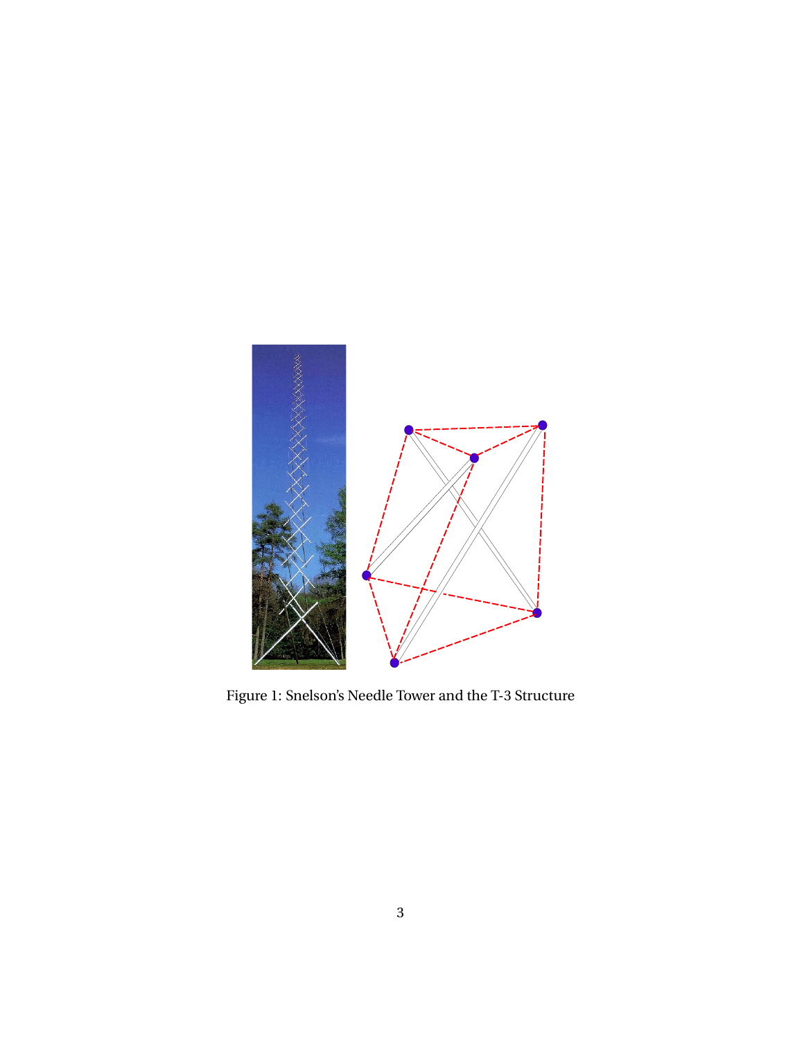Figure 1: Snelson's Needle Tower and the T-3 Structure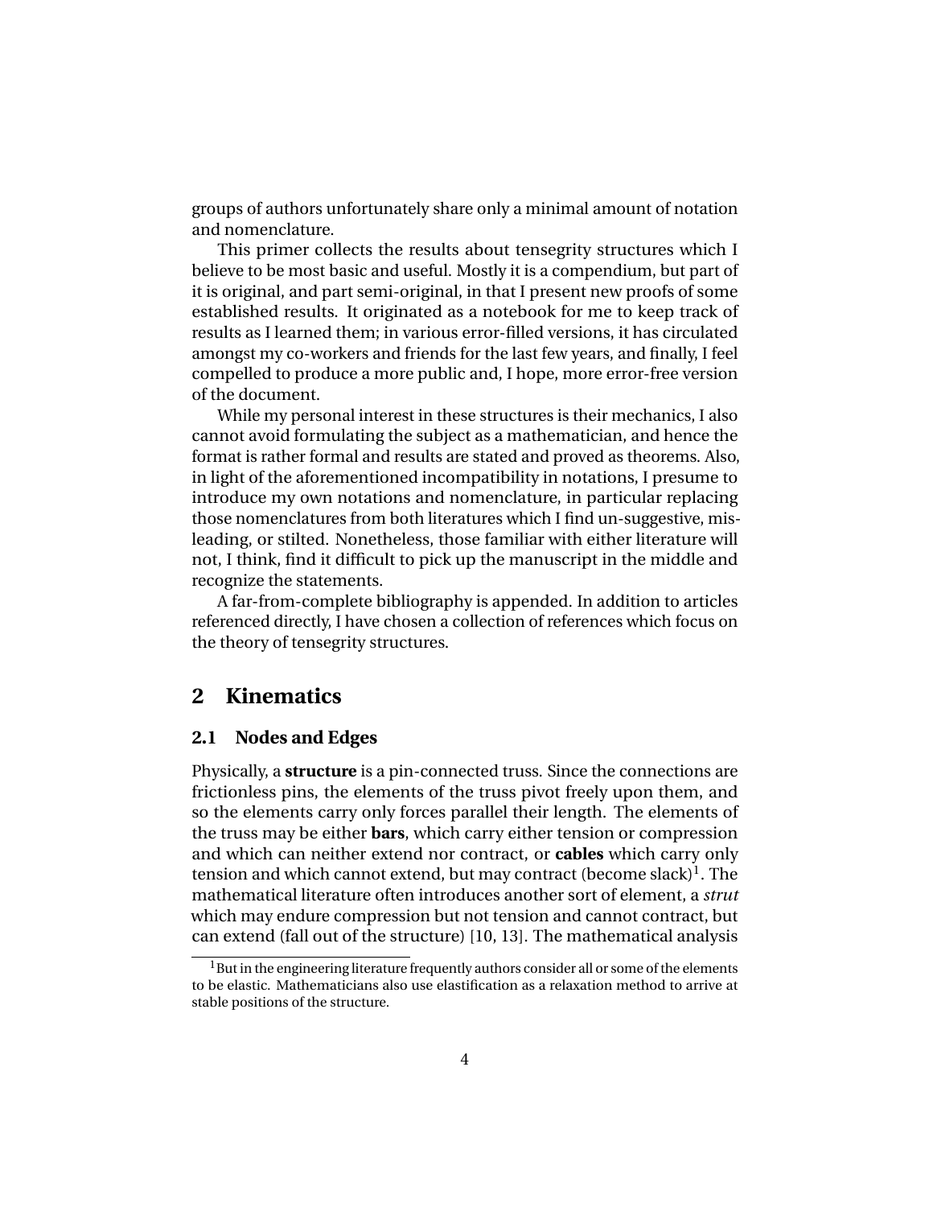groups of authors unfortunately share only a minimal amount of notation and nomenclature.

This primer collects the results about tensegrity structures which I believe to be most basic and useful. Mostly it is a compendium, but part of it is original, and part semi-original, in that I present new proofs of some established results. It originated as a notebook for me to keep track of results as I learned them; in various error-filled versions, it has circulated amongst my co-workers and friends for the last few years, and finally, I feel compelled to produce a more public and, I hope, more error-free version of the document.

While my personal interest in these structures is their mechanics, I also cannot avoid formulating the subject as a mathematician, and hence the format is rather formal and results are stated and proved as theorems. Also, in light of the aforementioned incompatibility in notations, I presume to introduce my own notations and nomenclature, in particular replacing those nomenclatures from both literatures which I find un-suggestive, misleading, or stilted. Nonetheless, those familiar with either literature will not, I think, find it difficult to pick up the manuscript in the middle and recognize the statements.

A far-from-complete bibliography is appended. In addition to articles referenced directly, I have chosen a collection of references which focus on the theory of tensegrity structures.

# 2 Kinematics

## 2.1 Nodes and Edges

Physically, a **structure** is a pin-connected truss. Since the connections are frictionless pins, the elements of the truss pivot freely upon them, and so the elements carry only forces parallel their length. The elements of the truss may be either **bars**, which carry either tension or compression and which can neither extend nor contract, or **cables** which carry only tension and which cannot extend, but may contract (become slack)[1]. The mathematical literature often introduces another sort of element, a *strut* which may endure compression but not tension and cannot contract, but can extend (fall out of the structure) [10, 13]. The mathematical analysis

[1] But in the engineering literature frequently authors consider all or some of the elements to be elastic. Mathematicians also use elastification as a relaxation method to arrive at stable positions of the structure.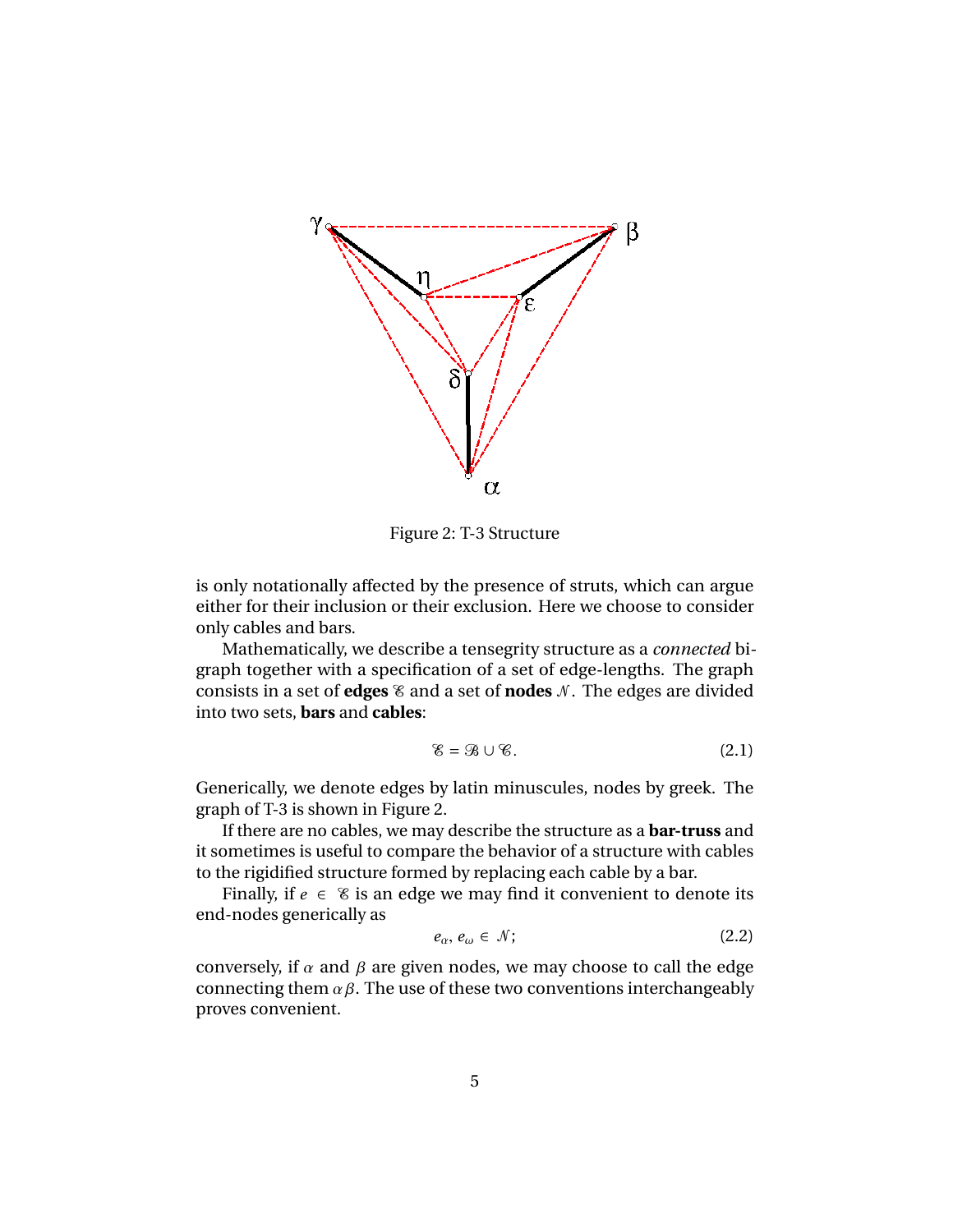Figure 2: T-3 Structure

is only notationally affected by the presence of struts, which can argue either for their inclusion or their exclusion. Here we choose to consider only cables and bars.

Mathematically, we describe a tensegrity structure as a *connected* bigraph together with a specification of a set of edge-lengths. The graph consists in a set of **edges** $\mathscr{E}$ and a set of **nodes** $\mathscr{N}$. The edges are divided into two sets, **bars** and **cables**:

$$\mathscr{E} = \mathscr{B} \cup \mathscr{C}. \tag{2.1}$$

Generically, we denote edges by latin minuscules, nodes by greek. The graph of T-3 is shown in Figure 2.

If there are no cables, we may describe the structure as a **bar-truss** and it sometimes is useful to compare the behavior of a structure with cables to the rigidified structure formed by replacing each cable by a bar.

Finally, if $e \in \mathscr{E}$ is an edge we may find it convenient to denote its end-nodes generically as

$$e_\alpha, e_\omega \in \mathscr{N}; \tag{2.2}$$

conversely, if $\alpha$ and $\beta$ are given nodes, we may choose to call the edge connecting them $\alpha\beta$. The use of these two conventions interchangeably proves convenient.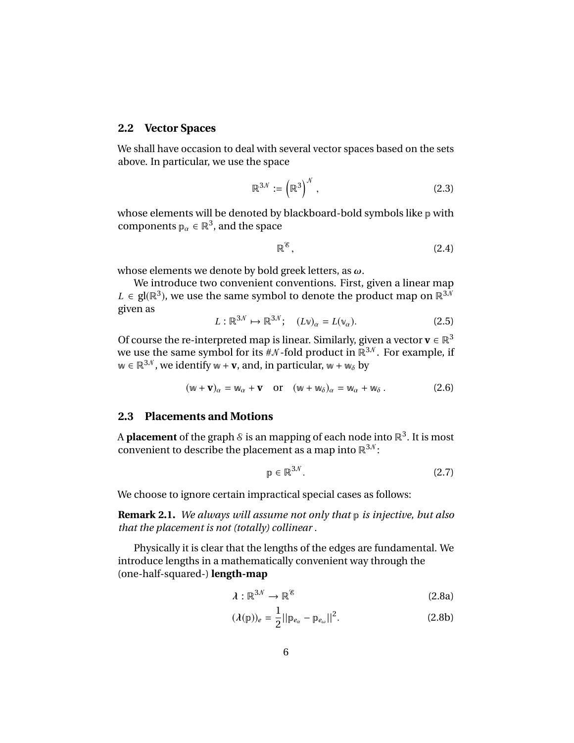## 2.2 Vector Spaces

We shall have occasion to deal with several vector spaces based on the sets above. In particular, we use the space

$$\mathbb{R}^{3\mathcal{N}} := \left(\mathbb{R}^3\right)^{\mathcal{N}}, \tag{2.3}$$

whose elements will be denoted by blackboard-bold symbols like $\mathbb{p}$ with components $\mathbb{p}_\alpha \in \mathbb{R}^3$, and the space

$$\mathbb{R}^{\mathcal{E}}, \tag{2.4}$$

whose elements we denote by bold greek letters, as $\boldsymbol{\omega}$.

We introduce two convenient conventions. First, given a linear map $L \in \mathrm{gl}(\mathbb{R}^3)$, we use the same symbol to denote the product map on $\mathbb{R}^{3\mathcal{N}}$ given as

$$L : \mathbb{R}^{3\mathcal{N}} \mapsto \mathbb{R}^{3\mathcal{N}}; \quad (L\mathbb{v})_\alpha = L(\mathbb{v}_\alpha). \tag{2.5}$$

Of course the re-interpreted map is linear. Similarly, given a vector $\mathbf{v} \in \mathbb{R}^3$ we use the same symbol for its $\#\mathcal{N}$-fold product in $\mathbb{R}^{3\mathcal{N}}$. For example, if $\mathbb{w} \in \mathbb{R}^{3\mathcal{N}}$, we identify $\mathbb{w} + \mathbf{v}$, and, in particular, $\mathbb{w} + \mathbb{w}_\delta$ by

$$(\mathbb{w} + \mathbf{v})_\alpha = \mathbb{w}_\alpha + \mathbf{v} \quad \text{or} \quad (\mathbb{w} + \mathbb{w}_\delta)_\alpha = \mathbb{w}_\alpha + \mathbb{w}_\delta\,. \tag{2.6}$$

## 2.3 Placements and Motions

A **placement** of the graph $\mathcal{S}$ is an mapping of each node into $\mathbb{R}^3$. It is most convenient to describe the placement as a map into $\mathbb{R}^{3\mathcal{N}}$:

$$\mathbb{p} \in \mathbb{R}^{3\mathcal{N}}. \tag{2.7}$$

We choose to ignore certain impractical special cases as follows:

**Remark 2.1.** *We always will assume not only that $\mathbb{p}$ is injective, but also that the placement is not (totally) collinear .*

Physically it is clear that the lengths of the edges are fundamental. We introduce lengths in a mathematically convenient way through the (one-half-squared-) **length-map**

$$\boldsymbol{\lambda} : \mathbb{R}^{3\mathcal{N}} \to \mathbb{R}^{\mathcal{E}} \tag{2.8a}$$

$$(\boldsymbol{\lambda}(\mathbb{p}))_e = \frac{1}{2}||\mathbb{p}_{e_\alpha} - \mathbb{p}_{e_\omega}||^2. \tag{2.8b}$$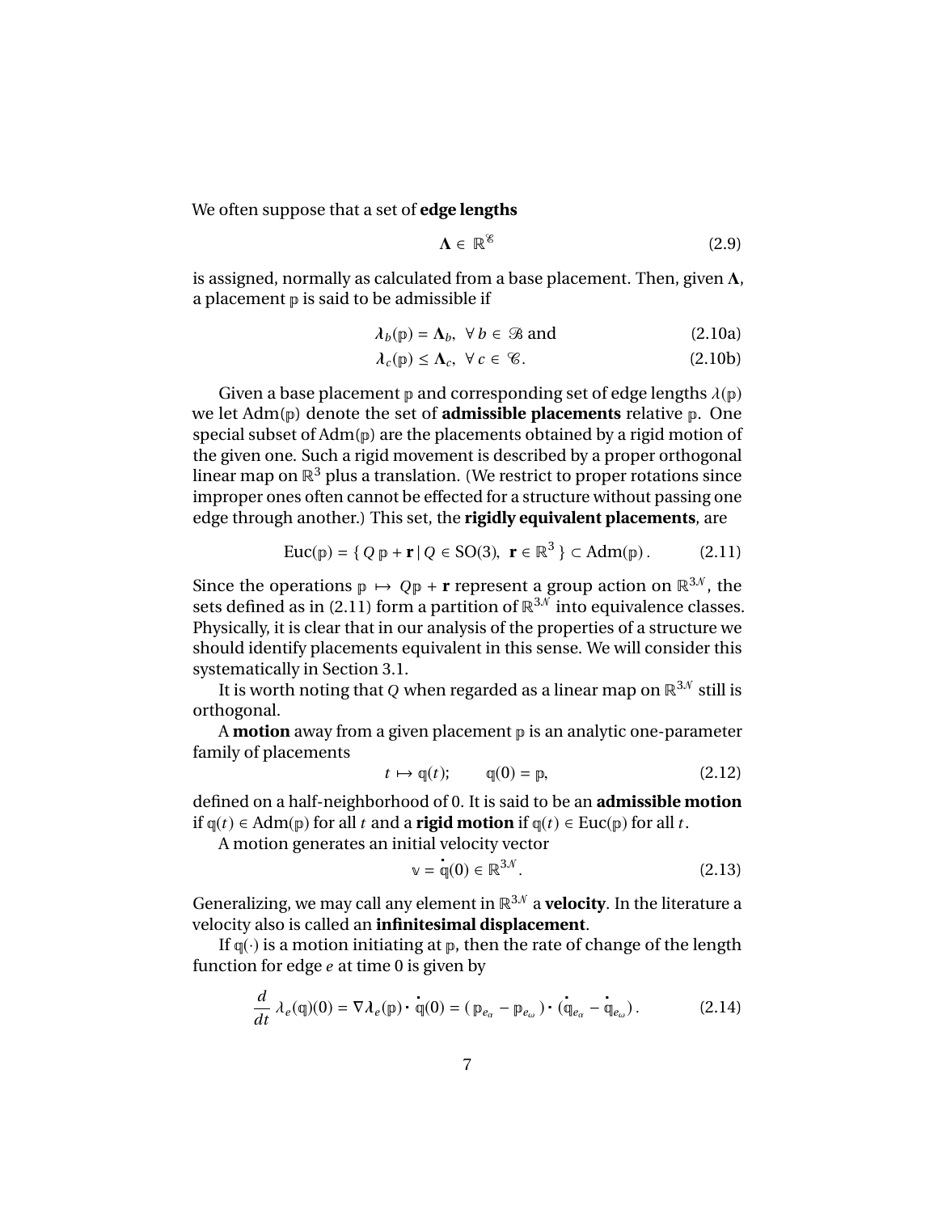We often suppose that a set of **edge lengths**

$$\mathbf{\Lambda} \in \mathbb{R}^{\mathscr{E}} \tag{2.9}$$

is assigned, normally as calculated from a base placement. Then, given $\mathbf{\Lambda}$, a placement $\mathbb{p}$ is said to be admissible if

$$\boldsymbol{\lambda}_b(\mathbb{p}) = \mathbf{\Lambda}_b, \ \forall\, b \in \mathscr{B} \text{ and} \tag{2.10a}$$

$$\boldsymbol{\lambda}_c(\mathbb{p}) \leq \mathbf{\Lambda}_c, \ \forall\, c \in \mathscr{C}. \tag{2.10b}$$

Given a base placement $\mathbb{p}$ and corresponding set of edge lengths $\lambda(\mathbb{p})$ we let $\mathrm{Adm}(\mathbb{p})$ denote the set of **admissible placements** relative $\mathbb{p}$. One special subset of $\mathrm{Adm}(\mathbb{p})$ are the placements obtained by a rigid motion of the given one. Such a rigid movement is described by a proper orthogonal linear map on $\mathbb{R}^3$ plus a translation. (We restrict to proper rotations since improper ones often cannot be effected for a structure without passing one edge through another.) This set, the **rigidly equivalent placements**, are

$$\mathrm{Euc}(\mathbb{p}) = \{\, Q\,\mathbb{p} + \mathbf{r} \mid Q \in \mathrm{SO}(3),\ \mathbf{r} \in \mathbb{R}^3 \,\} \subset \mathrm{Adm}(\mathbb{p})\,. \tag{2.11}$$

Since the operations $\mathbb{p} \mapsto Q\mathbb{p} + \mathbf{r}$ represent a group action on $\mathbb{R}^{3\mathcal{N}}$, the sets defined as in (2.11) form a partition of $\mathbb{R}^{3\mathcal{N}}$ into equivalence classes. Physically, it is clear that in our analysis of the properties of a structure we should identify placements equivalent in this sense. We will consider this systematically in Section 3.1.

It is worth noting that $Q$ when regarded as a linear map on $\mathbb{R}^{3\mathcal{N}}$ still is orthogonal.

A **motion** away from a given placement $\mathbb{p}$ is an analytic one-parameter family of placements

$$t \mapsto \mathbb{q}(t); \qquad \mathbb{q}(0) = \mathbb{p}, \tag{2.12}$$

defined on a half-neighborhood of 0. It is said to be an **admissible motion** if $\mathbb{q}(t) \in \mathrm{Adm}(\mathbb{p})$ for all $t$ and a **rigid motion** if $\mathbb{q}(t) \in \mathrm{Euc}(\mathbb{p})$ for all $t$.

A motion generates an initial velocity vector

$$\mathbb{v} = \dot{\mathbb{q}}(0) \in \mathbb{R}^{3\mathcal{N}}. \tag{2.13}$$

Generalizing, we may call any element in $\mathbb{R}^{3\mathcal{N}}$ a **velocity**. In the literature a velocity also is called an **infinitesimal displacement**.

If $\mathbb{q}(\cdot)$ is a motion initiating at $\mathbb{p}$, then the rate of change of the length function for edge $e$ at time 0 is given by

$$\frac{d}{dt}\,\lambda_e(\mathbb{q})(0) = \nabla\boldsymbol{\lambda}_e(\mathbb{p})\cdot\dot{\mathbb{q}}(0) = (\,\mathbb{p}_{e_\alpha} - \mathbb{p}_{e_\omega}\,)\cdot(\,\dot{\mathbb{q}}_{e_\alpha} - \dot{\mathbb{q}}_{e_\omega}\,)\,. \tag{2.14}$$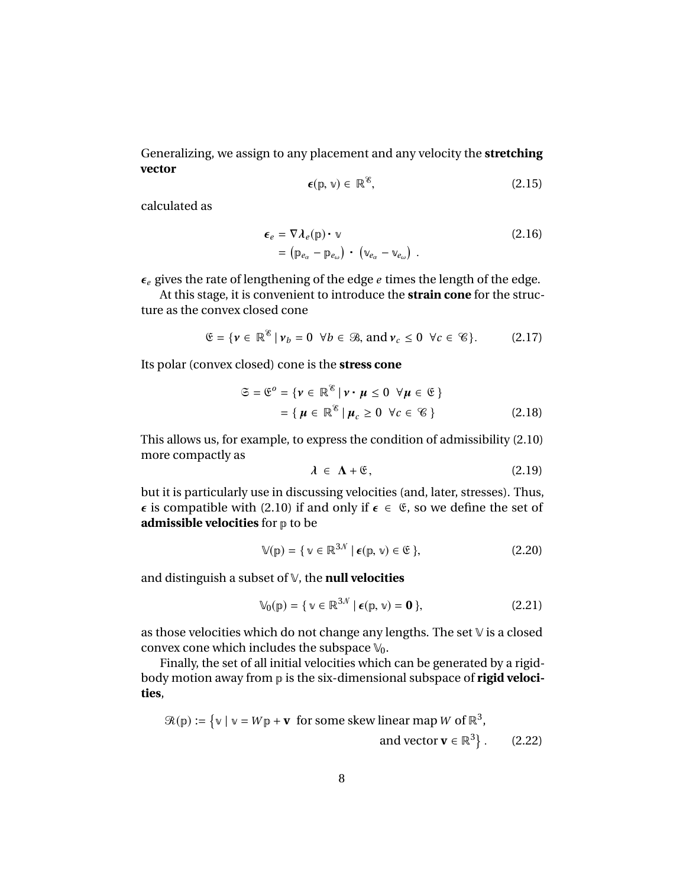Generalizing, we assign to any placement and any velocity the **stretching vector**

$$\boldsymbol{\epsilon}(\mathbb{p}, \mathbb{v}) \in \mathbb{R}^{\mathscr{E}}, \tag{2.15}$$

calculated as

$$\begin{aligned} \boldsymbol{\epsilon}_e &= \nabla \boldsymbol{\lambda}_e(\mathbb{p}) \cdot \mathbb{v} \\ &= \left(\mathbb{p}_{e_\alpha} - \mathbb{p}_{e_\omega}\right) \cdot \left(\mathbb{v}_{e_\alpha} - \mathbb{v}_{e_\omega}\right) . \end{aligned} \tag{2.16}$$

$\boldsymbol{\epsilon}_e$ gives the rate of lengthening of the edge $e$ times the length of the edge.

At this stage, it is convenient to introduce the **strain cone** for the structure as the convex closed cone

$$\mathfrak{E} = \{\boldsymbol{\nu} \in \mathbb{R}^{\mathscr{E}} \mid \boldsymbol{\nu}_b = 0 \;\; \forall b \in \mathscr{B}, \text{and } \boldsymbol{\nu}_c \leq 0 \;\; \forall c \in \mathscr{C}\}. \tag{2.17}$$

Its polar (convex closed) cone is the **stress cone**

$$\begin{aligned} \mathfrak{S} = \mathfrak{E}^o &= \{\boldsymbol{\nu} \in \mathbb{R}^{\mathscr{E}} \mid \boldsymbol{\nu} \cdot \boldsymbol{\mu} \leq 0 \;\; \forall \boldsymbol{\mu} \in \mathfrak{E}\} \\ &= \{\, \boldsymbol{\mu} \in \mathbb{R}^{\mathscr{E}} \mid \boldsymbol{\mu}_c \geq 0 \;\; \forall c \in \mathscr{C}\,\} \end{aligned} \tag{2.18}$$

This allows us, for example, to express the condition of admissibility (2.10) more compactly as

$$\boldsymbol{\lambda} \in \boldsymbol{\Lambda} + \mathfrak{E}, \tag{2.19}$$

but it is particularly use in discussing velocities (and, later, stresses). Thus, $\boldsymbol{\epsilon}$ is compatible with (2.10) if and only if $\boldsymbol{\epsilon} \in \mathfrak{E}$, so we define the set of **admissible velocities** for $\mathbb{p}$ to be

$$\mathbb{V}(\mathbb{p}) = \{\, \mathbb{v} \in \mathbb{R}^{3\mathcal{N}} \mid \boldsymbol{\epsilon}(\mathbb{p}, \mathbb{v}) \in \mathfrak{E}\,\}, \tag{2.20}$$

and distinguish a subset of $\mathbb{V}$, the **null velocities**

$$\mathbb{V}_0(\mathbb{p}) = \{\, \mathbb{v} \in \mathbb{R}^{3\mathcal{N}} \mid \boldsymbol{\epsilon}(\mathbb{p}, \mathbb{v}) = \mathbf{0}\,\}, \tag{2.21}$$

as those velocities which do not change any lengths. The set $\mathbb{V}$ is a closed convex cone which includes the subspace $\mathbb{V}_0$.

Finally, the set of all initial velocities which can be generated by a rigid-body motion away from $\mathbb{p}$ is the six-dimensional subspace of **rigid velocities**,

$$\mathscr{R}(\mathbb{p}) := \left\{\mathbb{v} \mid \mathbb{v} = W\mathbb{p} + \mathbf{v} \;\text{ for some skew linear map } W \text{ of } \mathbb{R}^3, \text{ and vector } \mathbf{v} \in \mathbb{R}^3\right\}. \tag{2.22}$$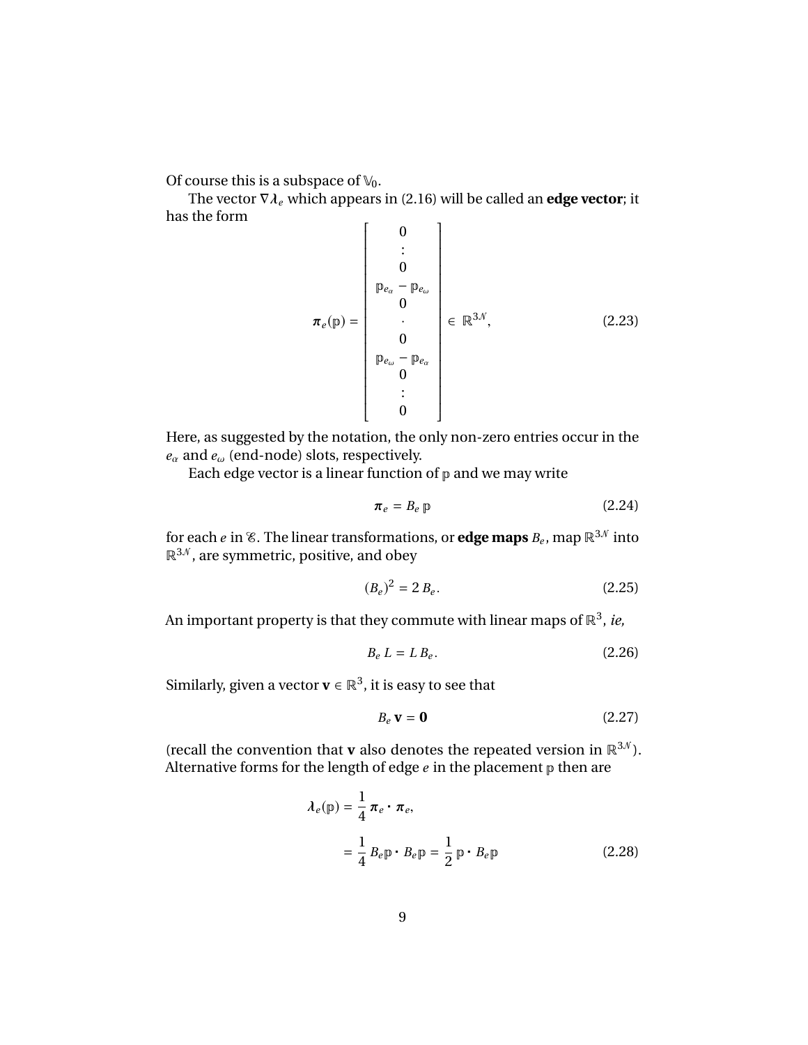Of course this is a subspace of $\mathbb{V}_0$.

The vector $\nabla \boldsymbol{\lambda}_e$ which appears in (2.16) will be called an **edge vector**; it has the form

$$
\boldsymbol{\pi}_e(\mathbb{p}) = \begin{bmatrix} 0 \\ \vdots \\ 0 \\ \mathbb{p}_{e_\alpha} - \mathbb{p}_{e_\omega} \\ 0 \\ \cdot \\ 0 \\ \mathbb{p}_{e_\omega} - \mathbb{p}_{e_\alpha} \\ 0 \\ \vdots \\ 0 \end{bmatrix} \in \mathbb{R}^{3\mathcal{N}}, \tag{2.23}
$$

Here, as suggested by the notation, the only non-zero entries occur in the $e_\alpha$ and $e_\omega$ (end-node) slots, respectively.

Each edge vector is a linear function of $\mathbb{p}$ and we may write

$$
\boldsymbol{\pi}_e = B_e\, \mathbb{p} \tag{2.24}
$$

for each $e$ in $\mathcal{E}$. The linear transformations, or **edge maps** $B_e$, map $\mathbb{R}^{3\mathcal{N}}$ into $\mathbb{R}^{3\mathcal{N}}$, are symmetric, positive, and obey

$$
(B_e)^2 = 2\, B_e. \tag{2.25}
$$

An important property is that they commute with linear maps of $\mathbb{R}^3$, *ie,*

$$
B_e\, L = L\, B_e. \tag{2.26}
$$

Similarly, given a vector $\mathbf{v} \in \mathbb{R}^3$, it is easy to see that

$$
B_e\, \mathbf{v} = \mathbf{0} \tag{2.27}
$$

(recall the convention that $\mathbf{v}$ also denotes the repeated version in $\mathbb{R}^{3\mathcal{N}}$). Alternative forms for the length of edge $e$ in the placement $\mathbb{p}$ then are

$$
\begin{aligned}
\boldsymbol{\lambda}_e(\mathbb{p}) &= \frac{1}{4}\, \boldsymbol{\pi}_e \cdot \boldsymbol{\pi}_e, \\
&= \frac{1}{4}\, B_e\mathbb{p} \cdot B_e\mathbb{p} = \frac{1}{2}\, \mathbb{p} \cdot B_e\mathbb{p}
\end{aligned} \tag{2.28}
$$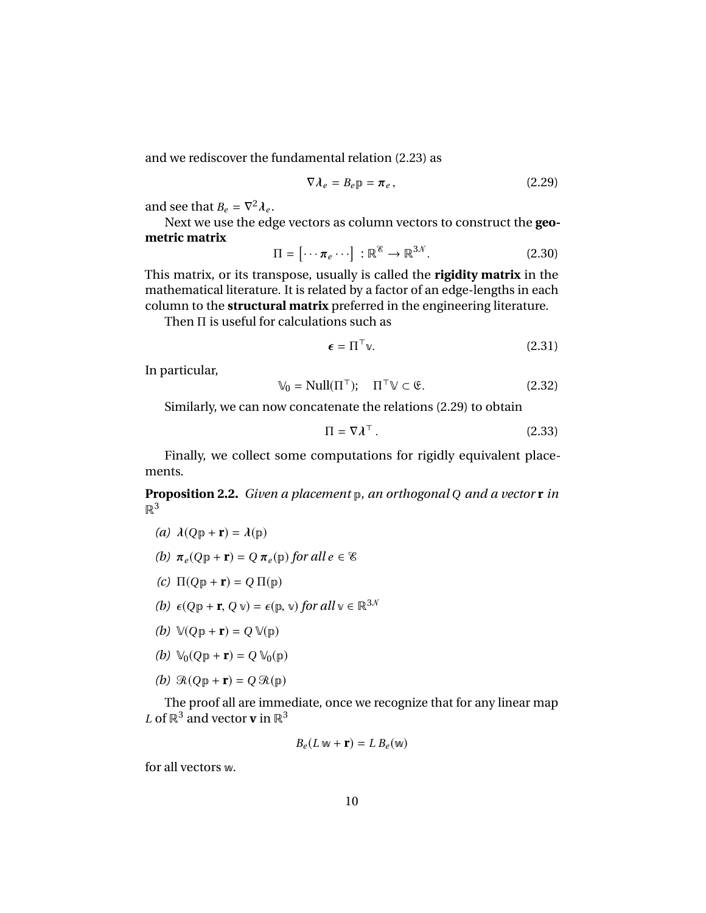and we rediscover the fundamental relation (2.23) as

$$\nabla \boldsymbol{\lambda}_e = B_e \mathbb{p} = \boldsymbol{\pi}_e \,, \tag{2.29}$$

and see that $B_e = \nabla^2 \boldsymbol{\lambda}_e$.

Next we use the edge vectors as column vectors to construct the **geometric matrix**

$$\Pi = \left[ \cdots \boldsymbol{\pi}_e \cdots \right] : \mathbb{R}^{\mathscr{E}} \to \mathbb{R}^{3\mathcal{N}}. \tag{2.30}$$

This matrix, or its transpose, usually is called the **rigidity matrix** in the mathematical literature. It is related by a factor of an edge-lengths in each column to the **structural matrix** preferred in the engineering literature.

Then $\Pi$ is useful for calculations such as

$$\boldsymbol{\epsilon} = \Pi^\top \mathbb{v}. \tag{2.31}$$

In particular,

$$\mathbb{V}_0 = \mathrm{Null}(\Pi^\top); \quad \Pi^\top \mathbb{V} \subset \mathfrak{E}. \tag{2.32}$$

Similarly, we can now concatenate the relations (2.29) to obtain

$$\Pi = \nabla \boldsymbol{\lambda}^\top \,. \tag{2.33}$$

Finally, we collect some computations for rigidly equivalent placements.

**Proposition 2.2.** *Given a placement $\mathbb{p}$, an orthogonal $Q$ and a vector $\mathbf{r}$ in $\mathbb{R}^3$*

*(a)* $\boldsymbol{\lambda}(Q\mathbb{p} + \mathbf{r}) = \boldsymbol{\lambda}(\mathbb{p})$

*(b)* $\boldsymbol{\pi}_e(Q\mathbb{p} + \mathbf{r}) = Q\, \boldsymbol{\pi}_e(\mathbb{p})$ *for all* $e \in \mathscr{E}$

*(c)* $\Pi(Q\mathbb{p} + \mathbf{r}) = Q\, \Pi(\mathbb{p})$

*(b)* $\epsilon(Q\mathbb{p} + \mathbf{r}, Q\,\mathbb{v}) = \epsilon(\mathbb{p}, \mathbb{v})$ *for all* $\mathbb{v} \in \mathbb{R}^{3\mathcal{N}}$

*(b)* $\mathbb{V}(Q\mathbb{p} + \mathbf{r}) = Q\, \mathbb{V}(\mathbb{p})$

*(b)* $\mathbb{V}_0(Q\mathbb{p} + \mathbf{r}) = Q\, \mathbb{V}_0(\mathbb{p})$

*(b)* $\mathscr{R}(Q\mathbb{p} + \mathbf{r}) = Q\, \mathscr{R}(\mathbb{p})$

The proof all are immediate, once we recognize that for any linear map $L$ of $\mathbb{R}^3$ and vector $\mathbf{v}$ in $\mathbb{R}^3$

$$B_e(L\,\mathbb{w} + \mathbf{r}) = L\, B_e(\mathbb{w})$$

for all vectors $\mathbb{w}$.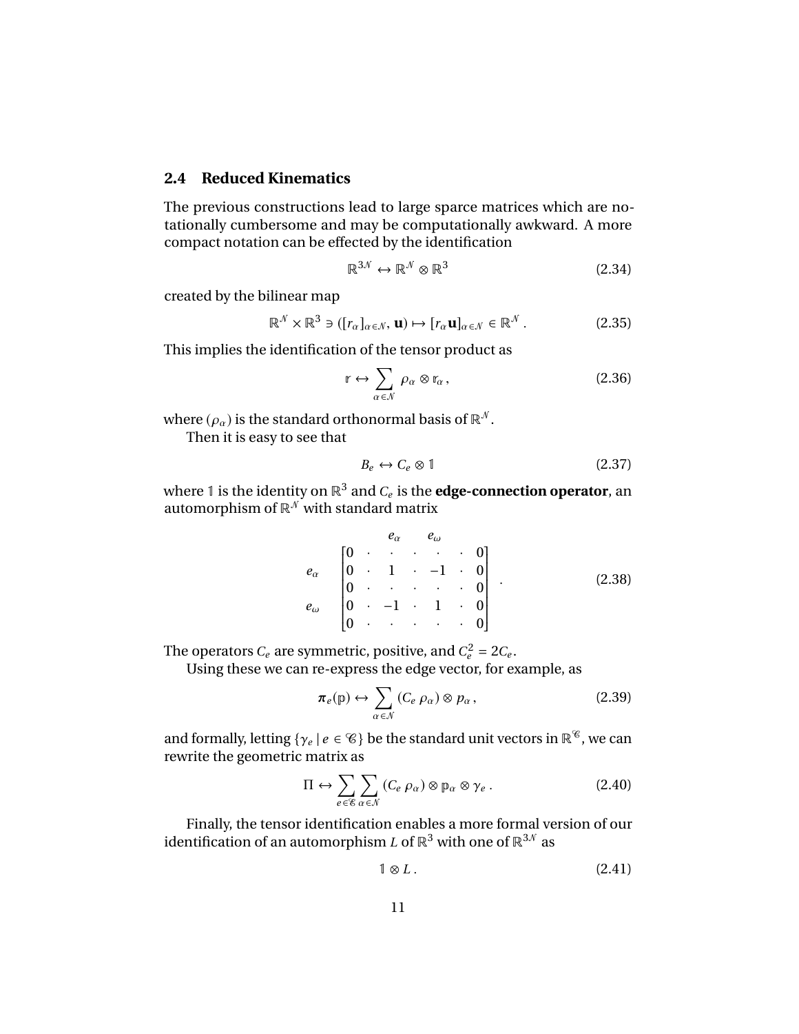## 2.4 Reduced Kinematics

The previous constructions lead to large sparce matrices which are notationally cumbersome and may be computationally awkward. A more compact notation can be effected by the identification

$$\mathbb{R}^{3\mathcal{N}} \leftrightarrow \mathbb{R}^{\mathcal{N}} \otimes \mathbb{R}^{3} \tag{2.34}$$

created by the bilinear map

$$\mathbb{R}^{\mathcal{N}} \times \mathbb{R}^{3} \ni ([r_\alpha]_{\alpha\in\mathcal{N}}, \mathbf{u}) \mapsto [r_\alpha \mathbf{u}]_{\alpha\in\mathcal{N}} \in \mathbb{R}^{\mathcal{N}} \, . \tag{2.35}$$

This implies the identification of the tensor product as

$$\mathbb{r} \leftrightarrow \sum_{\alpha\in\mathcal{N}} \rho_\alpha \otimes \mathbb{r}_\alpha \, , \tag{2.36}$$

where $(\rho_\alpha)$ is the standard orthonormal basis of $\mathbb{R}^{\mathcal{N}}$.

Then it is easy to see that

$$B_e \leftrightarrow C_e \otimes \mathbb{1} \tag{2.37}$$

where $\mathbb{1}$ is the identity on $\mathbb{R}^3$ and $C_e$ is the **edge-connection operator**, an automorphism of $\mathbb{R}^{\mathcal{N}}$ with standard matrix

$$\begin{array}{c} \\ e_\alpha \\ \\ e_\omega \\ \\ \end{array}
\overset{\begin{array}{ccccccc} \phantom{0} & \phantom{\cdot} & e_\alpha & \phantom{\cdot} & e_\omega & \phantom{\cdot} & \phantom{0} \end{array}}{\begin{bmatrix} 0 & \cdot & \cdot & \cdot & \cdot & \cdot & 0 \\ 0 & \cdot & 1 & \cdot & -1 & \cdot & 0 \\ 0 & \cdot & \cdot & \cdot & \cdot & \cdot & 0 \\ 0 & \cdot & -1 & \cdot & 1 & \cdot & 0 \\ 0 & \cdot & \cdot & \cdot & \cdot & \cdot & 0 \end{bmatrix}} \, . \tag{2.38}$$

The operators $C_e$ are symmetric, positive, and $C_e^2 = 2C_e$.

Using these we can re-express the edge vector, for example, as

$$\boldsymbol{\pi}_e(\mathbb{p}) \leftrightarrow \sum_{\alpha\in\mathcal{N}} (C_e \, \rho_\alpha) \otimes p_\alpha \, , \tag{2.39}$$

and formally, letting $\{\gamma_e \mid e \in \mathscr{C}\}$ be the standard unit vectors in $\mathbb{R}^{\mathscr{C}}$, we can rewrite the geometric matrix as

$$\Pi \leftrightarrow \sum_{e\in\mathscr{E}} \sum_{\alpha\in\mathcal{N}} (C_e \, \rho_\alpha) \otimes \mathbb{p}_\alpha \otimes \gamma_e \, . \tag{2.40}$$

Finally, the tensor identification enables a more formal version of our identification of an automorphism $L$ of $\mathbb{R}^3$ with one of $\mathbb{R}^{3\mathcal{N}}$ as

$$\mathbb{1} \otimes L \, . \tag{2.41}$$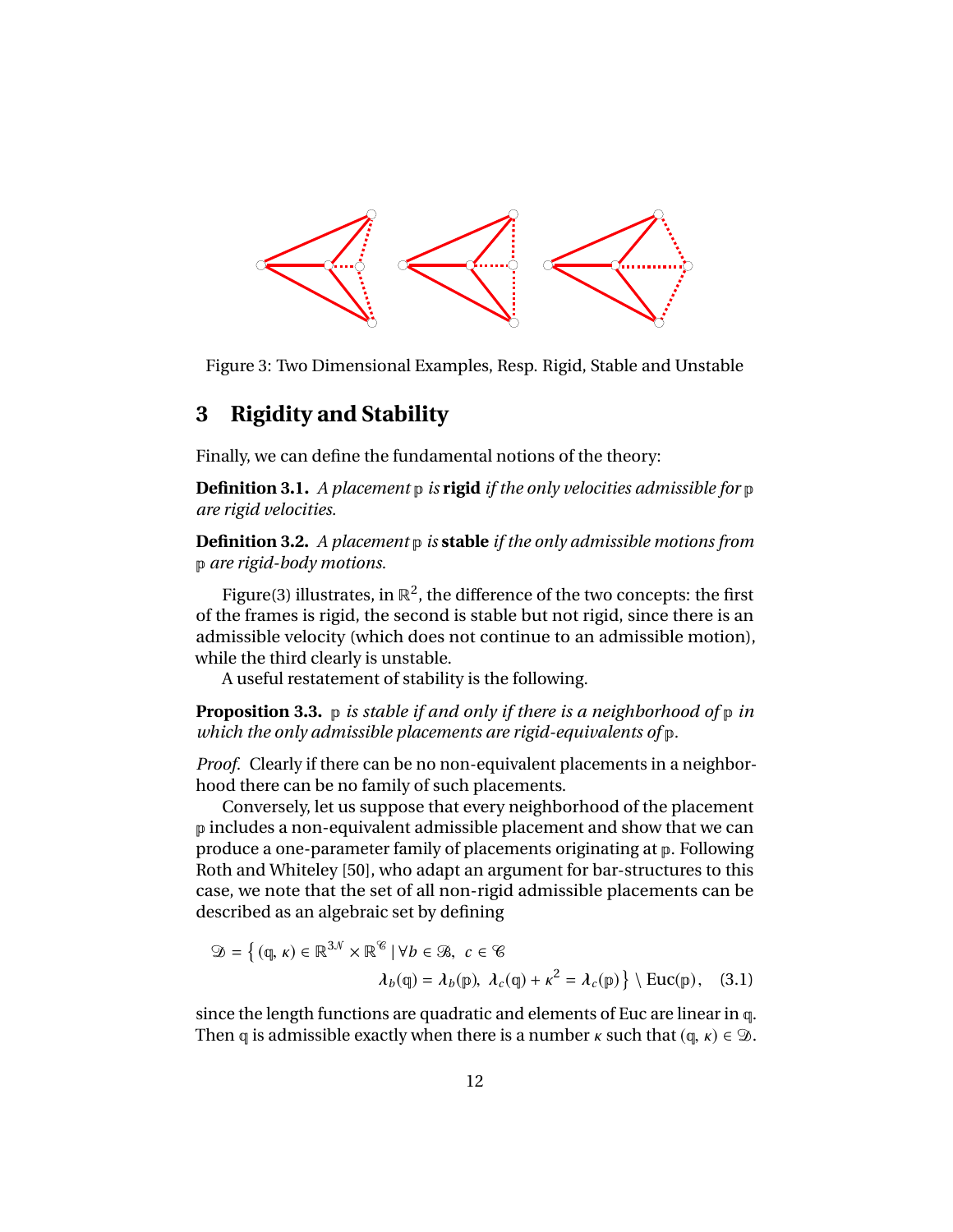Figure 3: Two Dimensional Examples, Resp. Rigid, Stable and Unstable

## 3 Rigidity and Stability

Finally, we can define the fundamental notions of the theory:

**Definition 3.1.** *A placement* $\mathbb{p}$ *is* **rigid** *if the only velocities admissible for* $\mathbb{p}$ *are rigid velocities.*

**Definition 3.2.** *A placement* $\mathbb{p}$ *is* **stable** *if the only admissible motions from* $\mathbb{p}$ *are rigid-body motions.*

Figure(3) illustrates, in $\mathbb{R}^2$, the difference of the two concepts: the first of the frames is rigid, the second is stable but not rigid, since there is an admissible velocity (which does not continue to an admissible motion), while the third clearly is unstable.

A useful restatement of stability is the following.

**Proposition 3.3.** $\mathbb{p}$ *is stable if and only if there is a neighborhood of* $\mathbb{p}$ *in which the only admissible placements are rigid-equivalents of* $\mathbb{p}$.

*Proof.* Clearly if there can be no non-equivalent placements in a neighborhood there can be no family of such placements.

Conversely, let us suppose that every neighborhood of the placement $\mathbb{p}$ includes a non-equivalent admissible placement and show that we can produce a one-parameter family of placements originating at $\mathbb{p}$. Following Roth and Whiteley [50], who adapt an argument for bar-structures to this case, we note that the set of all non-rigid admissible placements can be described as an algebraic set by defining

$$\mathscr{D} = \Big\{ (\mathbb{q}, \kappa) \in \mathbb{R}^{3\mathcal{N}} \times \mathbb{R}^{\mathscr{C}} \mid \forall b \in \mathscr{B},\ c \in \mathscr{C} \\ \lambda_b(\mathbb{q}) = \lambda_b(\mathbb{p}),\ \lambda_c(\mathbb{q}) + \kappa^2 = \lambda_c(\mathbb{p}) \Big\} \setminus \mathrm{Euc}(\mathbb{p}), \quad (3.1)$$

since the length functions are quadratic and elements of Euc are linear in $\mathbb{q}$. Then $\mathbb{q}$ is admissible exactly when there is a number $\kappa$ such that $(\mathbb{q}, \kappa) \in \mathscr{D}$.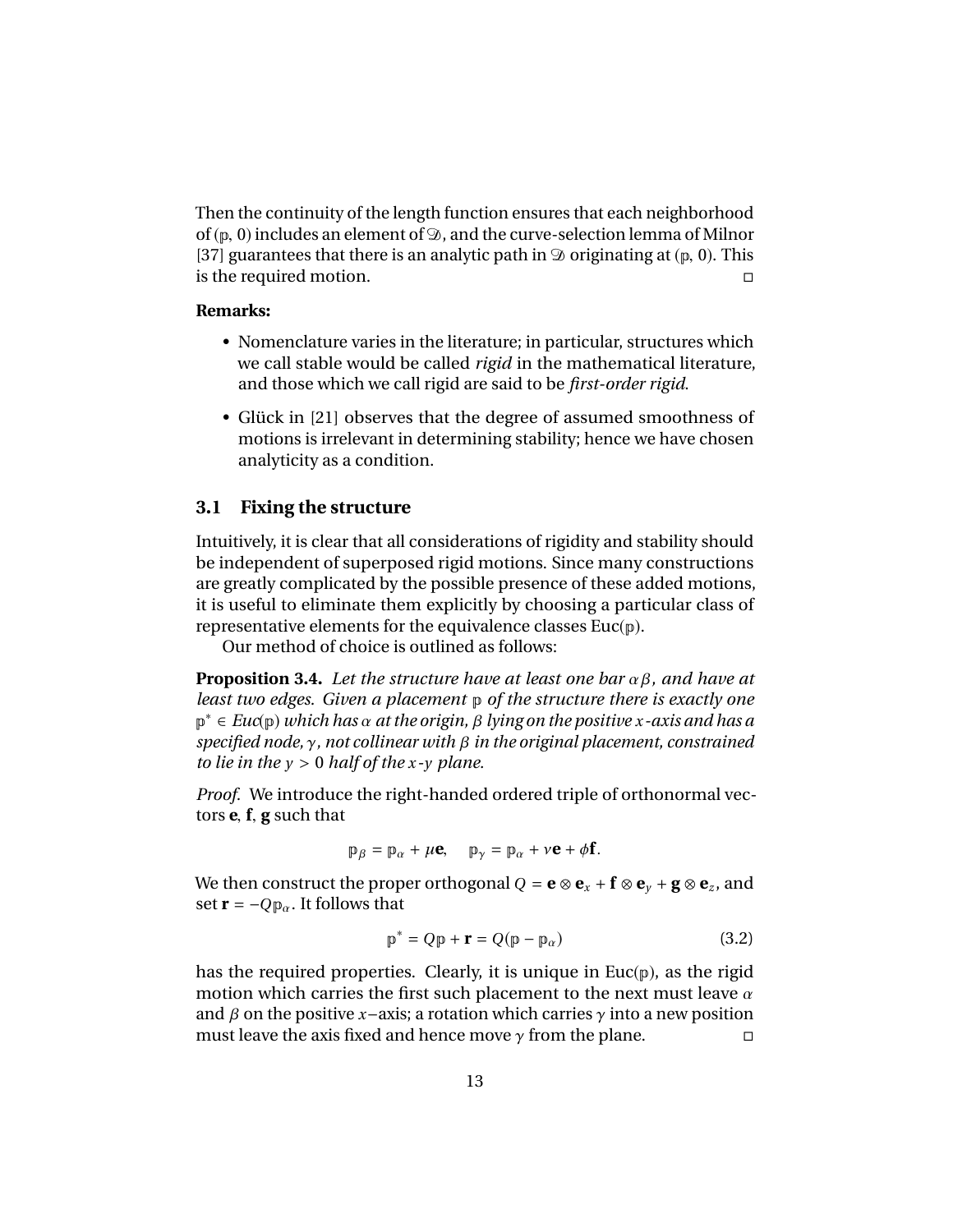Then the continuity of the length function ensures that each neighborhood of $(\mathbb{p}, 0)$ includes an element of $\mathscr{D}$, and the curve-selection lemma of Milnor [37] guarantees that there is an analytic path in $\mathscr{D}$ originating at $(\mathbb{p}, 0)$. This is the required motion. □

**Remarks:**

- Nomenclature varies in the literature; in particular, structures which we call stable would be called *rigid* in the mathematical literature, and those which we call rigid are said to be *first-order rigid*.
- Glück in [21] observes that the degree of assumed smoothness of motions is irrelevant in determining stability; hence we have chosen analyticity as a condition.

## 3.1 Fixing the structure

Intuitively, it is clear that all considerations of rigidity and stability should be independent of superposed rigid motions. Since many constructions are greatly complicated by the possible presence of these added motions, it is useful to eliminate them explicitly by choosing a particular class of representative elements for the equivalence classes $\mathrm{Euc}(\mathbb{p})$.

Our method of choice is outlined as follows:

**Proposition 3.4.** *Let the structure have at least one bar $\alpha\beta$, and have at least two edges. Given a placement $\mathbb{p}$ of the structure there is exactly one $\mathbb{p}^* \in Euc(\mathbb{p})$ which has $\alpha$ at the origin, $\beta$ lying on the positive $x$-axis and has a specified node, $\gamma$, not collinear with $\beta$ in the original placement, constrained to lie in the $y > 0$ half of the $x$-$y$ plane.*

*Proof.* We introduce the right-handed ordered triple of orthonormal vectors $\mathbf{e}$, $\mathbf{f}$, $\mathbf{g}$ such that

$$\mathbb{p}_\beta = \mathbb{p}_\alpha + \mu\mathbf{e}, \quad \mathbb{p}_\gamma = \mathbb{p}_\alpha + \nu\mathbf{e} + \phi\mathbf{f}.$$

We then construct the proper orthogonal $Q = \mathbf{e} \otimes \mathbf{e}_x + \mathbf{f} \otimes \mathbf{e}_y + \mathbf{g} \otimes \mathbf{e}_z$, and set $\mathbf{r} = -Q\mathbb{p}_\alpha$. It follows that

$$\mathbb{p}^* = Q\mathbb{p} + \mathbf{r} = Q(\mathbb{p} - \mathbb{p}_\alpha) \tag{3.2}$$

has the required properties. Clearly, it is unique in $\mathrm{Euc}(\mathbb{p})$, as the rigid motion which carries the first such placement to the next must leave $\alpha$ and $\beta$ on the positive $x$–axis; a rotation which carries $\gamma$ into a new position must leave the axis fixed and hence move $\gamma$ from the plane. □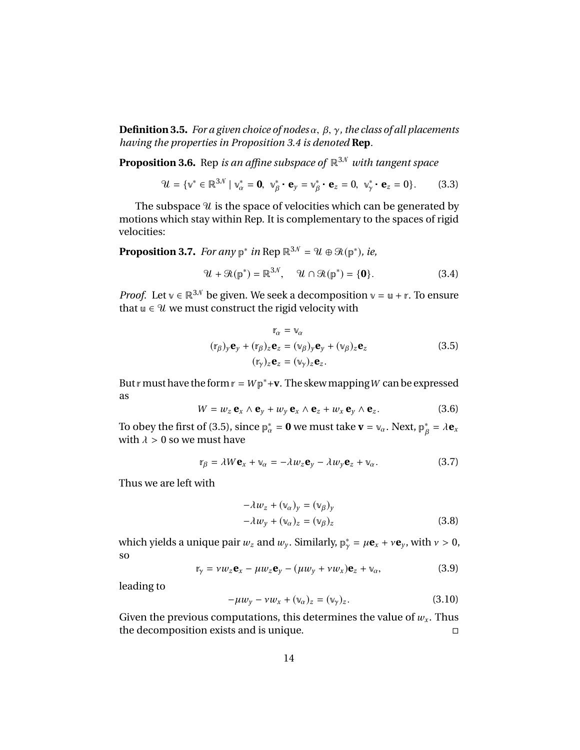**Definition 3.5.** *For a given choice of nodes $\alpha$, $\beta$, $\gamma$, the class of all placements having the properties in Proposition 3.4 is denoted* **Rep**.

**Proposition 3.6.** Rep *is an affine subspace of* $\mathbb{R}^{3\mathcal{N}}$ *with tangent space*

$$\mathcal{U} = \{\mathbb{v}^* \in \mathbb{R}^{3\mathcal{N}} \mid \mathbb{v}^*_\alpha = \mathbf{0},\ \mathbb{v}^*_\beta \cdot \mathbf{e}_y = \mathbb{v}^*_\beta \cdot \mathbf{e}_z = 0,\ \mathbb{v}^*_\gamma \cdot \mathbf{e}_z = 0\}. \tag{3.3}$$

The subspace $\mathcal{U}$ is the space of velocities which can be generated by motions which stay within Rep. It is complementary to the spaces of rigid velocities:

**Proposition 3.7.** *For any* $\mathbb{p}^*$ *in* Rep $\mathbb{R}^{3\mathcal{N}} = \mathcal{U} \oplus \mathcal{R}(\mathbb{p}^*)$*, ie,*

$$\mathcal{U} + \mathcal{R}(\mathbb{p}^*) = \mathbb{R}^{3\mathcal{N}}, \quad \mathcal{U} \cap \mathcal{R}(\mathbb{p}^*) = \{\mathbf{0}\}. \tag{3.4}$$

*Proof.* Let $\mathbb{v} \in \mathbb{R}^{3\mathcal{N}}$ be given. We seek a decomposition $\mathbb{v} = \mathbb{u} + \mathbb{r}$. To ensure that $\mathbb{u} \in \mathcal{U}$ we must construct the rigid velocity with

$$\begin{aligned} \mathbb{r}_\alpha &= \mathbb{v}_\alpha \\ (\mathbb{r}_\beta)_y \mathbf{e}_y + (\mathbb{r}_\beta)_z \mathbf{e}_z &= (\mathbb{v}_\beta)_y \mathbf{e}_y + (\mathbb{v}_\beta)_z \mathbf{e}_z \\ (\mathbb{r}_\gamma)_z \mathbf{e}_z &= (\mathbb{v}_\gamma)_z \mathbf{e}_z. \end{aligned} \tag{3.5}$$

But $\mathbb{r}$ must have the form $\mathbb{r} = W\mathbb{p}^* + \mathbf{v}$. The skew mapping $W$ can be expressed as

$$W = w_z\, \mathbf{e}_x \wedge \mathbf{e}_y + w_y\, \mathbf{e}_x \wedge \mathbf{e}_z + w_x\, \mathbf{e}_y \wedge \mathbf{e}_z. \tag{3.6}$$

To obey the first of (3.5), since $\mathbb{p}^*_\alpha = \mathbf{0}$ we must take $\mathbf{v} = \mathbb{v}_\alpha$. Next, $\mathbb{p}^*_\beta = \lambda \mathbf{e}_x$ with $\lambda > 0$ so we must have

$$\mathbb{r}_\beta = \lambda W \mathbf{e}_x + \mathbb{v}_\alpha = -\lambda w_z \mathbf{e}_y - \lambda w_y \mathbf{e}_z + \mathbb{v}_\alpha. \tag{3.7}$$

Thus we are left with

$$\begin{aligned} -\lambda w_z + (\mathbb{v}_\alpha)_y &= (\mathbb{v}_\beta)_y \\ -\lambda w_y + (\mathbb{v}_\alpha)_z &= (\mathbb{v}_\beta)_z \end{aligned} \tag{3.8}$$

which yields a unique pair $w_z$ and $w_y$. Similarly, $\mathbb{p}^*_\gamma = \mu \mathbf{e}_x + \nu \mathbf{e}_y$, with $\nu > 0$, so

$$\mathbb{r}_\gamma = \nu w_z \mathbf{e}_x - \mu w_z \mathbf{e}_y - (\mu w_y + \nu w_x)\mathbf{e}_z + \mathbb{v}_\alpha, \tag{3.9}$$

leading to

$$-\mu w_y - \nu w_x + (\mathbb{v}_\alpha)_z = (\mathbb{v}_\gamma)_z. \tag{3.10}$$

Given the previous computations, this determines the value of $w_x$. Thus the decomposition exists and is unique. ◻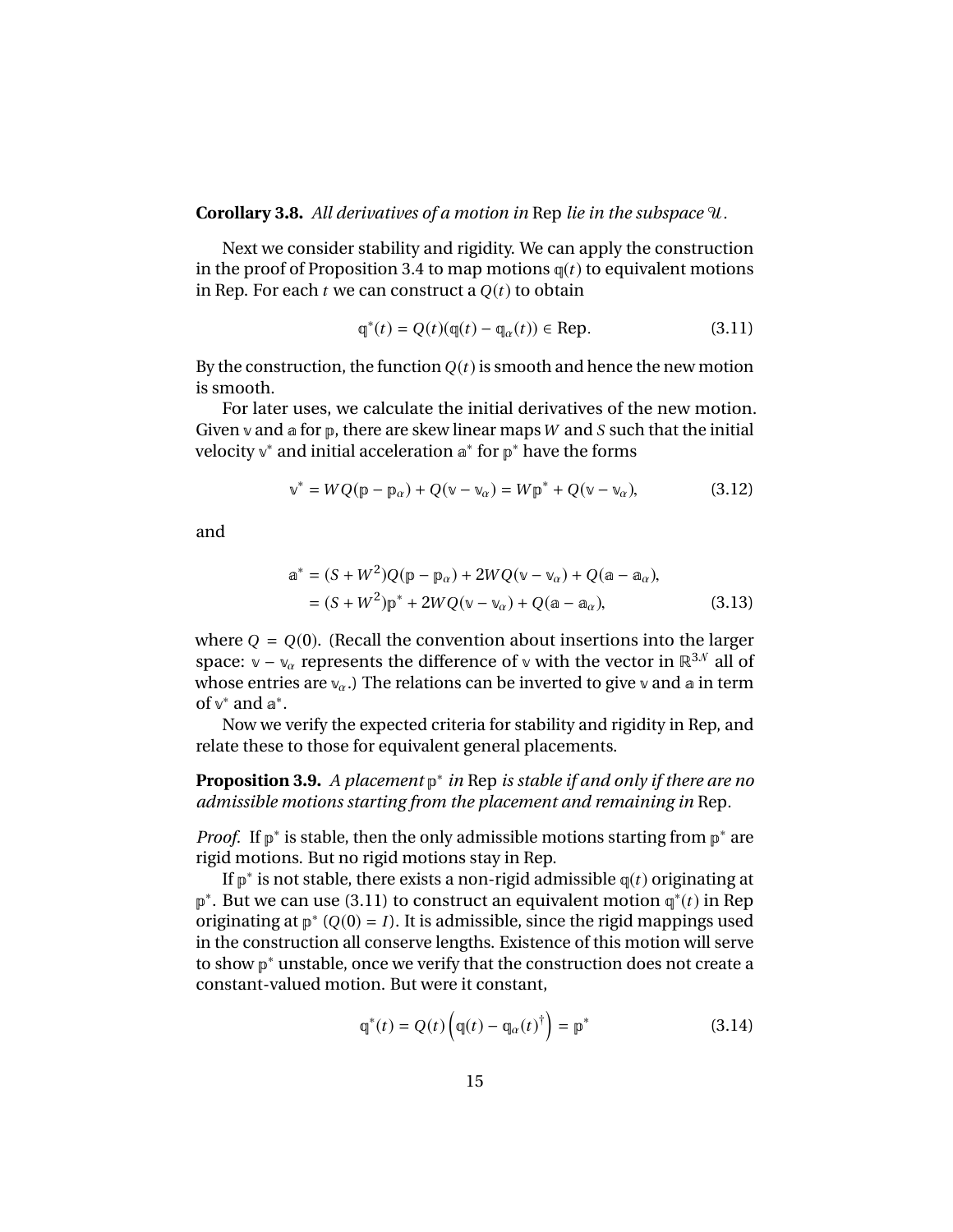**Corollary 3.8.** *All derivatives of a motion in* Rep *lie in the subspace* $\mathcal{U}$.

Next we consider stability and rigidity. We can apply the construction in the proof of Proposition 3.4 to map motions $\mathbb{q}(t)$ to equivalent motions in Rep. For each $t$ we can construct a $Q(t)$ to obtain

$$\mathbb{q}^*(t) = Q(t)(\mathbb{q}(t) - \mathbb{q}_\alpha(t)) \in \text{Rep}. \tag{3.11}$$

By the construction, the function $Q(t)$ is smooth and hence the new motion is smooth.

For later uses, we calculate the initial derivatives of the new motion. Given $\mathbb{v}$ and $\mathbb{a}$ for $\mathbb{p}$, there are skew linear maps $W$ and $S$ such that the initial velocity $\mathbb{v}^*$ and initial acceleration $\mathbb{a}^*$ for $\mathbb{p}^*$ have the forms

$$\mathbb{v}^* = WQ(\mathbb{p} - \mathbb{p}_\alpha) + Q(\mathbb{v} - \mathbb{v}_\alpha) = W\mathbb{p}^* + Q(\mathbb{v} - \mathbb{v}_\alpha), \tag{3.12}$$

and

$$\begin{aligned} \mathbb{a}^* &= (S + W^2)Q(\mathbb{p} - \mathbb{p}_\alpha) + 2WQ(\mathbb{v} - \mathbb{v}_\alpha) + Q(\mathbb{a} - \mathbb{a}_\alpha), \\ &= (S + W^2)\mathbb{p}^* + 2WQ(\mathbb{v} - \mathbb{v}_\alpha) + Q(\mathbb{a} - \mathbb{a}_\alpha), \end{aligned} \tag{3.13}$$

where $Q = Q(0)$. (Recall the convention about insertions into the larger space: $\mathbb{v} - \mathbb{v}_\alpha$ represents the difference of $\mathbb{v}$ with the vector in $\mathbb{R}^{3\mathcal{N}}$ all of whose entries are $\mathbb{v}_\alpha$.) The relations can be inverted to give $\mathbb{v}$ and $\mathbb{a}$ in term of $\mathbb{v}^*$ and $\mathbb{a}^*$.

Now we verify the expected criteria for stability and rigidity in Rep, and relate these to those for equivalent general placements.

**Proposition 3.9.** *A placement* $\mathbb{p}^*$ *in* Rep *is stable if and only if there are no admissible motions starting from the placement and remaining in* Rep.

*Proof.* If $\mathbb{p}^*$ is stable, then the only admissible motions starting from $\mathbb{p}^*$ are rigid motions. But no rigid motions stay in Rep.

If $\mathbb{p}^*$ is not stable, there exists a non-rigid admissible $\mathbb{q}(t)$ originating at $\mathbb{p}^*$. But we can use (3.11) to construct an equivalent motion $\mathbb{q}^*(t)$ in Rep originating at $\mathbb{p}^*$ ($Q(0) = I$). It is admissible, since the rigid mappings used in the construction all conserve lengths. Existence of this motion will serve to show $\mathbb{p}^*$ unstable, once we verify that the construction does not create a constant-valued motion. But were it constant,

$$\mathbb{q}^*(t) = Q(t)\left(\mathbb{q}(t) - \mathbb{q}_\alpha(t)^\dagger\right) = \mathbb{p}^* \tag{3.14}$$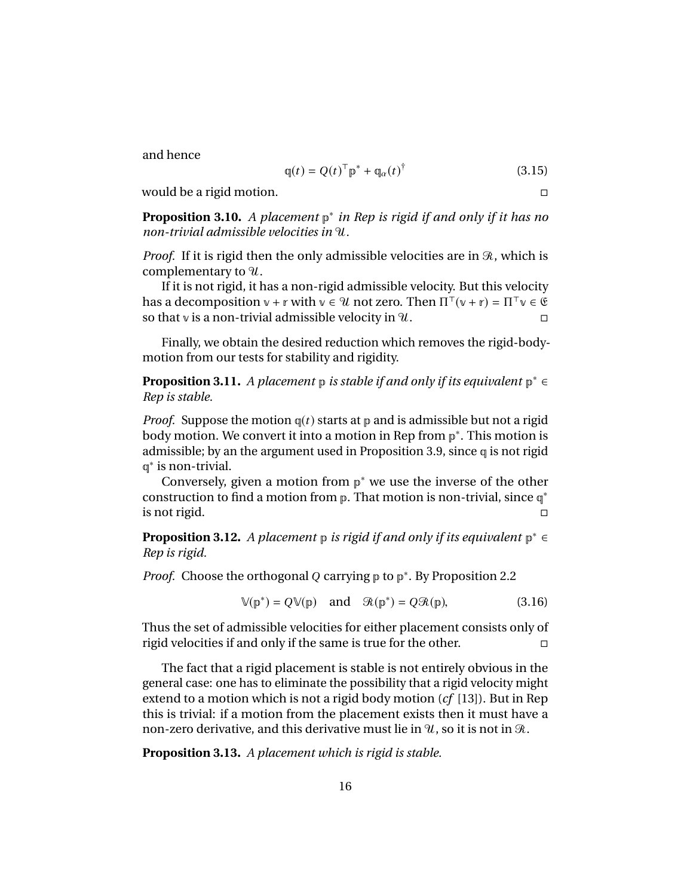and hence

$$\mathbb{q}(t) = Q(t)^{\top}\mathbb{p}^{*} + \mathbb{q}_{\alpha}(t)^{\dagger} \tag{3.15}$$

would be a rigid motion. □

**Proposition 3.10.** *A placement $\mathbb{p}^*$ in Rep is rigid if and only if it has no non-trivial admissible velocities in $\mathcal{U}$.*

*Proof.* If it is rigid then the only admissible velocities are in $\mathcal{R}$, which is complementary to $\mathcal{U}$.

If it is not rigid, it has a non-rigid admissible velocity. But this velocity has a decomposition $\mathbb{v} + \mathbb{r}$ with $\mathbb{v} \in \mathcal{U}$ not zero. Then $\Pi^{\top}(\mathbb{v} + \mathbb{r}) = \Pi^{\top}\mathbb{v} \in \mathfrak{E}$ so that $\mathbb{v}$ is a non-trivial admissible velocity in $\mathcal{U}$. □

Finally, we obtain the desired reduction which removes the rigid-body-motion from our tests for stability and rigidity.

**Proposition 3.11.** *A placement $\mathbb{p}$ is stable if and only if its equivalent $\mathbb{p}^* \in$ Rep is stable.*

*Proof.* Suppose the motion $\mathbb{q}(t)$ starts at $\mathbb{p}$ and is admissible but not a rigid body motion. We convert it into a motion in Rep from $\mathbb{p}^*$. This motion is admissible; by an the argument used in Proposition 3.9, since $\mathbb{q}$ is not rigid $\mathbb{q}^*$ is non-trivial.

Conversely, given a motion from $\mathbb{p}^*$ we use the inverse of the other construction to find a motion from $\mathbb{p}$. That motion is non-trivial, since $\mathbb{q}^*$ is not rigid. □

**Proposition 3.12.** *A placement $\mathbb{p}$ is rigid if and only if its equivalent $\mathbb{p}^* \in$ Rep is rigid.*

*Proof.* Choose the orthogonal $Q$ carrying $\mathbb{p}$ to $\mathbb{p}^*$. By Proposition 2.2

$$\mathbb{V}(\mathbb{p}^*) = Q\mathbb{V}(\mathbb{p}) \quad \text{and} \quad \mathcal{R}(\mathbb{p}^*) = Q\mathcal{R}(\mathbb{p}), \tag{3.16}$$

Thus the set of admissible velocities for either placement consists only of rigid velocities if and only if the same is true for the other. □

The fact that a rigid placement is stable is not entirely obvious in the general case: one has to eliminate the possibility that a rigid velocity might extend to a motion which is not a rigid body motion (*cf* [13]). But in Rep this is trivial: if a motion from the placement exists then it must have a non-zero derivative, and this derivative must lie in $\mathcal{U}$, so it is not in $\mathcal{R}$.

**Proposition 3.13.** *A placement which is rigid is stable.*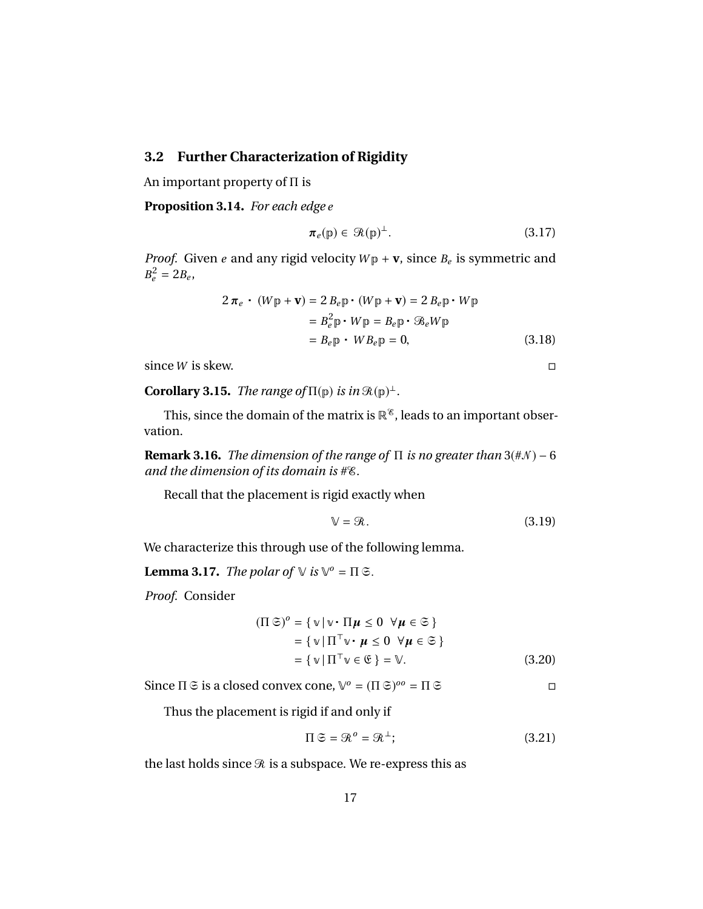## 3.2 Further Characterization of Rigidity

An important property of $\Pi$ is

**Proposition 3.14.** *For each edge $e$*

$$\boldsymbol{\pi}_e(\mathbb{p}) \in \mathscr{R}(\mathbb{p})^{\perp}. \tag{3.17}$$

*Proof.* Given $e$ and any rigid velocity $W\mathbb{p} + \mathbf{v}$, since $B_e$ is symmetric and $B_e^2 = 2B_e$,

$$\begin{aligned} 2\,\boldsymbol{\pi}_e \cdot (W\mathbb{p} + \mathbf{v}) &= 2\,B_e\mathbb{p} \cdot (W\mathbb{p} + \mathbf{v}) = 2\,B_e\mathbb{p} \cdot W\mathbb{p} \\ &= B_e^2\mathbb{p} \cdot W\mathbb{p} = B_e\mathbb{p} \cdot \mathscr{B}_e W\mathbb{p} \\ &= B_e\mathbb{p} \cdot WB_e\mathbb{p} = 0, \end{aligned} \tag{3.18}$$

since $W$ is skew. □

**Corollary 3.15.** *The range of $\Pi(\mathbb{p})$ is in $\mathscr{R}(\mathbb{p})^{\perp}$.*

This, since the domain of the matrix is $\mathbb{R}^{\mathscr{E}}$, leads to an important observation.

**Remark 3.16.** *The dimension of the range of $\Pi$ is no greater than $3(\#\mathscr{N}) - 6$ and the dimension of its domain is $\#\mathscr{E}$.*

Recall that the placement is rigid exactly when

$$\mathbb{V} = \mathscr{R}. \tag{3.19}$$

We characterize this through use of the following lemma.

**Lemma 3.17.** *The polar of $\mathbb{V}$ is $\mathbb{V}^o = \Pi\,\mathfrak{S}$.*

*Proof.* Consider

$$\begin{aligned} (\Pi\,\mathfrak{S})^o &= \{\, \mathbb{v} \,|\, \mathbb{v} \cdot \Pi\boldsymbol{\mu} \leq 0 \ \ \forall \boldsymbol{\mu} \in \mathfrak{S} \,\} \\ &= \{\, \mathbb{v} \,|\, \Pi^{\top}\mathbb{v} \cdot \boldsymbol{\mu} \leq 0 \ \ \forall \boldsymbol{\mu} \in \mathfrak{S} \,\} \\ &= \{\, \mathbb{v} \,|\, \Pi^{\top}\mathbb{v} \in \mathfrak{E} \,\} = \mathbb{V}. \end{aligned} \tag{3.20}$$

Since $\Pi\,\mathfrak{S}$ is a closed convex cone, $\mathbb{V}^o = (\Pi\,\mathfrak{S})^{oo} = \Pi\,\mathfrak{S}$ □

Thus the placement is rigid if and only if

$$\Pi\,\mathfrak{S} = \mathscr{R}^o = \mathscr{R}^{\perp}; \tag{3.21}$$

the last holds since $\mathscr{R}$ is a subspace. We re-express this as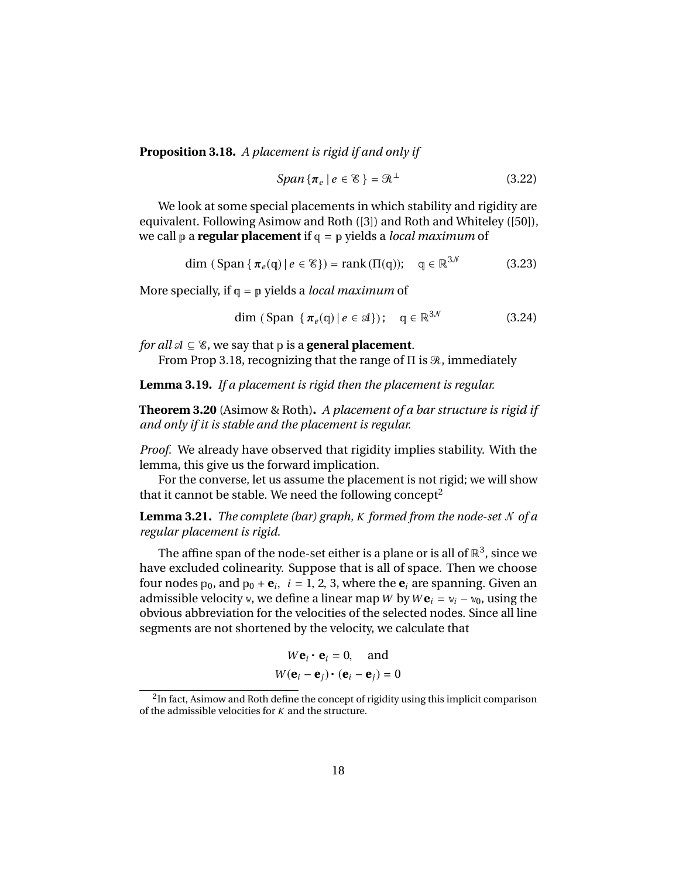**Proposition 3.18.** *A placement is rigid if and only if*

$$\textit{Span}\{\boldsymbol{\pi}_e \mid e \in \mathscr{E}\} = \mathscr{R}^{\perp} \tag{3.22}$$

We look at some special placements in which stability and rigidity are equivalent. Following Asimow and Roth ([3]) and Roth and Whiteley ([50]), we call $\mathbb{p}$ a **regular placement** if $\mathbb{q} = \mathbb{p}$ yields a *local maximum* of

$$\dim\left(\text{Span}\{\boldsymbol{\pi}_e(\mathbb{q}) \mid e \in \mathscr{E}\}\right) = \text{rank}\,(\Pi(\mathbb{q})); \quad \mathbb{q} \in \mathbb{R}^{3\mathscr{N}} \tag{3.23}$$

More specially, if $\mathbb{q} = \mathbb{p}$ yields a *local maximum* of

$$\dim\left(\text{Span}\ \{\boldsymbol{\pi}_e(\mathbb{q}) \mid e \in \mathscr{A}\}\right); \quad \mathbb{q} \in \mathbb{R}^{3\mathscr{N}} \tag{3.24}$$

*for all* $\mathscr{A} \subseteq \mathscr{E}$, we say that $\mathbb{p}$ is a **general placement**.

From Prop 3.18, recognizing that the range of $\Pi$ is $\mathscr{R}$, immediately

**Lemma 3.19.** *If a placement is rigid then the placement is regular.*

**Theorem 3.20** (Asimow & Roth)**.** *A placement of a bar structure is rigid if and only if it is stable and the placement is regular.*

*Proof.* We already have observed that rigidity implies stability. With the lemma, this give us the forward implication.

For the converse, let us assume the placement is not rigid; we will show that it cannot be stable. We need the following concept[2]

**Lemma 3.21.** *The complete (bar) graph, $K$ formed from the node-set $\mathscr{N}$ of a regular placement is rigid.*

The affine span of the node-set either is a plane or is all of $\mathbb{R}^3$, since we have excluded colinearity. Suppose that is all of space. Then we choose four nodes $\mathbb{p}_0$, and $\mathbb{p}_0 + \mathbf{e}_i$, $i = 1, 2, 3$, where the $\mathbf{e}_i$ are spanning. Given an admissible velocity $\mathbb{v}$, we define a linear map $W$ by $W\mathbf{e}_i = \mathbb{v}_i - \mathbb{v}_0$, using the obvious abbreviation for the velocities of the selected nodes. Since all line segments are not shortened by the velocity, we calculate that

$$W\mathbf{e}_i \cdot \mathbf{e}_i = 0, \quad \text{and}$$
$$W(\mathbf{e}_i - \mathbf{e}_j) \cdot (\mathbf{e}_i - \mathbf{e}_j) = 0$$

[2] In fact, Asimow and Roth define the concept of rigidity using this implicit comparison of the admissible velocities for $K$ and the structure.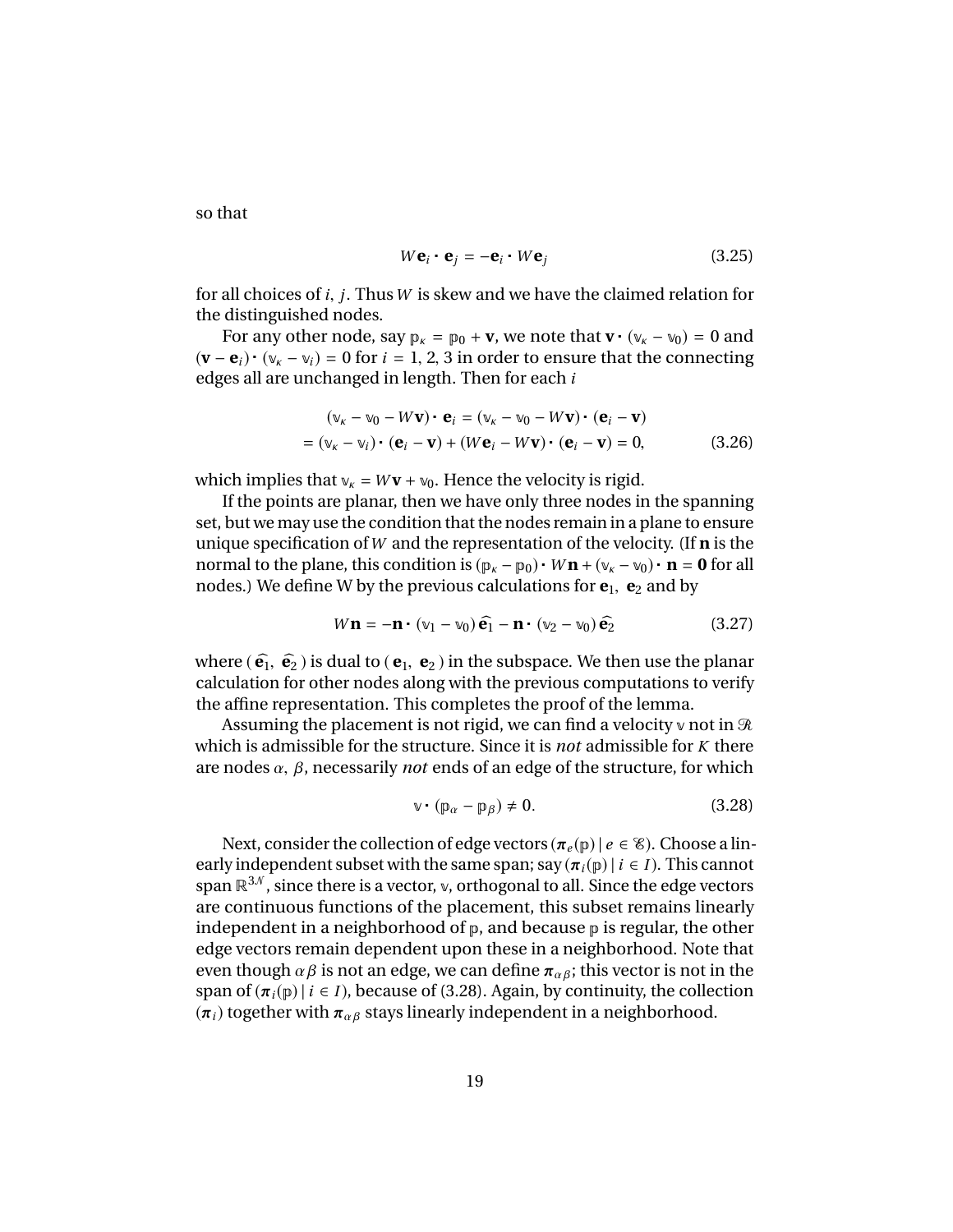so that

$$W\mathbf{e}_i \cdot \mathbf{e}_j = -\mathbf{e}_i \cdot W\mathbf{e}_j \tag{3.25}$$

for all choices of $i$, $j$. Thus $W$ is skew and we have the claimed relation for the distinguished nodes.

For any other node, say $\mathbb{p}_\kappa = \mathbb{p}_0 + \mathbf{v}$, we note that $\mathbf{v} \cdot (\mathbb{v}_\kappa - \mathbb{v}_0) = 0$ and $(\mathbf{v} - \mathbf{e}_i) \cdot (\mathbb{v}_\kappa - \mathbb{v}_i) = 0$ for $i = 1, 2, 3$ in order to ensure that the connecting edges all are unchanged in length. Then for each $i$

$$\begin{aligned} &(\mathbb{v}_\kappa - \mathbb{v}_0 - W\mathbf{v}) \cdot \mathbf{e}_i = (\mathbb{v}_\kappa - \mathbb{v}_0 - W\mathbf{v}) \cdot (\mathbf{e}_i - \mathbf{v}) \\ &= (\mathbb{v}_\kappa - \mathbb{v}_i) \cdot (\mathbf{e}_i - \mathbf{v}) + (W\mathbf{e}_i - W\mathbf{v}) \cdot (\mathbf{e}_i - \mathbf{v}) = 0, \end{aligned} \tag{3.26}$$

which implies that $\mathbb{v}_\kappa = W\mathbf{v} + \mathbb{v}_0$. Hence the velocity is rigid.

If the points are planar, then we have only three nodes in the spanning set, but we may use the condition that the nodes remain in a plane to ensure unique specification of $W$ and the representation of the velocity. (If $\mathbf{n}$ is the normal to the plane, this condition is $(\mathbb{p}_\kappa - \mathbb{p}_0) \cdot W\mathbf{n} + (\mathbb{v}_\kappa - \mathbb{v}_0) \cdot \mathbf{n} = \mathbf{0}$ for all nodes.) We define W by the previous calculations for $\mathbf{e}_1$, $\mathbf{e}_2$ and by

$$W\mathbf{n} = -\mathbf{n} \cdot (\mathbb{v}_1 - \mathbb{v}_0)\,\widehat{\mathbf{e}_1} - \mathbf{n} \cdot (\mathbb{v}_2 - \mathbb{v}_0)\,\widehat{\mathbf{e}_2} \tag{3.27}$$

where $(\widehat{\mathbf{e}_1}, \widehat{\mathbf{e}_2})$ is dual to $(\mathbf{e}_1, \mathbf{e}_2)$ in the subspace. We then use the planar calculation for other nodes along with the previous computations to verify the affine representation. This completes the proof of the lemma.

Assuming the placement is not rigid, we can find a velocity $\mathbb{v}$ not in $\mathscr{R}$ which is admissible for the structure. Since it is *not* admissible for $K$ there are nodes $\alpha$, $\beta$, necessarily *not* ends of an edge of the structure, for which

$$\mathbb{v} \cdot (\mathbb{p}_\alpha - \mathbb{p}_\beta) \neq 0. \tag{3.28}$$

Next, consider the collection of edge vectors $(\boldsymbol{\pi}_e(\mathbb{p}) \mid e \in \mathscr{E})$. Choose a linearly independent subset with the same span; say $(\boldsymbol{\pi}_i(\mathbb{p}) \mid i \in I)$. This cannot span $\mathbb{R}^{3\mathcal{N}}$, since there is a vector, $\mathbb{v}$, orthogonal to all. Since the edge vectors are continuous functions of the placement, this subset remains linearly independent in a neighborhood of $\mathbb{p}$, and because $\mathbb{p}$ is regular, the other edge vectors remain dependent upon these in a neighborhood. Note that even though $\alpha\beta$ is not an edge, we can define $\boldsymbol{\pi}_{\alpha\beta}$; this vector is not in the span of $(\boldsymbol{\pi}_i(\mathbb{p}) \mid i \in I)$, because of (3.28). Again, by continuity, the collection $(\boldsymbol{\pi}_i)$ together with $\boldsymbol{\pi}_{\alpha\beta}$ stays linearly independent in a neighborhood.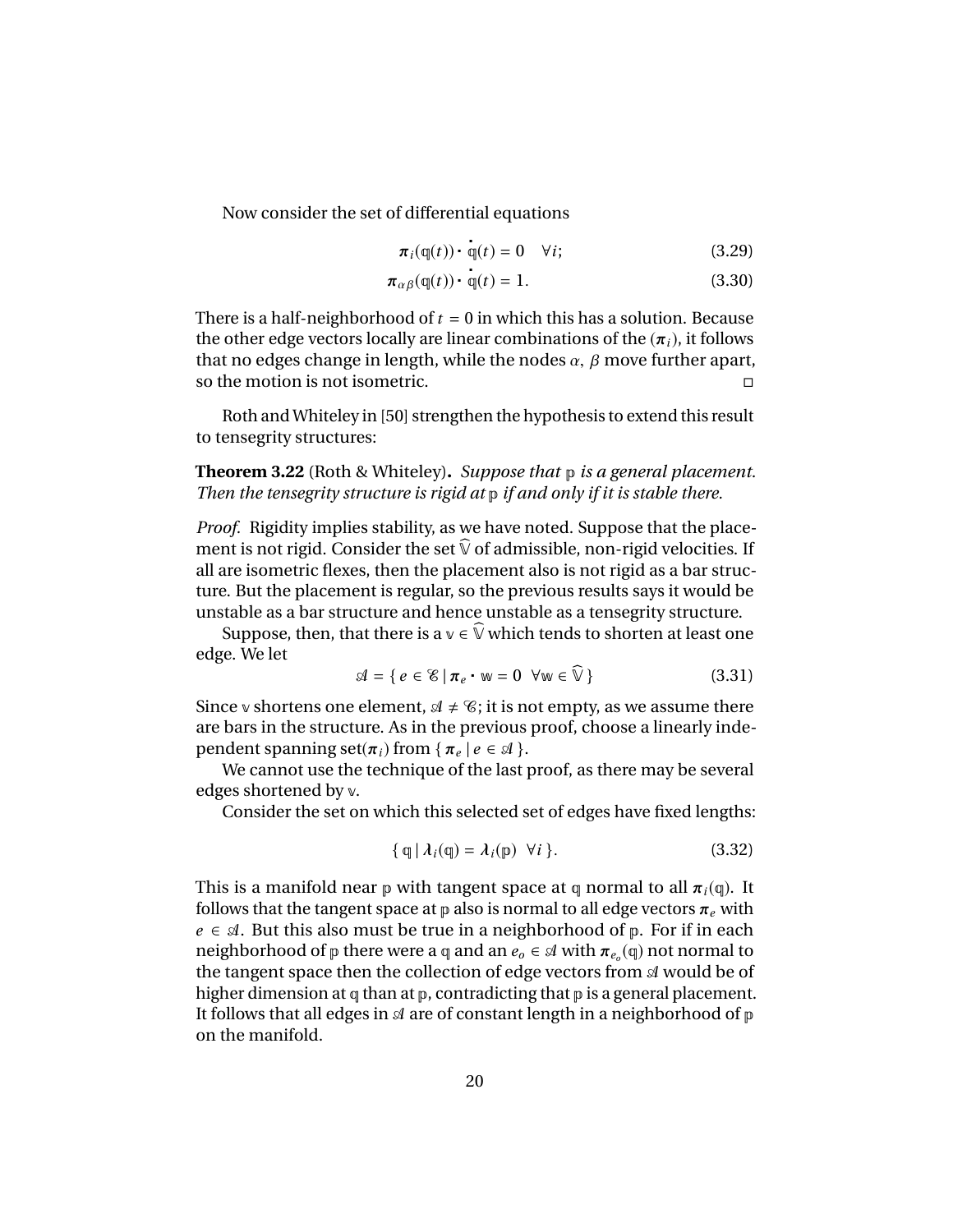Now consider the set of differential equations

$$\boldsymbol{\pi}_i(\mathbb{q}(t)) \cdot \dot{\mathbb{q}}(t) = 0 \quad \forall i; \tag{3.29}$$

$$\boldsymbol{\pi}_{\alpha\beta}(\mathbb{q}(t)) \cdot \dot{\mathbb{q}}(t) = 1. \tag{3.30}$$

There is a half-neighborhood of $t = 0$ in which this has a solution. Because the other edge vectors locally are linear combinations of the $(\boldsymbol{\pi}_i)$, it follows that no edges change in length, while the nodes $\alpha$, $\beta$ move further apart, so the motion is not isometric. □

Roth and Whiteley in [50] strengthen the hypothesis to extend this result to tensegrity structures:

**Theorem 3.22** (Roth & Whiteley)**.** *Suppose that* $\mathbb{p}$ *is a general placement. Then the tensegrity structure is rigid at* $\mathbb{p}$ *if and only if it is stable there.*

*Proof.* Rigidity implies stability, as we have noted. Suppose that the placement is not rigid. Consider the set $\widehat{\mathbb{V}}$ of admissible, non-rigid velocities. If all are isometric flexes, then the placement also is not rigid as a bar structure. But the placement is regular, so the previous results says it would be unstable as a bar structure and hence unstable as a tensegrity structure.

Suppose, then, that there is a $\mathbb{v} \in \widehat{\mathbb{V}}$ which tends to shorten at least one edge. We let

$$\mathscr{A} = \{\, e \in \mathscr{E} \mid \boldsymbol{\pi}_e \cdot \mathbb{w} = 0 \ \ \forall \mathbb{w} \in \widehat{\mathbb{V}}\,\} \tag{3.31}$$

Since $\mathbb{v}$ shortens one element, $\mathscr{A} \neq \mathscr{C}$; it is not empty, as we assume there are bars in the structure. As in the previous proof, choose a linearly independent spanning set$(\boldsymbol{\pi}_i)$ from $\{\, \boldsymbol{\pi}_e \mid e \in \mathscr{A}\,\}$.

We cannot use the technique of the last proof, as there may be several edges shortened by $\mathbb{v}$.

Consider the set on which this selected set of edges have fixed lengths:

$$\{\, \mathbb{q} \mid \boldsymbol{\lambda}_i(\mathbb{q}) = \boldsymbol{\lambda}_i(\mathbb{p}) \ \ \forall i\,\}. \tag{3.32}$$

This is a manifold near $\mathbb{p}$ with tangent space at $\mathbb{q}$ normal to all $\boldsymbol{\pi}_i(\mathbb{q})$. It follows that the tangent space at $\mathbb{p}$ also is normal to all edge vectors $\boldsymbol{\pi}_e$ with $e \in \mathscr{A}$. But this also must be true in a neighborhood of $\mathbb{p}$. For if in each neighborhood of $\mathbb{p}$ there were a $\mathbb{q}$ and an $e_o \in \mathscr{A}$ with $\boldsymbol{\pi}_{e_o}(\mathbb{q})$ not normal to the tangent space then the collection of edge vectors from $\mathscr{A}$ would be of higher dimension at $\mathbb{q}$ than at $\mathbb{p}$, contradicting that $\mathbb{p}$ is a general placement. It follows that all edges in $\mathscr{A}$ are of constant length in a neighborhood of $\mathbb{p}$ on the manifold.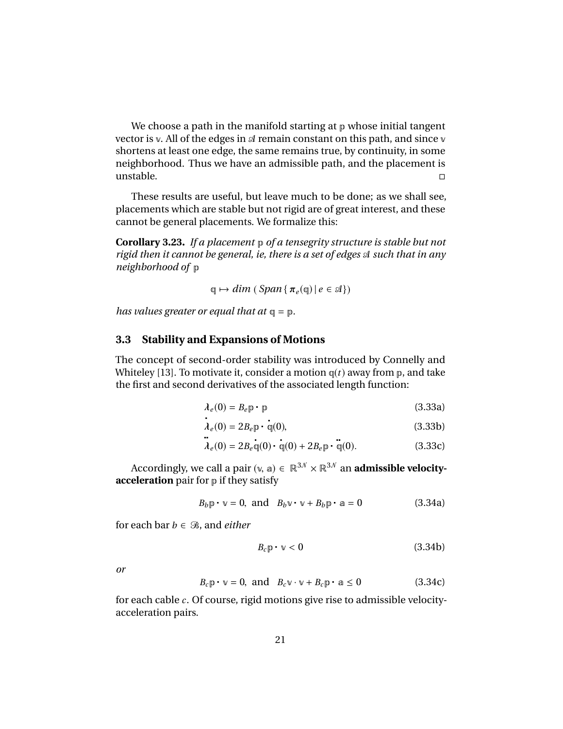We choose a path in the manifold starting at $\mathbb{p}$ whose initial tangent vector is $\mathbb{v}$. All of the edges in $\mathscr{A}$ remain constant on this path, and since $\mathbb{v}$ shortens at least one edge, the same remains true, by continuity, in some neighborhood. Thus we have an admissible path, and the placement is unstable. ◻

These results are useful, but leave much to be done; as we shall see, placements which are stable but not rigid are of great interest, and these cannot be general placements. We formalize this:

**Corollary 3.23.** *If a placement $\mathbb{p}$ of a tensegrity structure is stable but not rigid then it cannot be general, ie, there is a set of edges $\mathscr{A}$ such that in any neighborhood of $\mathbb{p}$*

$$\mathbb{q} \mapsto dim\ (\ Span\{\ \boldsymbol{\pi}_e(\mathbb{q})\,|\, e \in \mathscr{A}\})$$

*has values greater or equal that at $\mathbb{q} = \mathbb{p}$.*

## 3.3 Stability and Expansions of Motions

The concept of second-order stability was introduced by Connelly and Whiteley [13]. To motivate it, consider a motion $\mathbb{q}(t)$ away from $\mathbb{p}$, and take the first and second derivatives of the associated length function:

$$\boldsymbol{\lambda}_e(0) = B_e\mathbb{p}\cdot\mathbb{p} \tag{3.33a}$$

$$\dot{\boldsymbol{\lambda}}_e(0) = 2B_e\mathbb{p}\cdot\dot{\mathbb{q}}(0), \tag{3.33b}$$

$$\ddot{\boldsymbol{\lambda}}_e(0) = 2B_e\dot{\mathbb{q}}(0)\cdot\dot{\mathbb{q}}(0) + 2B_e\mathbb{p}\cdot\ddot{\mathbb{q}}(0). \tag{3.33c}$$

Accordingly, we call a pair $(\mathbb{v}, \mathbb{a}) \in \mathbb{R}^{3\mathcal{N}} \times \mathbb{R}^{3\mathcal{N}}$ an **admissible velocity-acceleration** pair for $\mathbb{p}$ if they satisfy

$$B_b\mathbb{p}\cdot\mathbb{v} = 0, \text{ and } \ B_b\mathbb{v}\cdot\mathbb{v} + B_b\mathbb{p}\cdot\mathbb{a} = 0 \tag{3.34a}$$

for each bar $b \in \mathscr{B}$, and *either*

$$B_c\mathbb{p}\cdot\mathbb{v} < 0 \tag{3.34b}$$

*or*

$$B_c\mathbb{p}\cdot\mathbb{v} = 0, \text{ and } \ B_c\mathbb{v}\cdot\mathbb{v} + B_c\mathbb{p}\cdot\mathbb{a} \le 0 \tag{3.34c}$$

for each cable $c$. Of course, rigid motions give rise to admissible velocity-acceleration pairs.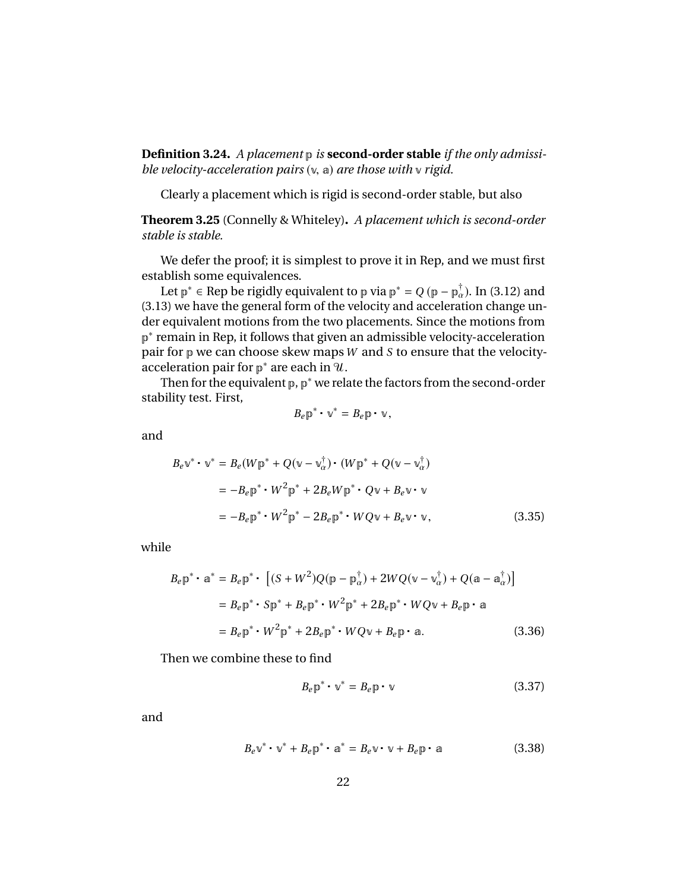**Definition 3.24.** *A placement* $\mathbb{p}$ *is* **second-order stable** *if the only admissible velocity-acceleration pairs* $(\mathbb{v}, \mathbb{a})$ *are those with* $\mathbb{v}$ *rigid.*

Clearly a placement which is rigid is second-order stable, but also

**Theorem 3.25** (Connelly & Whiteley)**.** *A placement which is second-order stable is stable.*

We defer the proof; it is simplest to prove it in Rep, and we must first establish some equivalences.

Let $\mathbb{p}^* \in \text{Rep}$ be rigidly equivalent to $\mathbb{p}$ via $\mathbb{p}^* = Q\,(\mathbb{p} - \mathbb{p}_\alpha^\dagger)$. In (3.12) and (3.13) we have the general form of the velocity and acceleration change under equivalent motions from the two placements. Since the motions from $\mathbb{p}^*$ remain in Rep, it follows that given an admissible velocity-acceleration pair for $\mathbb{p}$ we can choose skew maps $W$ and $S$ to ensure that the velocity-acceleration pair for $\mathbb{p}^*$ are each in $\mathcal{U}$.

Then for the equivalent $\mathbb{p}, \mathbb{p}^*$ we relate the factors from the second-order stability test. First,

$$B_e \mathbb{p}^* \cdot \mathbb{v}^* = B_e \mathbb{p} \cdot \mathbb{v},$$

and

$$\begin{aligned}
B_e \mathbb{v}^* \cdot \mathbb{v}^* &= B_e (W\mathbb{p}^* + Q(\mathbb{v} - \mathbb{v}_\alpha^\dagger)) \cdot (W\mathbb{p}^* + Q(\mathbb{v} - \mathbb{v}_\alpha^\dagger)) \\
&= -B_e \mathbb{p}^* \cdot W^2 \mathbb{p}^* + 2B_e W\mathbb{p}^* \cdot Q\mathbb{v} + B_e \mathbb{v} \cdot \mathbb{v} \\
&= -B_e \mathbb{p}^* \cdot W^2 \mathbb{p}^* - 2B_e \mathbb{p}^* \cdot WQ\mathbb{v} + B_e \mathbb{v} \cdot \mathbb{v}, \qquad (3.35)
\end{aligned}$$

while

$$\begin{aligned}
B_e \mathbb{p}^* \cdot \mathbb{a}^* &= B_e \mathbb{p}^* \cdot \left[ (S + W^2) Q(\mathbb{p} - \mathbb{p}_\alpha^\dagger) + 2WQ(\mathbb{v} - \mathbb{v}_\alpha^\dagger) + Q(\mathbb{a} - \mathbb{a}_\alpha^\dagger) \right] \\
&= B_e \mathbb{p}^* \cdot S\mathbb{p}^* + B_e \mathbb{p}^* \cdot W^2 \mathbb{p}^* + 2B_e \mathbb{p}^* \cdot WQ\mathbb{v} + B_e \mathbb{p} \cdot \mathbb{a} \\
&= B_e \mathbb{p}^* \cdot W^2 \mathbb{p}^* + 2B_e \mathbb{p}^* \cdot WQ\mathbb{v} + B_e \mathbb{p} \cdot \mathbb{a}. \qquad (3.36)
\end{aligned}$$

Then we combine these to find

$$B_e \mathbb{p}^* \cdot \mathbb{v}^* = B_e \mathbb{p} \cdot \mathbb{v} \qquad (3.37)$$

and

$$B_e \mathbb{v}^* \cdot \mathbb{v}^* + B_e \mathbb{p}^* \cdot \mathbb{a}^* = B_e \mathbb{v} \cdot \mathbb{v} + B_e \mathbb{p} \cdot \mathbb{a} \qquad (3.38)$$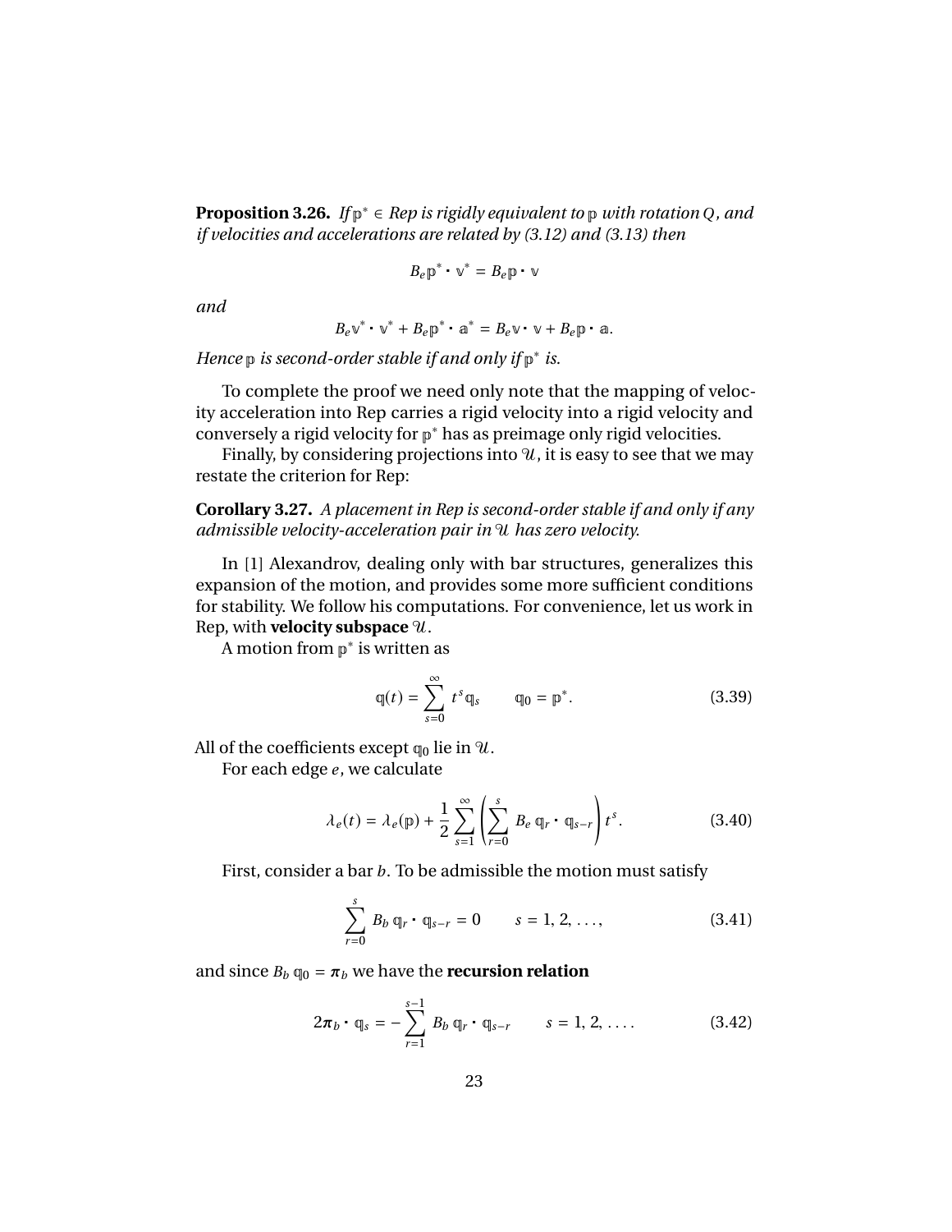**Proposition 3.26.** *If $\mathbb{p}^* \in$ Rep is rigidly equivalent to $\mathbb{p}$ with rotation $Q$, and if velocities and accelerations are related by (3.12) and (3.13) then*

$$B_e \mathbb{p}^* \cdot \mathbb{v}^* = B_e \mathbb{p} \cdot \mathbb{v}$$

*and*

$$B_e \mathbb{v}^* \cdot \mathbb{v}^* + B_e \mathbb{p}^* \cdot \mathbb{a}^* = B_e \mathbb{v} \cdot \mathbb{v} + B_e \mathbb{p} \cdot \mathbb{a}.$$

*Hence $\mathbb{p}$ is second-order stable if and only if $\mathbb{p}^*$ is.*

To complete the proof we need only note that the mapping of velocity acceleration into Rep carries a rigid velocity into a rigid velocity and conversely a rigid velocity for $\mathbb{p}^*$ has as preimage only rigid velocities.

Finally, by considering projections into $\mathcal{U}$, it is easy to see that we may restate the criterion for Rep:

**Corollary 3.27.** *A placement in Rep is second-order stable if and only if any admissible velocity-acceleration pair in $\mathcal{U}$ has zero velocity.*

In [1] Alexandrov, dealing only with bar structures, generalizes this expansion of the motion, and provides some more sufficient conditions for stability. We follow his computations. For convenience, let us work in Rep, with **velocity subspace** $\mathcal{U}$.

A motion from $\mathbb{p}^*$ is written as

$$\mathbb{q}(t) = \sum_{s=0}^{\infty} t^s \mathbb{q}_s \qquad \mathbb{q}_0 = \mathbb{p}^*. \tag{3.39}$$

All of the coefficients except $\mathbb{q}_0$ lie in $\mathcal{U}$.

For each edge $e$, we calculate

$$\lambda_e(t) = \lambda_e(\mathbb{p}) + \frac{1}{2} \sum_{s=1}^{\infty} \left( \sum_{r=0}^{s} B_e\, \mathbb{q}_r \cdot \mathbb{q}_{s-r} \right) t^s. \tag{3.40}$$

First, consider a bar $b$. To be admissible the motion must satisfy

$$\sum_{r=0}^{s} B_b\, \mathbb{q}_r \cdot \mathbb{q}_{s-r} = 0 \qquad s = 1, 2, \ldots, \tag{3.41}$$

and since $B_b\, \mathbb{q}_0 = \boldsymbol{\pi}_b$ we have the **recursion relation**

$$2\boldsymbol{\pi}_b \cdot \mathbb{q}_s = - \sum_{r=1}^{s-1} B_b\, \mathbb{q}_r \cdot \mathbb{q}_{s-r} \qquad s = 1, 2, \ldots. \tag{3.42}$$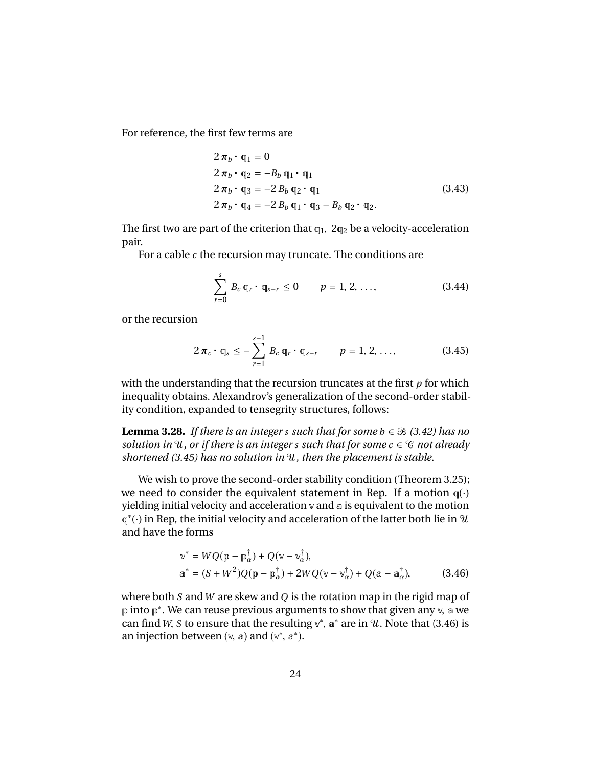For reference, the first few terms are

$$
\begin{aligned}
2\,\boldsymbol{\pi}_b \cdot \mathbb{q}_1 &= 0 \\
2\,\boldsymbol{\pi}_b \cdot \mathbb{q}_2 &= -B_b\,\mathbb{q}_1 \cdot \mathbb{q}_1 \\
2\,\boldsymbol{\pi}_b \cdot \mathbb{q}_3 &= -2\,B_b\,\mathbb{q}_2 \cdot \mathbb{q}_1 \\
2\,\boldsymbol{\pi}_b \cdot \mathbb{q}_4 &= -2\,B_b\,\mathbb{q}_1 \cdot \mathbb{q}_3 - B_b\,\mathbb{q}_2 \cdot \mathbb{q}_2.
\end{aligned}
\tag{3.43}
$$

The first two are part of the criterion that $\mathbb{q}_1,\ 2\mathbb{q}_2$ be a velocity-acceleration pair.

For a cable $c$ the recursion may truncate. The conditions are

$$
\sum_{r=0}^{s} B_c\,\mathbb{q}_r \cdot \mathbb{q}_{s-r} \leq 0 \qquad p = 1, 2, \ldots, \tag{3.44}
$$

or the recursion

$$
2\,\boldsymbol{\pi}_c \cdot \mathbb{q}_s \leq -\sum_{r=1}^{s-1} B_c\,\mathbb{q}_r \cdot \mathbb{q}_{s-r} \qquad p = 1, 2, \ldots, \tag{3.45}
$$

with the understanding that the recursion truncates at the first $p$ for which inequality obtains. Alexandrov's generalization of the second-order stability condition, expanded to tensegrity structures, follows:

**Lemma 3.28.** *If there is an integer $s$ such that for some $b \in \mathscr{B}$ (3.42) has no solution in $\mathscr{U}$, or if there is an integer $s$ such that for some $c \in \mathscr{C}$ not already shortened (3.45) has no solution in $\mathscr{U}$, then the placement is stable.*

We wish to prove the second-order stability condition (Theorem 3.25); we need to consider the equivalent statement in Rep. If a motion $\mathbb{q}(\cdot)$ yielding initial velocity and acceleration $\mathbb{v}$ and $\mathbb{a}$ is equivalent to the motion $\mathbb{q}^*(\cdot)$ in Rep, the initial velocity and acceleration of the latter both lie in $\mathscr{U}$ and have the forms

$$
\begin{aligned}
\mathbb{v}^* &= WQ(\mathbb{p} - \mathbb{p}_\alpha^\dagger) + Q(\mathbb{v} - \mathbb{v}_\alpha^\dagger), \\
\mathbb{a}^* &= (S + W^2)Q(\mathbb{p} - \mathbb{p}_\alpha^\dagger) + 2WQ(\mathbb{v} - \mathbb{v}_\alpha^\dagger) + Q(\mathbb{a} - \mathbb{a}_\alpha^\dagger),
\end{aligned}
\tag{3.46}
$$

where both $S$ and $W$ are skew and $Q$ is the rotation map in the rigid map of $\mathbb{p}$ into $\mathbb{p}^*$. We can reuse previous arguments to show that given any $\mathbb{v}$, $\mathbb{a}$ we can find $W$, $S$ to ensure that the resulting $\mathbb{v}^*$, $\mathbb{a}^*$ are in $\mathscr{U}$. Note that (3.46) is an injection between $(\mathbb{v}, \mathbb{a})$ and $(\mathbb{v}^*, \mathbb{a}^*)$.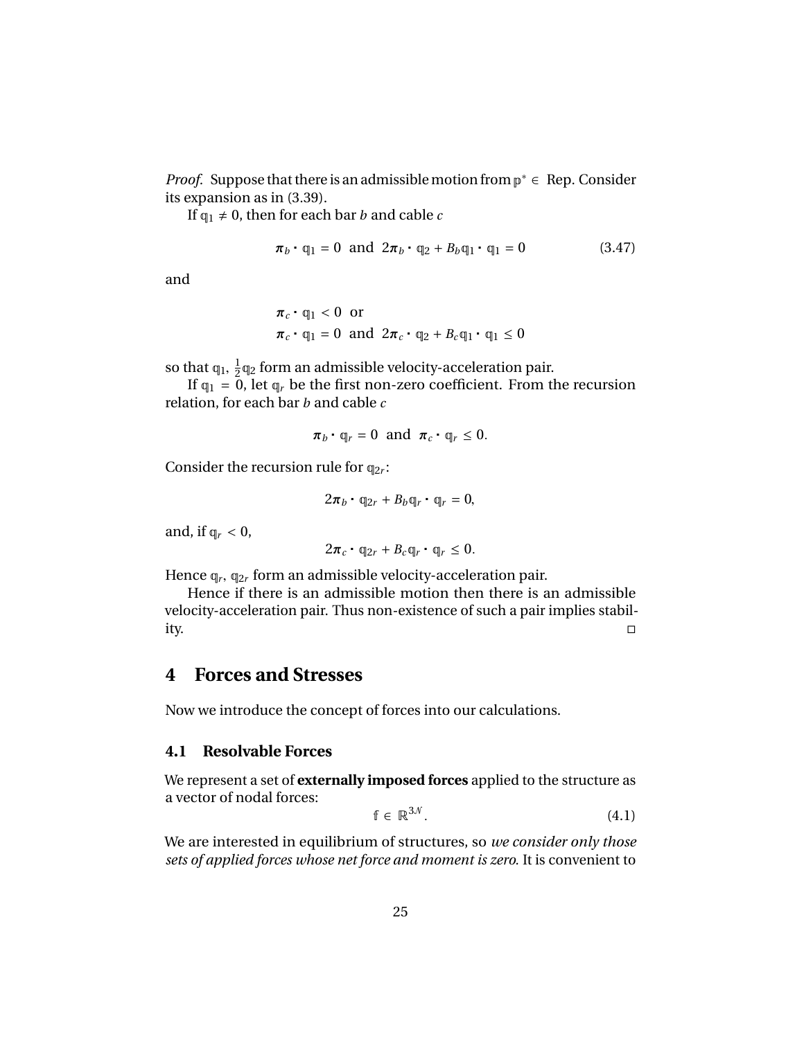*Proof.* Suppose that there is an admissible motion from $\mathbb{p}^* \in$ Rep. Consider its expansion as in (3.39).

If $\mathbb{q}_1 \neq 0$, then for each bar $b$ and cable $c$

$$\boldsymbol{\pi}_b \cdot \mathbb{q}_1 = 0 \text{ and } 2\boldsymbol{\pi}_b \cdot \mathbb{q}_2 + B_b \mathbb{q}_1 \cdot \mathbb{q}_1 = 0 \tag{3.47}$$

and

$$\begin{aligned} &\boldsymbol{\pi}_c \cdot \mathbb{q}_1 < 0 \text{ or} \\ &\boldsymbol{\pi}_c \cdot \mathbb{q}_1 = 0 \text{ and } 2\boldsymbol{\pi}_c \cdot \mathbb{q}_2 + B_c \mathbb{q}_1 \cdot \mathbb{q}_1 \leq 0 \end{aligned}$$

so that $\mathbb{q}_1$, $\frac{1}{2}\mathbb{q}_2$ form an admissible velocity-acceleration pair.

If $\mathbb{q}_1 = 0$, let $\mathbb{q}_r$ be the first non-zero coefficient. From the recursion relation, for each bar $b$ and cable $c$

$$\boldsymbol{\pi}_b \cdot \mathbb{q}_r = 0 \text{ and } \boldsymbol{\pi}_c \cdot \mathbb{q}_r \leq 0.$$

Consider the recursion rule for $\mathbb{q}_{2r}$:

$$2\boldsymbol{\pi}_b \cdot \mathbb{q}_{2r} + B_b \mathbb{q}_r \cdot \mathbb{q}_r = 0,$$

and, if $\mathbb{q}_r < 0$,

$$2\boldsymbol{\pi}_c \cdot \mathbb{q}_{2r} + B_c \mathbb{q}_r \cdot \mathbb{q}_r \leq 0.$$

Hence $\mathbb{q}_r$, $\mathbb{q}_{2r}$ form an admissible velocity-acceleration pair.

Hence if there is an admissible motion then there is an admissible velocity-acceleration pair. Thus non-existence of such a pair implies stability. □

# 4 Forces and Stresses

Now we introduce the concept of forces into our calculations.

## 4.1 Resolvable Forces

We represent a set of **externally imposed forces** applied to the structure as a vector of nodal forces:

$$\mathbb{f} \in \mathbb{R}^{3\mathcal{N}}. \tag{4.1}$$

We are interested in equilibrium of structures, so *we consider only those sets of applied forces whose net force and moment is zero.* It is convenient to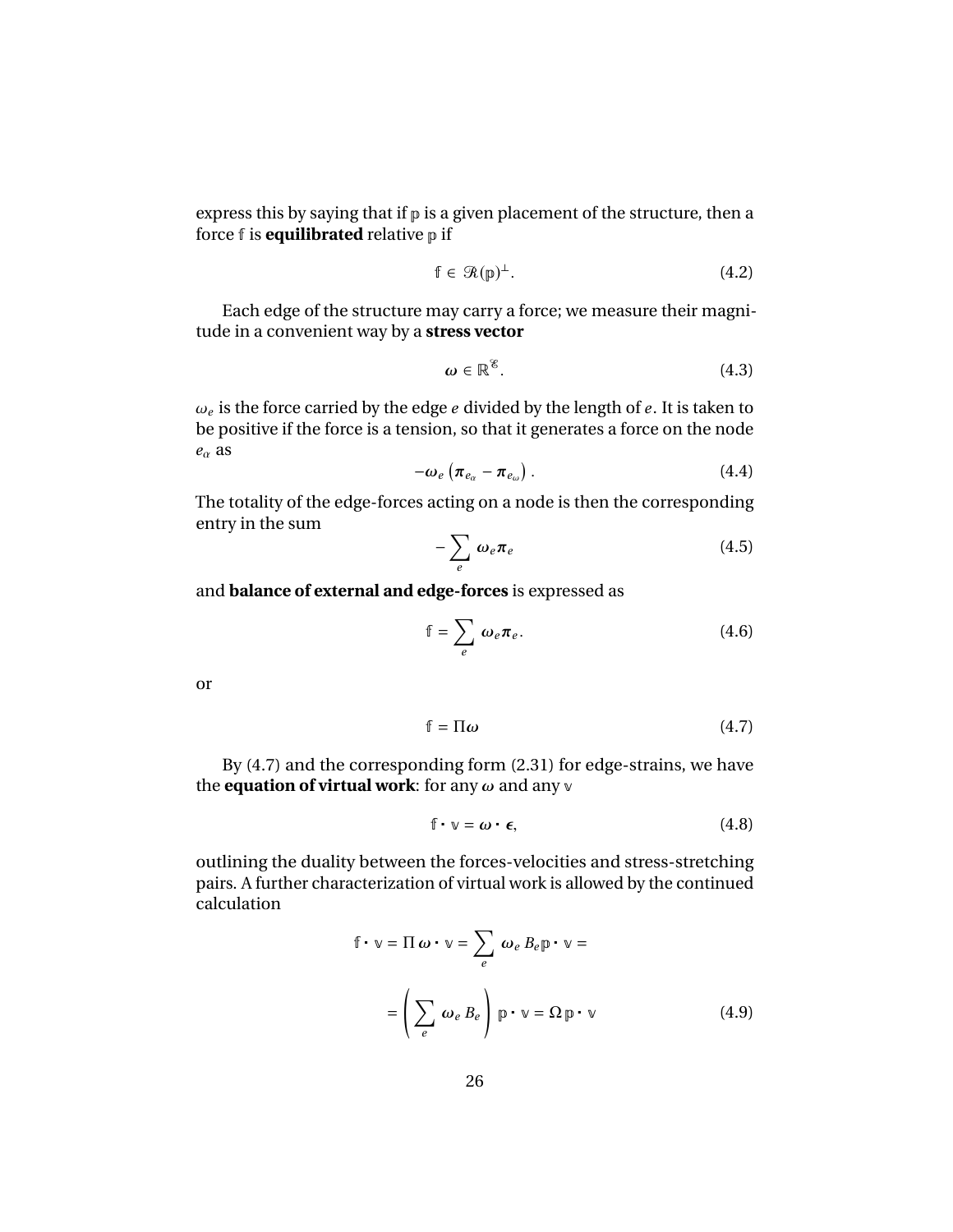express this by saying that if $\mathbb{p}$ is a given placement of the structure, then a force $\mathbb{f}$ is **equilibrated** relative $\mathbb{p}$ if

$$\mathbb{f} \in \mathscr{R}(\mathbb{p})^{\perp}. \tag{4.2}$$

Each edge of the structure may carry a force; we measure their magnitude in a convenient way by a **stress vector**

$$\boldsymbol{\omega} \in \mathbb{R}^{\mathscr{E}}. \tag{4.3}$$

$\omega_e$ is the force carried by the edge $e$ divided by the length of $e$. It is taken to be positive if the force is a tension, so that it generates a force on the node $e_\alpha$ as

$$-\boldsymbol{\omega}_e \left(\boldsymbol{\pi}_{e_\alpha} - \boldsymbol{\pi}_{e_\omega}\right). \tag{4.4}$$

The totality of the edge-forces acting on a node is then the corresponding entry in the sum

$$-\sum_e \boldsymbol{\omega}_e \boldsymbol{\pi}_e \tag{4.5}$$

and **balance of external and edge-forces** is expressed as

$$\mathbb{f} = \sum_e \boldsymbol{\omega}_e \boldsymbol{\pi}_e. \tag{4.6}$$

or

$$\mathbb{f} = \Pi \boldsymbol{\omega} \tag{4.7}$$

By (4.7) and the corresponding form (2.31) for edge-strains, we have the **equation of virtual work**: for any $\boldsymbol{\omega}$ and any $\mathbb{v}$

$$\mathbb{f} \cdot \mathbb{v} = \boldsymbol{\omega} \cdot \boldsymbol{\epsilon}, \tag{4.8}$$

outlining the duality between the forces-velocities and stress-stretching pairs. A further characterization of virtual work is allowed by the continued calculation

$$\begin{aligned} \mathbb{f} \cdot \mathbb{v} = \Pi\, \boldsymbol{\omega} \cdot \mathbb{v} = \sum_e \boldsymbol{\omega}_e\, B_e \mathbb{p} \cdot \mathbb{v} = \\ = \left( \sum_e \boldsymbol{\omega}_e\, B_e \right) \mathbb{p} \cdot \mathbb{v} = \Omega\, \mathbb{p} \cdot \mathbb{v} \end{aligned} \tag{4.9}$$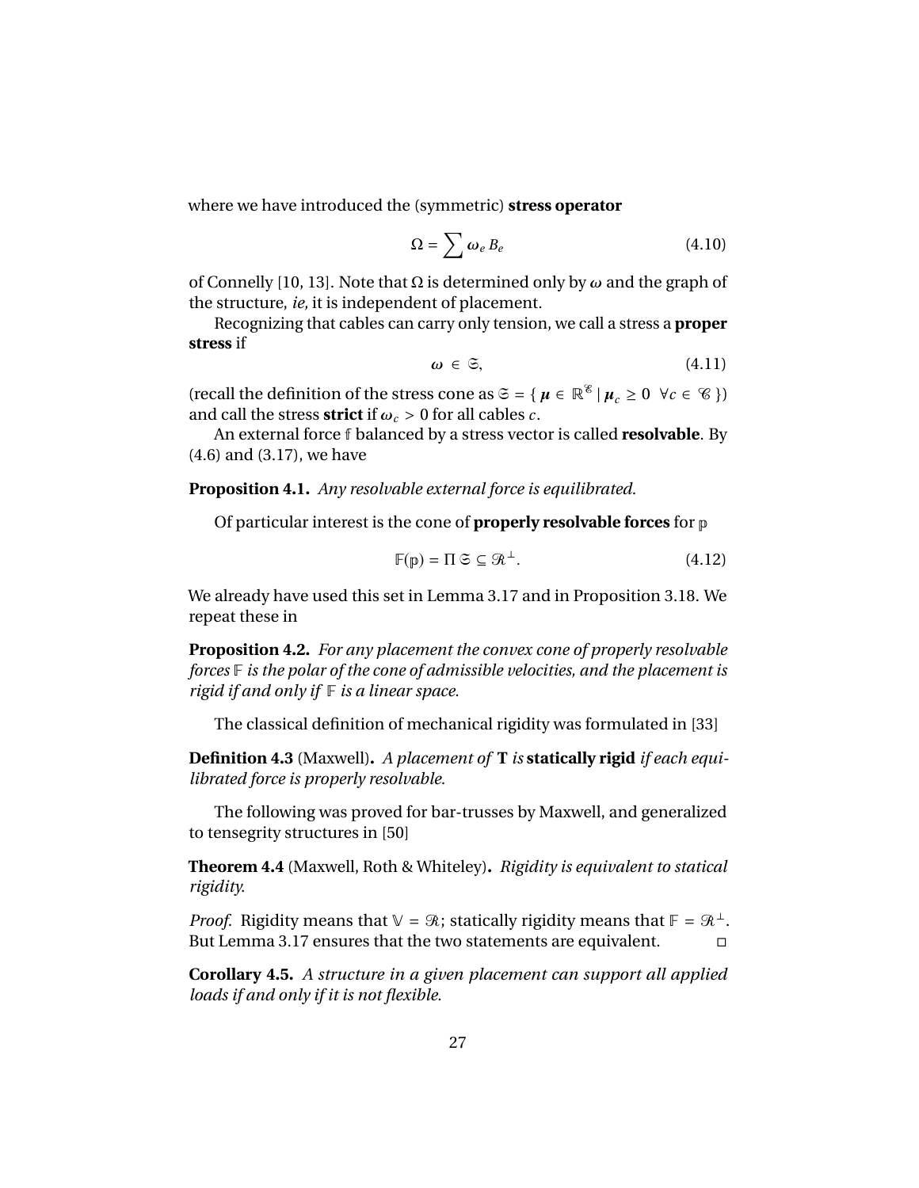where we have introduced the (symmetric) **stress operator**

$$\Omega = \sum \omega_e B_e \tag{4.10}$$

of Connelly [10, 13]. Note that $\Omega$ is determined only by $\omega$ and the graph of the structure, *ie,* it is independent of placement.

Recognizing that cables can carry only tension, we call a stress a **proper stress** if

$$\omega \in \mathfrak{S}, \tag{4.11}$$

(recall the definition of the stress cone as $\mathfrak{S} = \{ \mu \in \mathbb{R}^{\mathscr{E}} \mid \mu_c \geq 0 \ \ \forall c \in \mathscr{C} \}$) and call the stress **strict** if $\omega_c > 0$ for all cables $c$.

An external force $\mathbb{f}$ balanced by a stress vector is called **resolvable**. By (4.6) and (3.17), we have

**Proposition 4.1.** *Any resolvable external force is equilibrated.*

Of particular interest is the cone of **properly resolvable forces** for $\mathbb{p}$

$$\mathbb{F}(\mathbb{p}) = \Pi\, \mathfrak{S} \subseteq \mathscr{R}^{\perp}. \tag{4.12}$$

We already have used this set in Lemma 3.17 and in Proposition 3.18. We repeat these in

**Proposition 4.2.** *For any placement the convex cone of properly resolvable forces $\mathbb{F}$ is the polar of the cone of admissible velocities, and the placement is rigid if and only if $\mathbb{F}$ is a linear space.*

The classical definition of mechanical rigidity was formulated in [33]

**Definition 4.3** (Maxwell)**.** *A placement of* **T** *is* **statically rigid** *if each equilibrated force is properly resolvable.*

The following was proved for bar-trusses by Maxwell, and generalized to tensegrity structures in [50]

**Theorem 4.4** (Maxwell, Roth & Whiteley)**.** *Rigidity is equivalent to statical rigidity.*

*Proof.* Rigidity means that $\mathbb{V} = \mathscr{R}$; statically rigidity means that $\mathbb{F} = \mathscr{R}^{\perp}$. But Lemma 3.17 ensures that the two statements are equivalent. ◻

**Corollary 4.5.** *A structure in a given placement can support all applied loads if and only if it is not flexible.*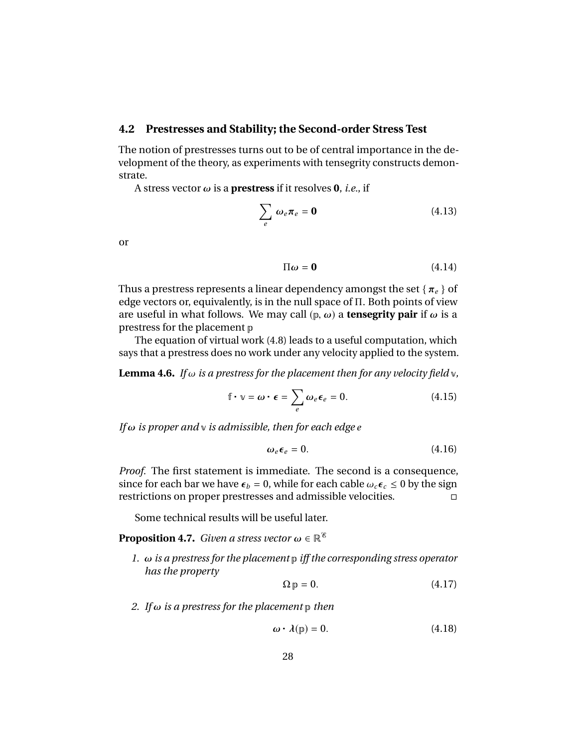## 4.2 Prestresses and Stability; the Second-order Stress Test

The notion of prestresses turns out to be of central importance in the development of the theory, as experiments with tensegrity constructs demonstrate.

A stress vector $\boldsymbol{\omega}$ is a **prestress** if it resolves $\mathbf{0}$, *i.e.*, if

$$\sum_e \omega_e \boldsymbol{\pi}_e = \mathbf{0} \tag{4.13}$$

or

$$\Pi \boldsymbol{\omega} = \mathbf{0} \tag{4.14}$$

Thus a prestress represents a linear dependency amongst the set $\{\boldsymbol{\pi}_e\}$ of edge vectors or, equivalently, is in the null space of $\Pi$. Both points of view are useful in what follows. We may call $(\mathbb{p}, \boldsymbol{\omega})$ a **tensegrity pair** if $\omega$ is a prestress for the placement $\mathbb{p}$

The equation of virtual work (4.8) leads to a useful computation, which says that a prestress does no work under any velocity applied to the system.

**Lemma 4.6.** *If $\omega$ is a prestress for the placement then for any velocity field $\mathbb{v}$,*

$$\mathbb{f} \cdot \mathbb{v} = \boldsymbol{\omega} \cdot \boldsymbol{\epsilon} = \sum_e \omega_e \epsilon_e = 0. \tag{4.15}$$

*If $\omega$ is proper and $\mathbb{v}$ is admissible, then for each edge $e$*

$$\omega_e \epsilon_e = 0. \tag{4.16}$$

*Proof.* The first statement is immediate. The second is a consequence, since for each bar we have $\epsilon_b = 0$, while for each cable $\omega_c \epsilon_c \leq 0$ by the sign restrictions on proper prestresses and admissible velocities. □

Some technical results will be useful later.

**Proposition 4.7.** *Given a stress vector $\boldsymbol{\omega} \in \mathbb{R}^{\mathscr{E}}$*

1. *$\boldsymbol{\omega}$ is a prestress for the placement $\mathbb{p}$ iff the corresponding stress operator has the property*

$$\Omega\, \mathbb{p} = 0. \tag{4.17}$$

2. *If $\boldsymbol{\omega}$ is a prestress for the placement $\mathbb{p}$ then*

$$\boldsymbol{\omega} \cdot \lambda(\mathbb{p}) = 0. \tag{4.18}$$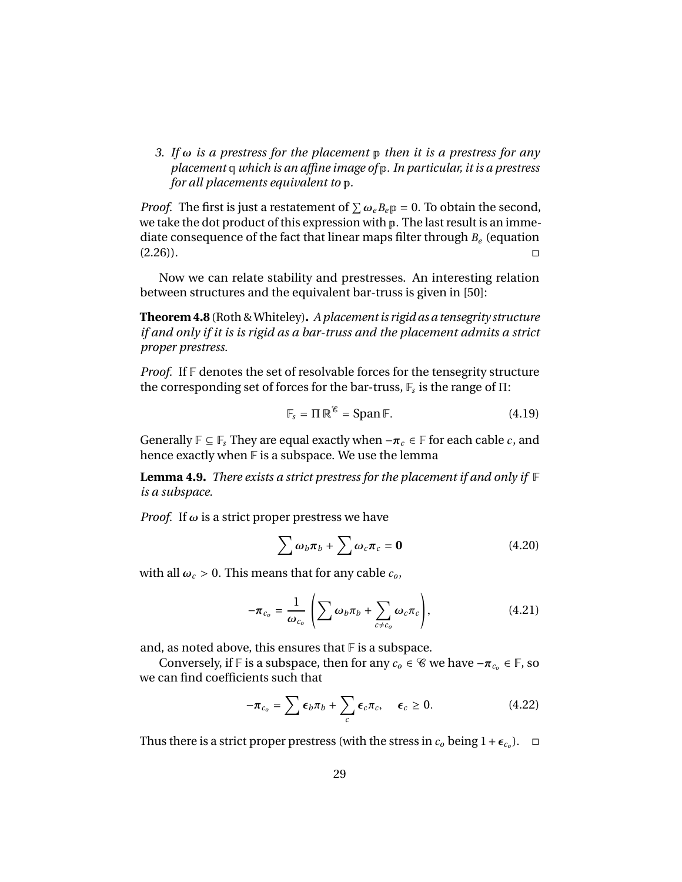3. *If $\omega$ is a prestress for the placement $\mathbb{p}$ then it is a prestress for any placement $\mathbb{q}$ which is an affine image of $\mathbb{p}$. In particular, it is a prestress for all placements equivalent to $\mathbb{p}$.*

*Proof.* The first is just a restatement of $\sum \omega_e B_e \mathbb{p} = 0$. To obtain the second, we take the dot product of this expression with $\mathbb{p}$. The last result is an immediate consequence of the fact that linear maps filter through $B_e$ (equation (2.26)). □

Now we can relate stability and prestresses. An interesting relation between structures and the equivalent bar-truss is given in [50]:

**Theorem 4.8** (Roth & Whiteley)**.** *A placement is rigid as a tensegrity structure if and only if it is is rigid as a bar-truss and the placement admits a strict proper prestress.*

*Proof.* If $\mathbb{F}$ denotes the set of resolvable forces for the tensegrity structure the corresponding set of forces for the bar-truss, $\mathbb{F}_s$ is the range of $\Pi$:

$$\mathbb{F}_s = \Pi\, \mathbb{R}^{\mathscr{E}} = \operatorname{Span} \mathbb{F}. \tag{4.19}$$

Generally $\mathbb{F} \subseteq \mathbb{F}_s$ They are equal exactly when $-\boldsymbol{\pi}_c \in \mathbb{F}$ for each cable $c$, and hence exactly when $\mathbb{F}$ is a subspace. We use the lemma

**Lemma 4.9.** *There exists a strict prestress for the placement if and only if $\mathbb{F}$ is a subspace.*

*Proof.* If $\omega$ is a strict proper prestress we have

$$\sum \omega_b \boldsymbol{\pi}_b + \sum \omega_c \boldsymbol{\pi}_c = \mathbf{0} \tag{4.20}$$

with all $\omega_c > 0$. This means that for any cable $c_o$,

$$-\boldsymbol{\pi}_{c_o} = \frac{1}{\omega_{c_o}} \left( \sum \omega_b \pi_b + \sum_{c \neq c_o} \omega_c \pi_c \right), \tag{4.21}$$

and, as noted above, this ensures that $\mathbb{F}$ is a subspace.

Conversely, if $\mathbb{F}$ is a subspace, then for any $c_o \in \mathscr{C}$ we have $-\boldsymbol{\pi}_{c_o} \in \mathbb{F}$, so we can find coefficients such that

$$-\boldsymbol{\pi}_{c_o} = \sum \epsilon_b \pi_b + \sum_c \epsilon_c \pi_c, \quad \epsilon_c \geq 0. \tag{4.22}$$

Thus there is a strict proper prestress (with the stress in $c_o$ being $1 + \epsilon_{c_o}$). □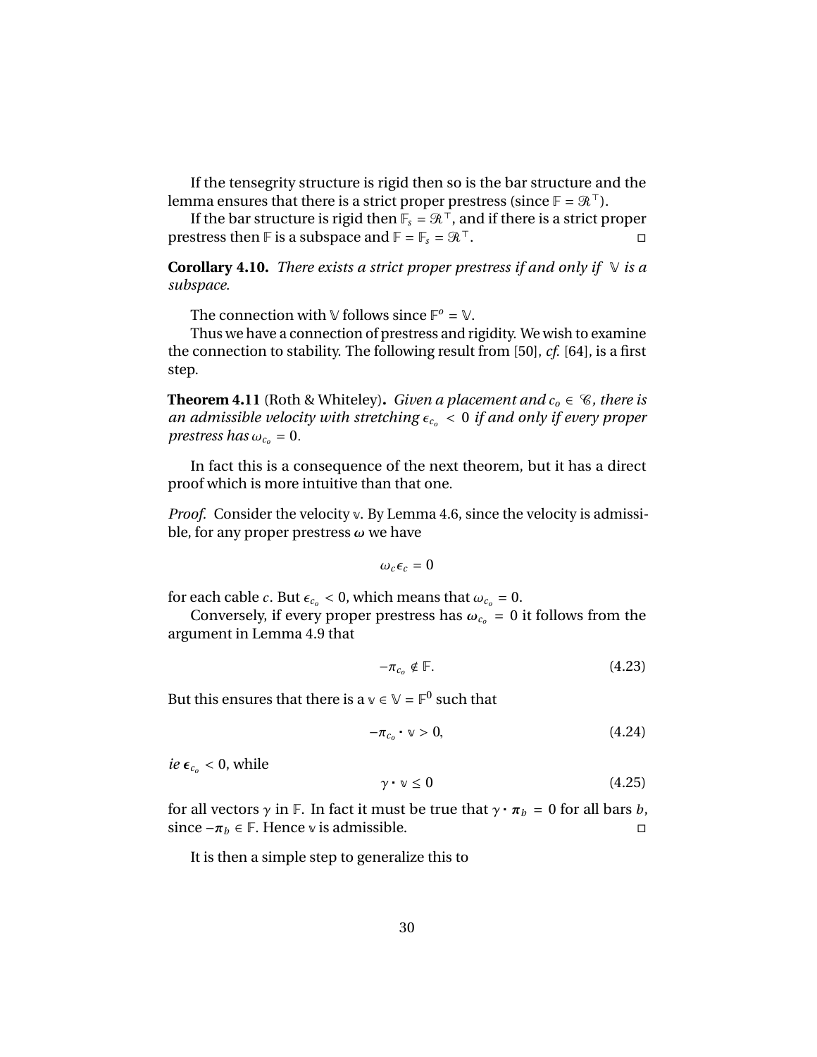If the tensegrity structure is rigid then so is the bar structure and the lemma ensures that there is a strict proper prestress (since $\mathbb{F} = \mathscr{R}^\top$).

If the bar structure is rigid then $\mathbb{F}_s = \mathscr{R}^\top$, and if there is a strict proper prestress then $\mathbb{F}$ is a subspace and $\mathbb{F} = \mathbb{F}_s = \mathscr{R}^\top$. ◻

**Corollary 4.10.** *There exists a strict proper prestress if and only if $\mathbb{V}$ is a subspace.*

The connection with $\mathbb{V}$ follows since $\mathbb{F}^o = \mathbb{V}$.

Thus we have a connection of prestress and rigidity. We wish to examine the connection to stability. The following result from [50], *cf.* [64], is a first step.

**Theorem 4.11** (Roth & Whiteley)**.** *Given a placement and $c_o \in \mathscr{C}$, there is an admissible velocity with stretching $\epsilon_{c_o} < 0$ if and only if every proper prestress has $\omega_{c_o} = 0$.*

In fact this is a consequence of the next theorem, but it has a direct proof which is more intuitive than that one.

*Proof.* Consider the velocity $\mathbb{v}$. By Lemma 4.6, since the velocity is admissible, for any proper prestress $\boldsymbol{\omega}$ we have

$$\omega_c \epsilon_c = 0$$

for each cable $c$. But $\epsilon_{c_o} < 0$, which means that $\omega_{c_o} = 0$.

Conversely, if every proper prestress has $\boldsymbol{\omega}_{c_o} = 0$ it follows from the argument in Lemma 4.9 that

$$-\pi_{c_o} \notin \mathbb{F}. \tag{4.23}$$

But this ensures that there is a $\mathbb{v} \in \mathbb{V} = \mathbb{F}^0$ such that

$$-\pi_{c_o} \cdot \mathbb{v} > 0, \tag{4.24}$$

*ie* $\boldsymbol{\epsilon}_{c_o} < 0$, while

$$\gamma \cdot \mathbb{v} \le 0 \tag{4.25}$$

for all vectors $\gamma$ in $\mathbb{F}$. In fact it must be true that $\gamma \cdot \boldsymbol{\pi}_b = 0$ for all bars $b$, since $-\boldsymbol{\pi}_b \in \mathbb{F}$. Hence $\mathbb{v}$ is admissible. ◻

It is then a simple step to generalize this to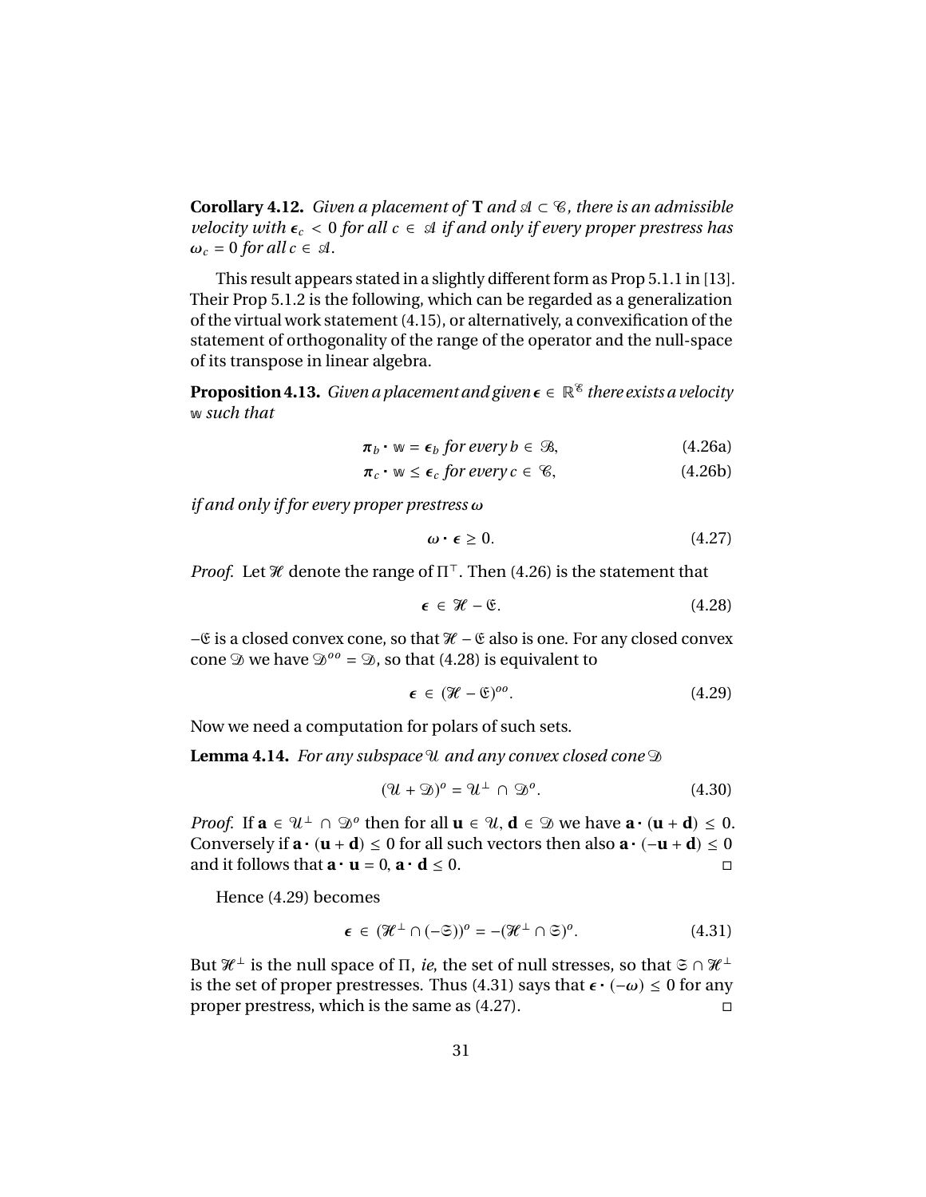**Corollary 4.12.** *Given a placement of* $\mathbf{T}$ *and* $\mathscr{A} \subset \mathscr{C}$*, there is an admissible velocity with* $\boldsymbol{\epsilon}_c < 0$ *for all* $c \in \mathscr{A}$ *if and only if every proper prestress has* $\boldsymbol{\omega}_c = 0$ *for all* $c \in \mathscr{A}$*.*

This result appears stated in a slightly different form as Prop 5.1.1 in [13]. Their Prop 5.1.2 is the following, which can be regarded as a generalization of the virtual work statement (4.15), or alternatively, a convexification of the statement of orthogonality of the range of the operator and the null-space of its transpose in linear algebra.

**Proposition 4.13.** *Given a placement and given* $\boldsymbol{\epsilon} \in \mathbb{R}^{\mathscr{E}}$ *there exists a velocity* $\mathbb{w}$ *such that*

$$\boldsymbol{\pi}_b \cdot \mathbb{w} = \boldsymbol{\epsilon}_b \text{ for every } b \in \mathscr{B}, \tag{4.26a}$$

$$\boldsymbol{\pi}_c \cdot \mathbb{w} \leq \boldsymbol{\epsilon}_c \text{ for every } c \in \mathscr{C}, \tag{4.26b}$$

*if and only if for every proper prestress* $\boldsymbol{\omega}$

$$\boldsymbol{\omega} \cdot \boldsymbol{\epsilon} \geq 0. \tag{4.27}$$

*Proof.* Let $\mathscr{H}$ denote the range of $\Pi^{\top}$. Then (4.26) is the statement that

$$\boldsymbol{\epsilon} \in \mathscr{H} - \mathfrak{E}. \tag{4.28}$$

$-\mathfrak{E}$ is a closed convex cone, so that $\mathscr{H} - \mathfrak{E}$ also is one. For any closed convex cone $\mathscr{D}$ we have $\mathscr{D}^{oo} = \mathscr{D}$, so that (4.28) is equivalent to

$$\boldsymbol{\epsilon} \in (\mathscr{H} - \mathfrak{E})^{oo}. \tag{4.29}$$

Now we need a computation for polars of such sets.

**Lemma 4.14.** *For any subspace* $\mathscr{U}$ *and any convex closed cone* $\mathscr{D}$

$$(\mathscr{U} + \mathscr{D})^{o} = \mathscr{U}^{\perp} \cap \mathscr{D}^{o}. \tag{4.30}$$

*Proof.* If $\mathbf{a} \in \mathscr{U}^{\perp} \cap \mathscr{D}^{o}$ then for all $\mathbf{u} \in \mathscr{U}$, $\mathbf{d} \in \mathscr{D}$ we have $\mathbf{a} \cdot (\mathbf{u} + \mathbf{d}) \leq 0$. Conversely if $\mathbf{a} \cdot (\mathbf{u} + \mathbf{d}) \leq 0$ for all such vectors then also $\mathbf{a} \cdot (-\mathbf{u} + \mathbf{d}) \leq 0$ and it follows that $\mathbf{a} \cdot \mathbf{u} = 0$, $\mathbf{a} \cdot \mathbf{d} \leq 0$. □

Hence (4.29) becomes

$$\boldsymbol{\epsilon} \in (\mathscr{H}^{\perp} \cap (-\mathfrak{S}))^{o} = -(\mathscr{H}^{\perp} \cap \mathfrak{S})^{o}. \tag{4.31}$$

But $\mathscr{H}^{\perp}$ is the null space of $\Pi$, *ie*, the set of null stresses, so that $\mathfrak{S} \cap \mathscr{H}^{\perp}$ is the set of proper prestresses. Thus (4.31) says that $\boldsymbol{\epsilon} \cdot (-\boldsymbol{\omega}) \leq 0$ for any proper prestress, which is the same as (4.27). □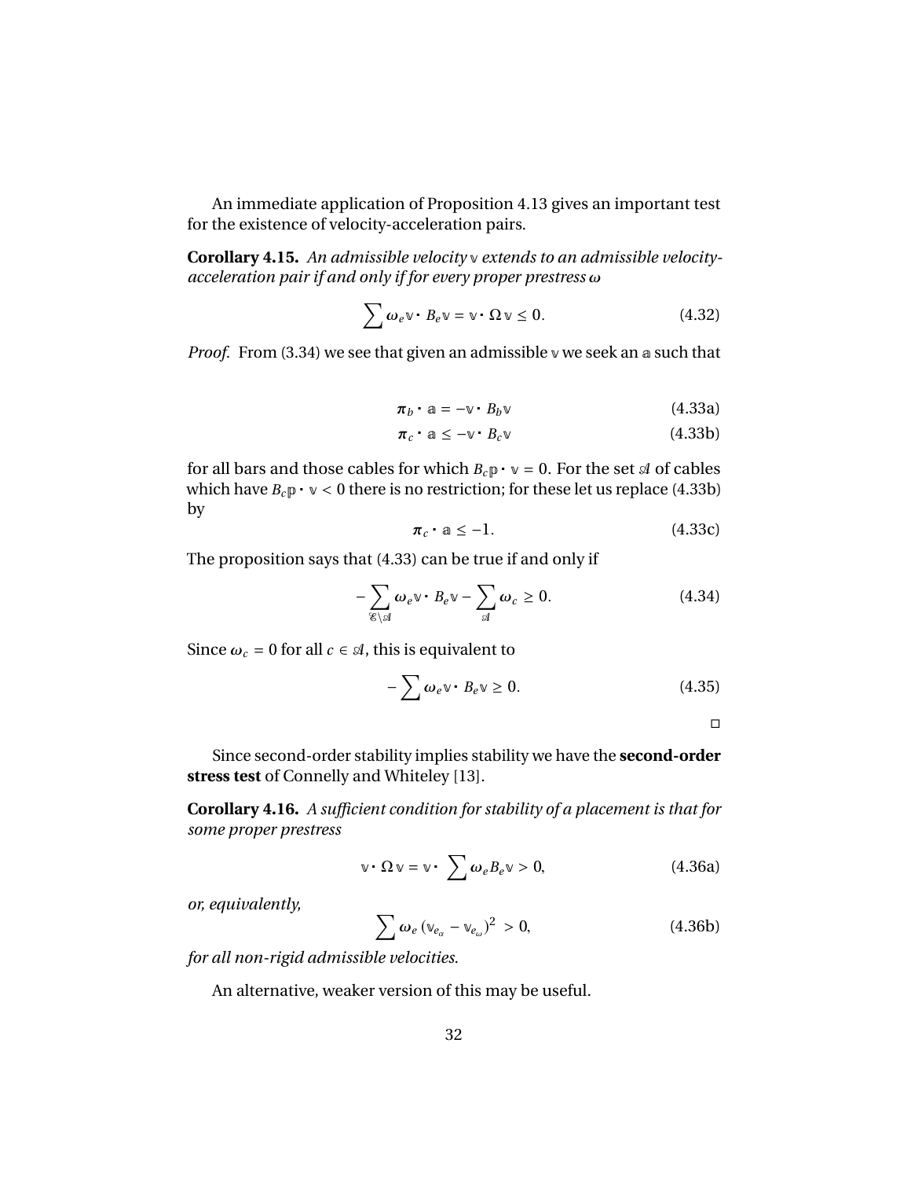An immediate application of Proposition 4.13 gives an important test for the existence of velocity-acceleration pairs.

**Corollary 4.15.** *An admissible velocity* $\mathbb{v}$ *extends to an admissible velocity-acceleration pair if and only if for every proper prestress* $\boldsymbol{\omega}$

$$\sum \omega_e \mathbb{v} \cdot B_e \mathbb{v} = \mathbb{v} \cdot \Omega\, \mathbb{v} \leq 0. \tag{4.32}$$

*Proof.* From (3.34) we see that given an admissible $\mathbb{v}$ we seek an $\mathbb{a}$ such that

$$\boldsymbol{\pi}_b \cdot \mathbb{a} = -\mathbb{v} \cdot B_b \mathbb{v} \tag{4.33a}$$

$$\boldsymbol{\pi}_c \cdot \mathbb{a} \leq -\mathbb{v} \cdot B_c \mathbb{v} \tag{4.33b}$$

for all bars and those cables for which $B_c \mathbb{p} \cdot \mathbb{v} = 0$. For the set $\mathscr{A}$ of cables which have $B_c \mathbb{p} \cdot \mathbb{v} < 0$ there is no restriction; for these let us replace (4.33b) by

$$\boldsymbol{\pi}_c \cdot \mathbb{a} \leq -1. \tag{4.33c}$$

The proposition says that (4.33) can be true if and only if

$$-\sum_{\mathscr{E} \setminus \mathscr{A}} \omega_e \mathbb{v} \cdot B_e \mathbb{v} - \sum_{\mathscr{A}} \omega_c \geq 0. \tag{4.34}$$

Since $\omega_c = 0$ for all $c \in \mathscr{A}$, this is equivalent to

$$-\sum \omega_e \mathbb{v} \cdot B_e \mathbb{v} \geq 0. \tag{4.35}$$

□

Since second-order stability implies stability we have the **second-order stress test** of Connelly and Whiteley [13].

**Corollary 4.16.** *A sufficient condition for stability of a placement is that for some proper prestress*

$$\mathbb{v} \cdot \Omega\, \mathbb{v} = \mathbb{v} \cdot \sum \omega_e B_e \mathbb{v} > 0, \tag{4.36a}$$

*or, equivalently,*

$$\sum \omega_e \left(\mathbb{v}_{e_\alpha} - \mathbb{v}_{e_\omega}\right)^2 > 0, \tag{4.36b}$$

*for all non-rigid admissible velocities.*

An alternative, weaker version of this may be useful.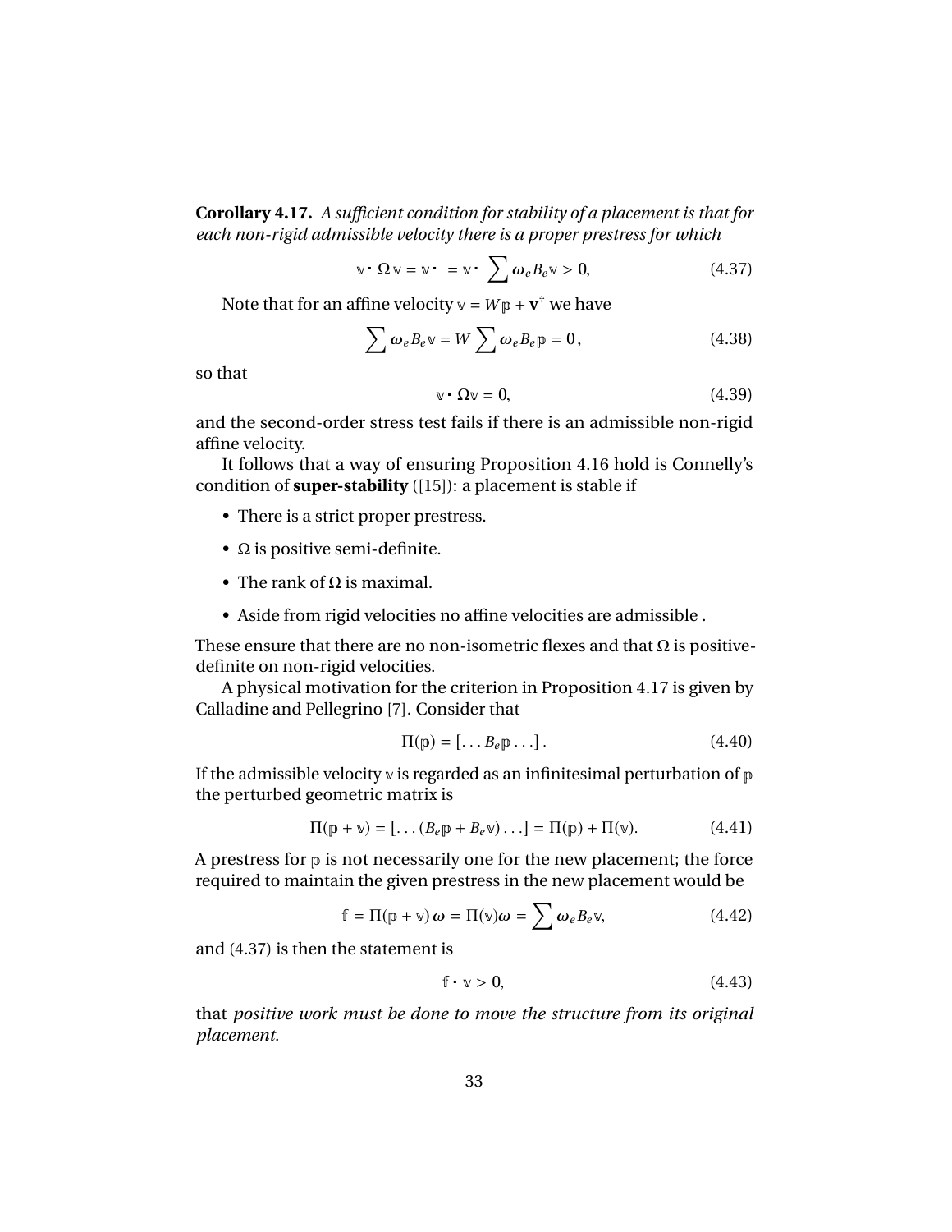**Corollary 4.17.** *A sufficient condition for stability of a placement is that for each non-rigid admissible velocity there is a proper prestress for which*

$$\mathbb{v} \cdot \Omega\, \mathbb{v} = \mathbb{v} \cdot \; = \mathbb{v} \cdot \sum \boldsymbol{\omega}_e B_e \mathbb{v} > 0, \tag{4.37}$$

Note that for an affine velocity $\mathbb{v} = W\mathbb{p} + \mathbf{v}^{\dagger}$ we have

$$\sum \boldsymbol{\omega}_e B_e \mathbb{v} = W \sum \boldsymbol{\omega}_e B_e \mathbb{p} = 0\,, \tag{4.38}$$

so that

$$\mathbb{v} \cdot \Omega \mathbb{v} = 0, \tag{4.39}$$

and the second-order stress test fails if there is an admissible non-rigid affine velocity.

It follows that a way of ensuring Proposition 4.16 hold is Connelly's condition of **super-stability** ([15]): a placement is stable if

- There is a strict proper prestress.
- $\Omega$ is positive semi-definite.
- The rank of $\Omega$ is maximal.
- Aside from rigid velocities no affine velocities are admissible .

These ensure that there are no non-isometric flexes and that $\Omega$ is positive-definite on non-rigid velocities.

A physical motivation for the criterion in Proposition 4.17 is given by Calladine and Pellegrino [7]. Consider that

$$\Pi(\mathbb{p}) = [\ldots B_e \mathbb{p} \ldots]\,. \tag{4.40}$$

If the admissible velocity $\mathbb{v}$ is regarded as an infinitesimal perturbation of $\mathbb{p}$ the perturbed geometric matrix is

$$\Pi(\mathbb{p} + \mathbb{v}) = [\ldots (B_e \mathbb{p} + B_e \mathbb{v}) \ldots] = \Pi(\mathbb{p}) + \Pi(\mathbb{v}). \tag{4.41}$$

A prestress for $\mathbb{p}$ is not necessarily one for the new placement; the force required to maintain the given prestress in the new placement would be

$$\mathbb{f} = \Pi(\mathbb{p} + \mathbb{v})\,\boldsymbol{\omega} = \Pi(\mathbb{v})\boldsymbol{\omega} = \sum \boldsymbol{\omega}_e B_e \mathbb{v}, \tag{4.42}$$

and (4.37) is then the statement is

$$\mathbb{f} \cdot \mathbb{v} > 0, \tag{4.43}$$

that *positive work must be done to move the structure from its original placement.*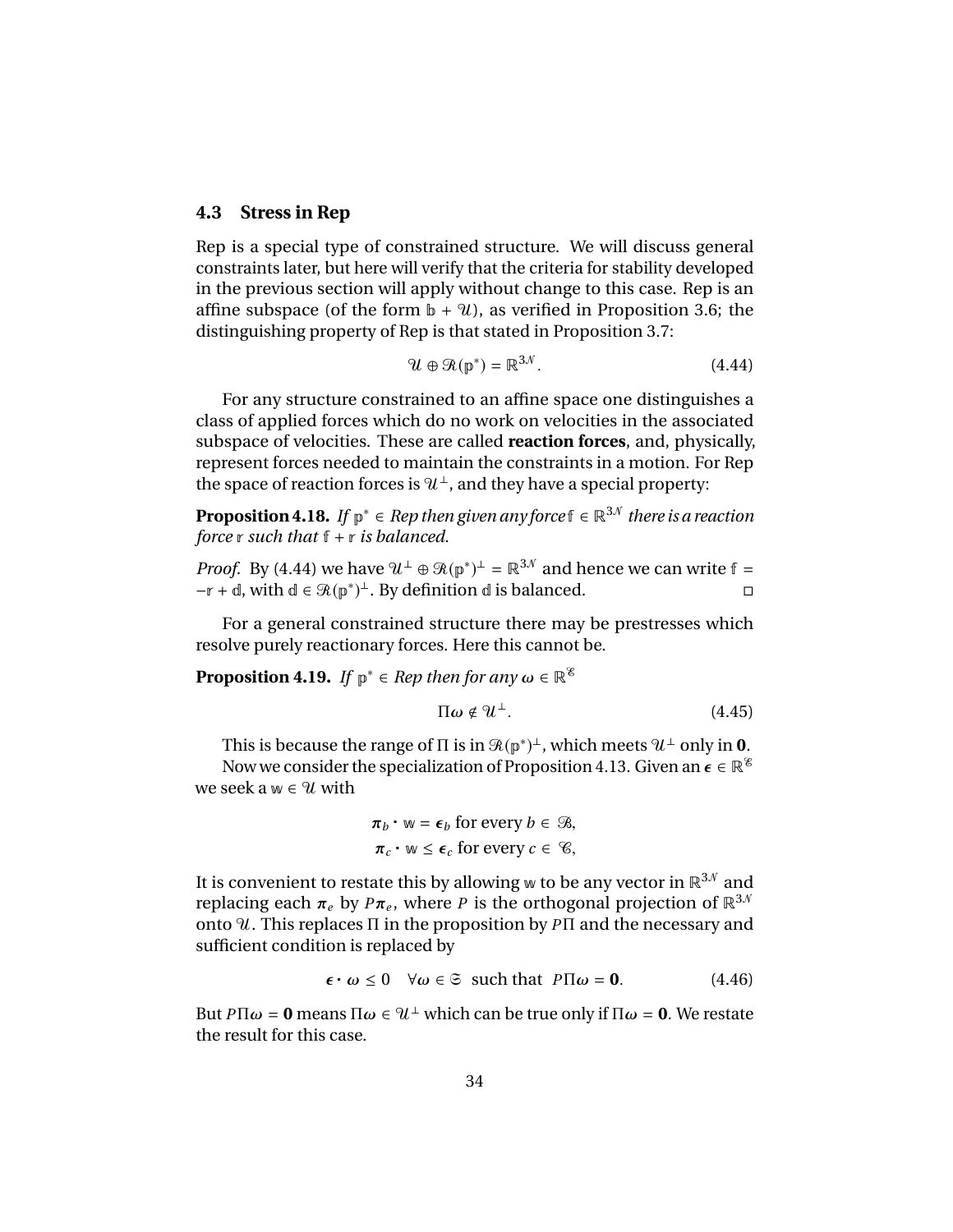## 4.3 Stress in Rep

Rep is a special type of constrained structure. We will discuss general constraints later, but here will verify that the criteria for stability developed in the previous section will apply without change to this case. Rep is an affine subspace (of the form $\mathbb{b} + \mathcal{U}$), as verified in Proposition 3.6; the distinguishing property of Rep is that stated in Proposition 3.7:

$$\mathcal{U} \oplus \mathcal{R}(\mathbb{p}^*) = \mathbb{R}^{3\mathcal{N}}. \tag{4.44}$$

For any structure constrained to an affine space one distinguishes a class of applied forces which do no work on velocities in the associated subspace of velocities. These are called **reaction forces**, and, physically, represent forces needed to maintain the constraints in a motion. For Rep the space of reaction forces is $\mathcal{U}^\perp$, and they have a special property:

**Proposition 4.18.** *If $\mathbb{p}^* \in$ Rep then given any force $\mathbb{f} \in \mathbb{R}^{3\mathcal{N}}$ there is a reaction force $\mathbb{r}$ such that $\mathbb{f} + \mathbb{r}$ is balanced.*

*Proof.* By (4.44) we have $\mathcal{U}^\perp \oplus \mathcal{R}(\mathbb{p}^*)^\perp = \mathbb{R}^{3\mathcal{N}}$ and hence we can write $\mathbb{f} = -\mathbb{r} + \mathbb{d}$, with $\mathbb{d} \in \mathcal{R}(\mathbb{p}^*)^\perp$. By definition $\mathbb{d}$ is balanced. $\square$

For a general constrained structure there may be prestresses which resolve purely reactionary forces. Here this cannot be.

**Proposition 4.19.** *If $\mathbb{p}^* \in$ Rep then for any $\boldsymbol{\omega} \in \mathbb{R}^{\mathcal{E}}$*

$$\Pi\boldsymbol{\omega} \notin \mathcal{U}^\perp. \tag{4.45}$$

This is because the range of $\Pi$ is in $\mathcal{R}(\mathbb{p}^*)^\perp$, which meets $\mathcal{U}^\perp$ only in $\mathbf{0}$.

Now we consider the specialization of Proposition 4.13. Given an $\boldsymbol{\epsilon} \in \mathbb{R}^{\mathcal{E}}$ we seek a $\mathbb{w} \in \mathcal{U}$ with

$$\begin{aligned} \boldsymbol{\pi}_b \cdot \mathbb{w} &= \boldsymbol{\epsilon}_b \text{ for every } b \in \mathcal{B}, \\ \boldsymbol{\pi}_c \cdot \mathbb{w} &\leq \boldsymbol{\epsilon}_c \text{ for every } c \in \mathcal{C}, \end{aligned}$$

It is convenient to restate this by allowing $\mathbb{w}$ to be any vector in $\mathbb{R}^{3\mathcal{N}}$ and replacing each $\boldsymbol{\pi}_e$ by $P\boldsymbol{\pi}_e$, where $P$ is the orthogonal projection of $\mathbb{R}^{3\mathcal{N}}$ onto $\mathcal{U}$. This replaces $\Pi$ in the proposition by $P\Pi$ and the necessary and sufficient condition is replaced by

$$\boldsymbol{\epsilon} \cdot \boldsymbol{\omega} \leq 0 \quad \forall \boldsymbol{\omega} \in \mathfrak{S} \text{ such that } P\Pi\boldsymbol{\omega} = \mathbf{0}. \tag{4.46}$$

But $P\Pi\boldsymbol{\omega} = \mathbf{0}$ means $\Pi\boldsymbol{\omega} \in \mathcal{U}^\perp$ which can be true only if $\Pi\boldsymbol{\omega} = \mathbf{0}$. We restate the result for this case.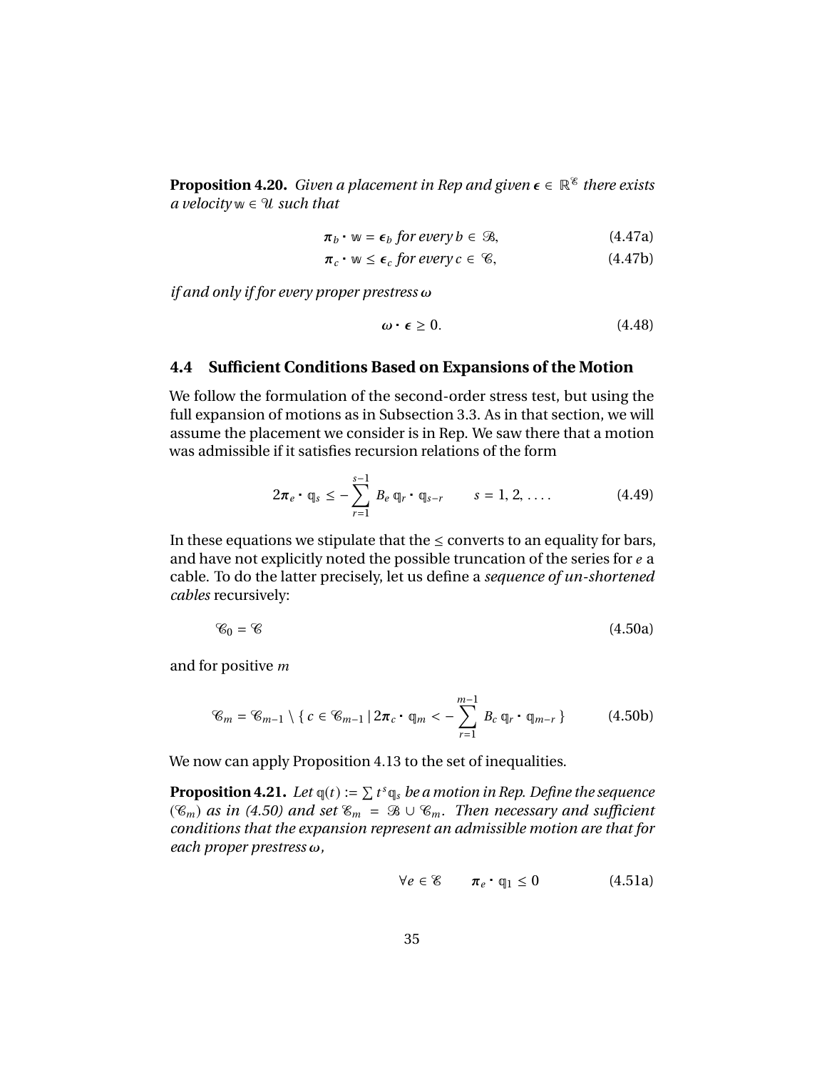**Proposition 4.20.** *Given a placement in Rep and given $\boldsymbol{\epsilon} \in \mathbb{R}^{\mathscr{E}}$ there exists a velocity $\mathbb{w} \in \mathscr{U}$ such that*

$$\boldsymbol{\pi}_b \cdot \mathbb{w} = \boldsymbol{\epsilon}_b \text{ for every } b \in \mathscr{B}, \tag{4.47a}$$

$$\boldsymbol{\pi}_c \cdot \mathbb{w} \leq \boldsymbol{\epsilon}_c \text{ for every } c \in \mathscr{C}, \tag{4.47b}$$

*if and only if for every proper prestress $\boldsymbol{\omega}$*

$$\boldsymbol{\omega} \cdot \boldsymbol{\epsilon} \geq 0. \tag{4.48}$$

## 4.4 Sufficient Conditions Based on Expansions of the Motion

We follow the formulation of the second-order stress test, but using the full expansion of motions as in Subsection 3.3. As in that section, we will assume the placement we consider is in Rep. We saw there that a motion was admissible if it satisfies recursion relations of the form

$$2\boldsymbol{\pi}_e \cdot \mathbb{q}_s \leq -\sum_{r=1}^{s-1} B_e\, \mathbb{q}_r \cdot \mathbb{q}_{s-r} \qquad s = 1, 2, \ldots. \tag{4.49}$$

In these equations we stipulate that the $\leq$ converts to an equality for bars, and have not explicitly noted the possible truncation of the series for $e$ a cable. To do the latter precisely, let us define a *sequence of un-shortened cables* recursively:

$$\mathscr{C}_0 = \mathscr{C} \tag{4.50a}$$

and for positive $m$

$$\mathscr{C}_m = \mathscr{C}_{m-1} \setminus \{\, c \in \mathscr{C}_{m-1} \mid 2\boldsymbol{\pi}_c \cdot \mathbb{q}_m < -\sum_{r=1}^{m-1} B_c\, \mathbb{q}_r \cdot \mathbb{q}_{m-r} \,\} \tag{4.50b}$$

We now can apply Proposition 4.13 to the set of inequalities.

**Proposition 4.21.** *Let $\mathbb{q}(t) := \sum t^s \mathbb{q}_s$ be a motion in Rep. Define the sequence $(\mathscr{C}_m)$ as in (4.50) and set $\mathscr{E}_m = \mathscr{B} \cup \mathscr{C}_m$. Then necessary and sufficient conditions that the expansion represent an admissible motion are that for each proper prestress $\boldsymbol{\omega}$,*

$$\forall e \in \mathscr{E} \qquad \boldsymbol{\pi}_e \cdot \mathbb{q}_1 \leq 0 \tag{4.51a}$$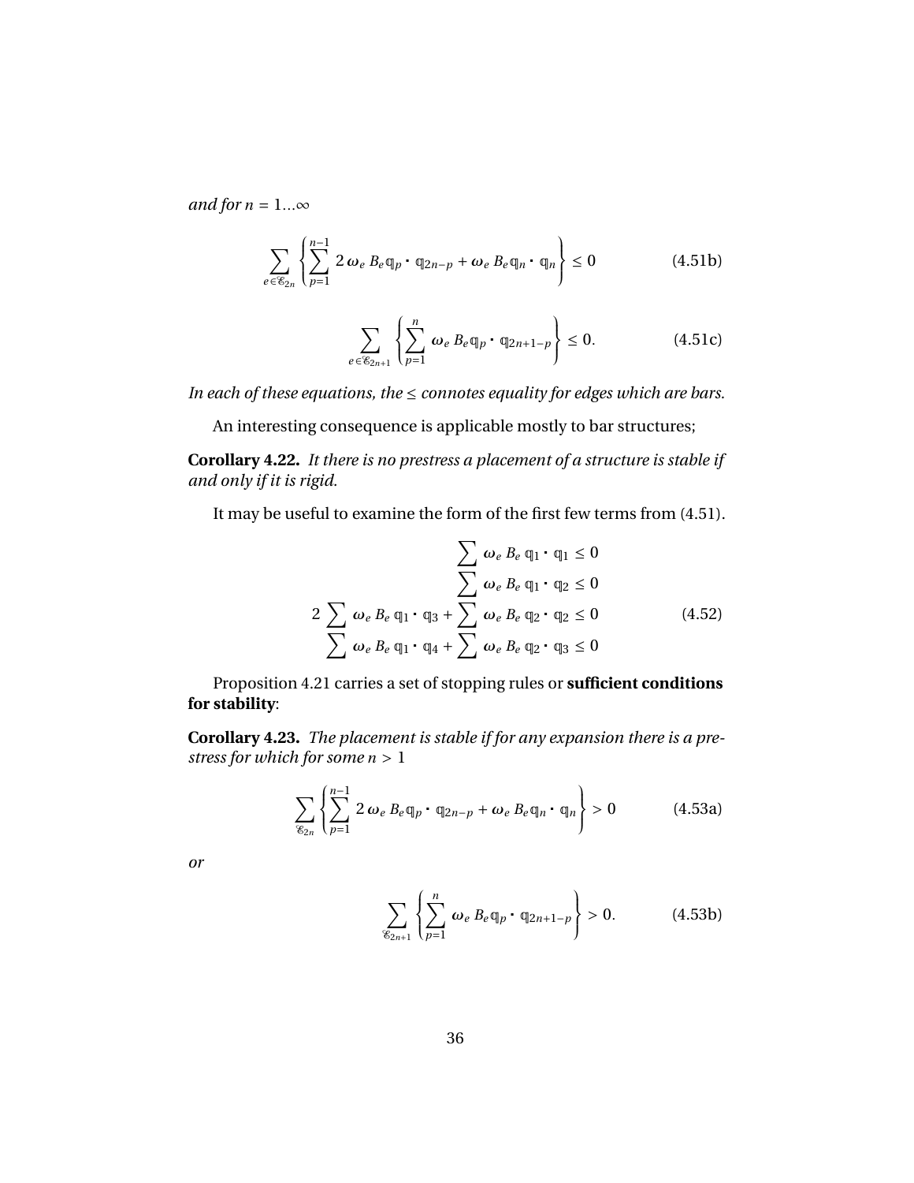*and for $n = 1 \ldots \infty$*

$$\sum_{e \in \mathscr{E}_{2n}} \left\{ \sum_{p=1}^{n-1} 2\, \omega_e\, B_e \mathbb{q}_p \cdot \mathbb{q}_{2n-p} + \omega_e\, B_e \mathbb{q}_n \cdot \mathbb{q}_n \right\} \leq 0 \tag{4.51b}$$

$$\sum_{e \in \mathscr{E}_{2n+1}} \left\{ \sum_{p=1}^{n} \omega_e\, B_e \mathbb{q}_p \cdot \mathbb{q}_{2n+1-p} \right\} \leq 0. \tag{4.51c}$$

*In each of these equations, the $\leq$ connotes equality for edges which are bars.*

An interesting consequence is applicable mostly to bar structures;

**Corollary 4.22.** *It there is no prestress a placement of a structure is stable if and only if it is rigid.*

It may be useful to examine the form of the first few terms from (4.51).

$$\begin{aligned}
\sum \omega_e\, B_e\, \mathbb{q}_1 \cdot \mathbb{q}_1 &\leq 0 \\
\sum \omega_e\, B_e\, \mathbb{q}_1 \cdot \mathbb{q}_2 &\leq 0 \\
2 \sum \omega_e\, B_e\, \mathbb{q}_1 \cdot \mathbb{q}_3 + \sum \omega_e\, B_e\, \mathbb{q}_2 \cdot \mathbb{q}_2 &\leq 0 \\
\sum \omega_e\, B_e\, \mathbb{q}_1 \cdot \mathbb{q}_4 + \sum \omega_e\, B_e\, \mathbb{q}_2 \cdot \mathbb{q}_3 &\leq 0
\end{aligned} \tag{4.52}$$

Proposition 4.21 carries a set of stopping rules or **sufficient conditions for stability**:

**Corollary 4.23.** *The placement is stable if for any expansion there is a prestress for which for some $n > 1$*

$$\sum_{\mathscr{E}_{2n}} \left\{ \sum_{p=1}^{n-1} 2\, \omega_e\, B_e \mathbb{q}_p \cdot \mathbb{q}_{2n-p} + \omega_e\, B_e \mathbb{q}_n \cdot \mathbb{q}_n \right\} > 0 \tag{4.53a}$$

*or*

$$\sum_{\mathscr{E}_{2n+1}} \left\{ \sum_{p=1}^{n} \omega_e\, B_e \mathbb{q}_p \cdot \mathbb{q}_{2n+1-p} \right\} > 0. \tag{4.53b}$$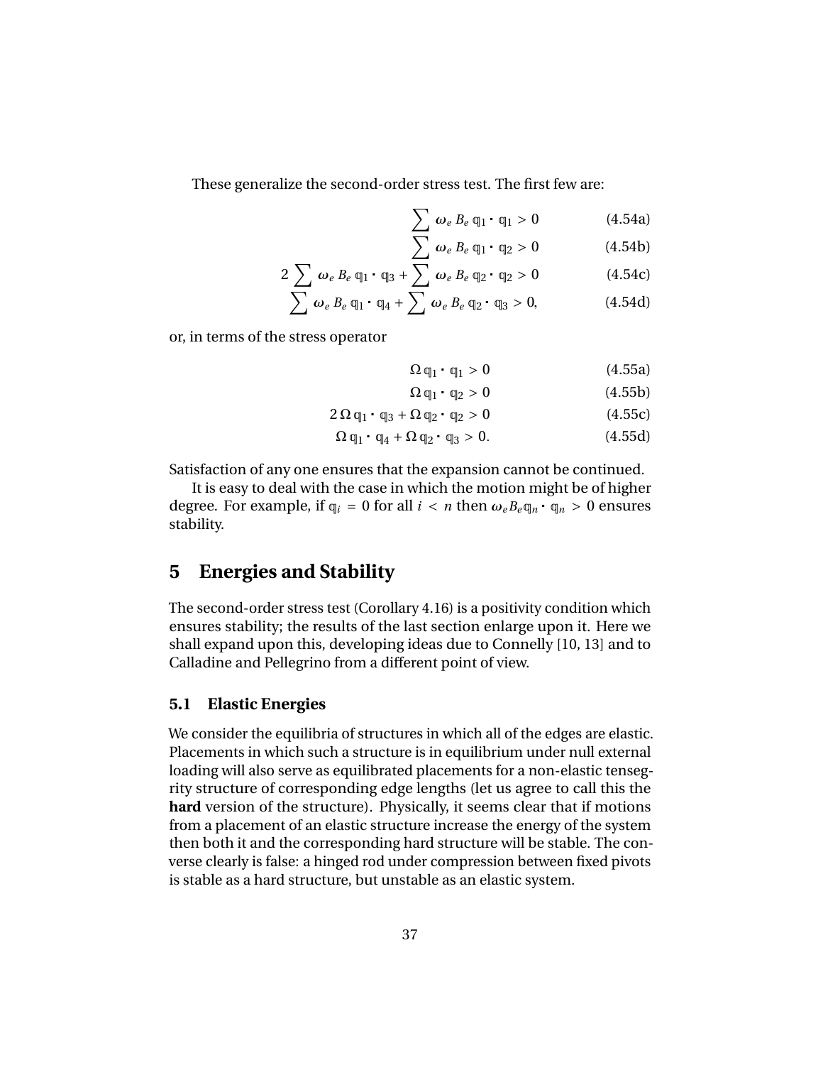These generalize the second-order stress test. The first few are:

$$\sum \omega_e \, B_e \, \mathbb{q}_1 \cdot \mathbb{q}_1 > 0 \tag{4.54a}$$

$$\sum \omega_e \, B_e \, \mathbb{q}_1 \cdot \mathbb{q}_2 > 0 \tag{4.54b}$$

$$2 \sum \omega_e \, B_e \, \mathbb{q}_1 \cdot \mathbb{q}_3 + \sum \omega_e \, B_e \, \mathbb{q}_2 \cdot \mathbb{q}_2 > 0 \tag{4.54c}$$

$$\sum \omega_e \, B_e \, \mathbb{q}_1 \cdot \mathbb{q}_4 + \sum \omega_e \, B_e \, \mathbb{q}_2 \cdot \mathbb{q}_3 > 0, \tag{4.54d}$$

or, in terms of the stress operator

$$\Omega \, \mathbb{q}_1 \cdot \mathbb{q}_1 > 0 \tag{4.55a}$$

$$\Omega \, \mathbb{q}_1 \cdot \mathbb{q}_2 > 0 \tag{4.55b}$$

$$2 \, \Omega \, \mathbb{q}_1 \cdot \mathbb{q}_3 + \Omega \, \mathbb{q}_2 \cdot \mathbb{q}_2 > 0 \tag{4.55c}$$

$$\Omega \, \mathbb{q}_1 \cdot \mathbb{q}_4 + \Omega \, \mathbb{q}_2 \cdot \mathbb{q}_3 > 0. \tag{4.55d}$$

Satisfaction of any one ensures that the expansion cannot be continued.

It is easy to deal with the case in which the motion might be of higher degree. For example, if $\mathbb{q}_i = 0$ for all $i < n$ then $\omega_e B_e \mathbb{q}_n \cdot \mathbb{q}_n > 0$ ensures stability.

# 5 Energies and Stability

The second-order stress test (Corollary 4.16) is a positivity condition which ensures stability; the results of the last section enlarge upon it. Here we shall expand upon this, developing ideas due to Connelly [10, 13] and to Calladine and Pellegrino from a different point of view.

## 5.1 Elastic Energies

We consider the equilibria of structures in which all of the edges are elastic. Placements in which such a structure is in equilibrium under null external loading will also serve as equilibrated placements for a non-elastic tensegrity structure of corresponding edge lengths (let us agree to call this the **hard** version of the structure). Physically, it seems clear that if motions from a placement of an elastic structure increase the energy of the system then both it and the corresponding hard structure will be stable. The converse clearly is false: a hinged rod under compression between fixed pivots is stable as a hard structure, but unstable as an elastic system.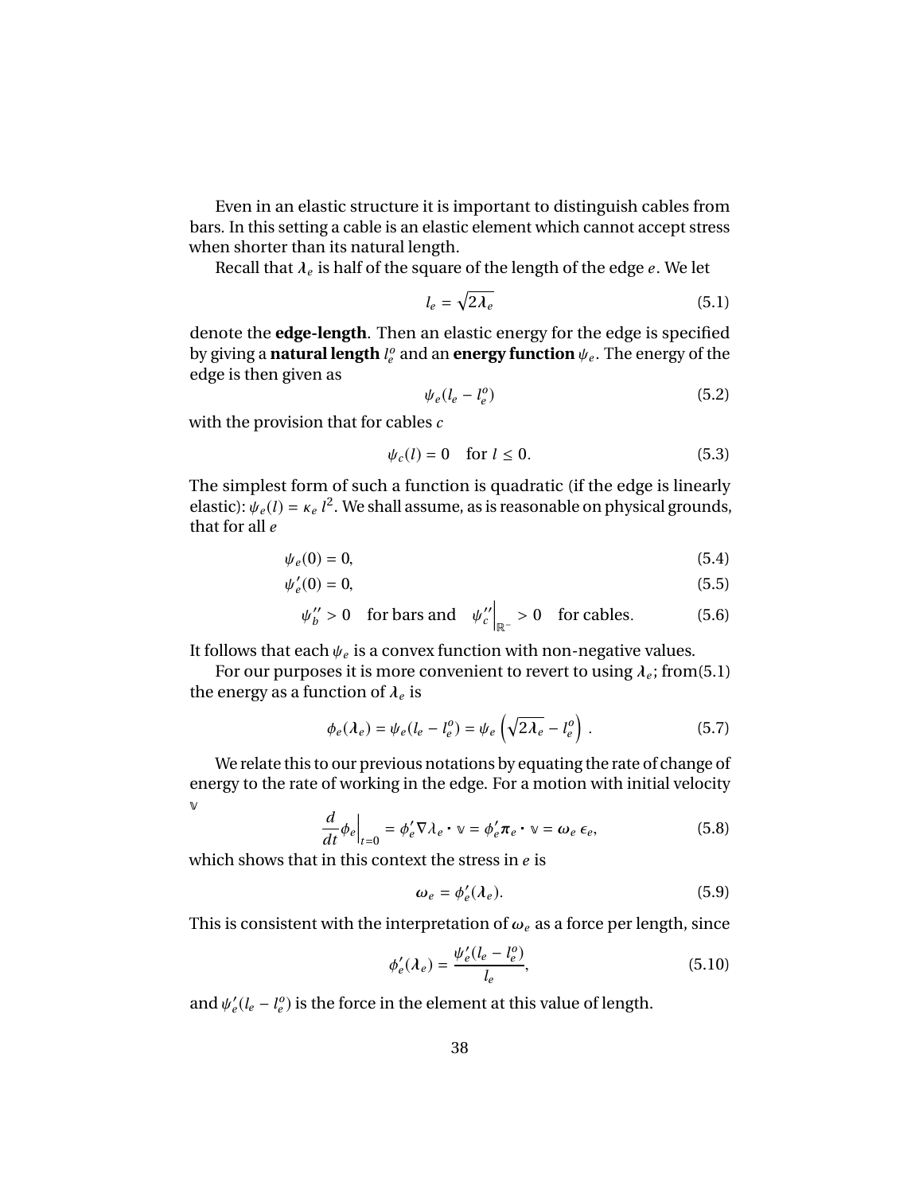Even in an elastic structure it is important to distinguish cables from bars. In this setting a cable is an elastic element which cannot accept stress when shorter than its natural length.

Recall that $\lambda_e$ is half of the square of the length of the edge $e$. We let

$$l_e = \sqrt{2\lambda_e} \tag{5.1}$$

denote the **edge-length**. Then an elastic energy for the edge is specified by giving a **natural length** $l_e^o$ and an **energy function** $\psi_e$. The energy of the edge is then given as

$$\psi_e(l_e - l_e^o) \tag{5.2}$$

with the provision that for cables $c$

$$\psi_c(l) = 0 \quad \text{for } l \leq 0. \tag{5.3}$$

The simplest form of such a function is quadratic (if the edge is linearly elastic): $\psi_e(l) = \kappa_e\, l^2$. We shall assume, as is reasonable on physical grounds, that for all $e$

$$\psi_e(0) = 0, \tag{5.4}$$

$$\psi_e'(0) = 0, \tag{5.5}$$

$$\psi_b'' > 0 \quad \text{for bars and} \quad \psi_c''\Big|_{\mathbb{R}^-} > 0 \quad \text{for cables}. \tag{5.6}$$

It follows that each $\psi_e$ is a convex function with non-negative values.

For our purposes it is more convenient to revert to using $\lambda_e$; from(5.1) the energy as a function of $\lambda_e$ is

$$\phi_e(\lambda_e) = \psi_e(l_e - l_e^o) = \psi_e\left(\sqrt{2\lambda_e} - l_e^o\right). \tag{5.7}$$

We relate this to our previous notations by equating the rate of change of energy to the rate of working in the edge. For a motion with initial velocity $\mathbb{v}$

$$\frac{d}{dt}\phi_e\Big|_{t=0} = \phi_e' \nabla\lambda_e \cdot \mathbb{v} = \phi_e' \boldsymbol{\pi}_e \cdot \mathbb{v} = \boldsymbol{\omega}_e\, \epsilon_e, \tag{5.8}$$

which shows that in this context the stress in $e$ is

$$\boldsymbol{\omega}_e = \phi_e'(\lambda_e). \tag{5.9}$$

This is consistent with the interpretation of $\boldsymbol{\omega}_e$ as a force per length, since

$$\phi_e'(\lambda_e) = \frac{\psi_e'(l_e - l_e^o)}{l_e}, \tag{5.10}$$

and $\psi_e'(l_e - l_e^o)$ is the force in the element at this value of length.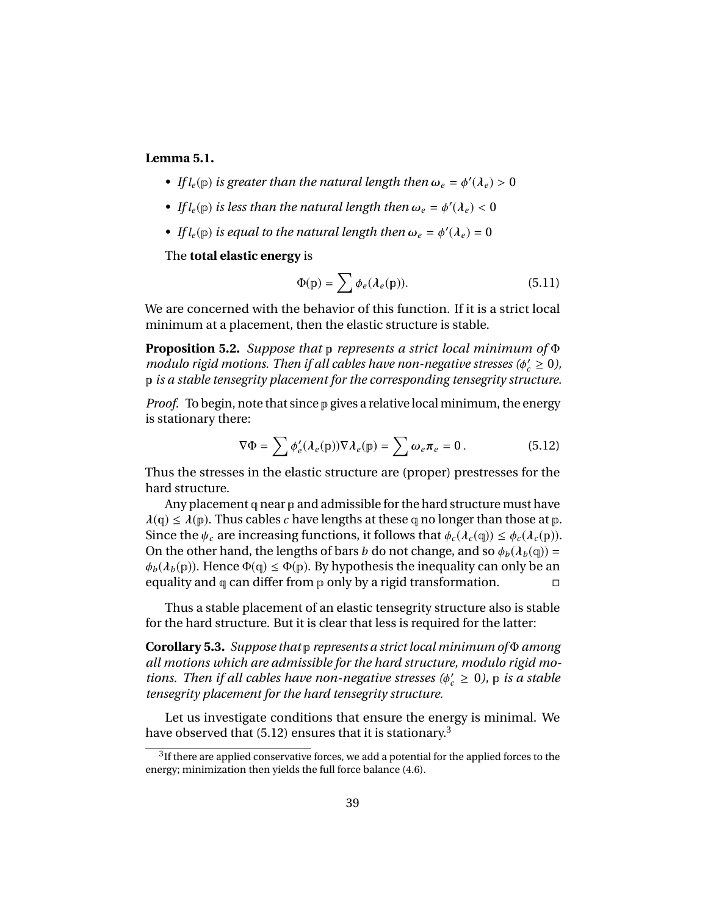**Lemma 5.1.**

- *If $l_e(\mathbb{p})$ is greater than the natural length then $\omega_e = \phi'(\lambda_e) > 0$*
- *If $l_e(\mathbb{p})$ is less than the natural length then $\omega_e = \phi'(\lambda_e) < 0$*
- *If $l_e(\mathbb{p})$ is equal to the natural length then $\omega_e = \phi'(\lambda_e) = 0$*

The **total elastic energy** is

$$\Phi(\mathbb{p}) = \sum \phi_e(\lambda_e(\mathbb{p})). \tag{5.11}$$

We are concerned with the behavior of this function. If it is a strict local minimum at a placement, then the elastic structure is stable.

**Proposition 5.2.** *Suppose that $\mathbb{p}$ represents a strict local minimum of $\Phi$ modulo rigid motions. Then if all cables have non-negative stresses ($\phi'_c \geq 0$), $\mathbb{p}$ is a stable tensegrity placement for the corresponding tensegrity structure.*

*Proof.* To begin, note that since $\mathbb{p}$ gives a relative local minimum, the energy is stationary there:

$$\nabla\Phi = \sum \phi'_e(\lambda_e(\mathbb{p}))\nabla\lambda_e(\mathbb{p}) = \sum \omega_e \boldsymbol{\pi}_e = 0\,. \tag{5.12}$$

Thus the stresses in the elastic structure are (proper) prestresses for the hard structure.

Any placement $\mathbb{q}$ near $\mathbb{p}$ and admissible for the hard structure must have $\lambda(\mathbb{q}) \leq \lambda(\mathbb{p})$. Thus cables $c$ have lengths at these $\mathbb{q}$ no longer than those at $\mathbb{p}$. Since the $\psi_c$ are increasing functions, it follows that $\phi_c(\lambda_c(\mathbb{q})) \leq \phi_c(\lambda_c(\mathbb{p}))$. On the other hand, the lengths of bars $b$ do not change, and so $\phi_b(\lambda_b(\mathbb{q})) = \phi_b(\lambda_b(\mathbb{p}))$. Hence $\Phi(\mathbb{q}) \leq \Phi(\mathbb{p})$. By hypothesis the inequality can only be an equality and $\mathbb{q}$ can differ from $\mathbb{p}$ only by a rigid transformation. □

Thus a stable placement of an elastic tensegrity structure also is stable for the hard structure. But it is clear that less is required for the latter:

**Corollary 5.3.** *Suppose that $\mathbb{p}$ represents a strict local minimum of $\Phi$ among all motions which are admissible for the hard structure, modulo rigid motions. Then if all cables have non-negative stresses ($\phi'_c \geq 0$), $\mathbb{p}$ is a stable tensegrity placement for the hard tensegrity structure.*

Let us investigate conditions that ensure the energy is minimal. We have observed that (5.12) ensures that it is stationary.[3]

[3] If there are applied conservative forces, we add a potential for the applied forces to the energy; minimization then yields the full force balance (4.6).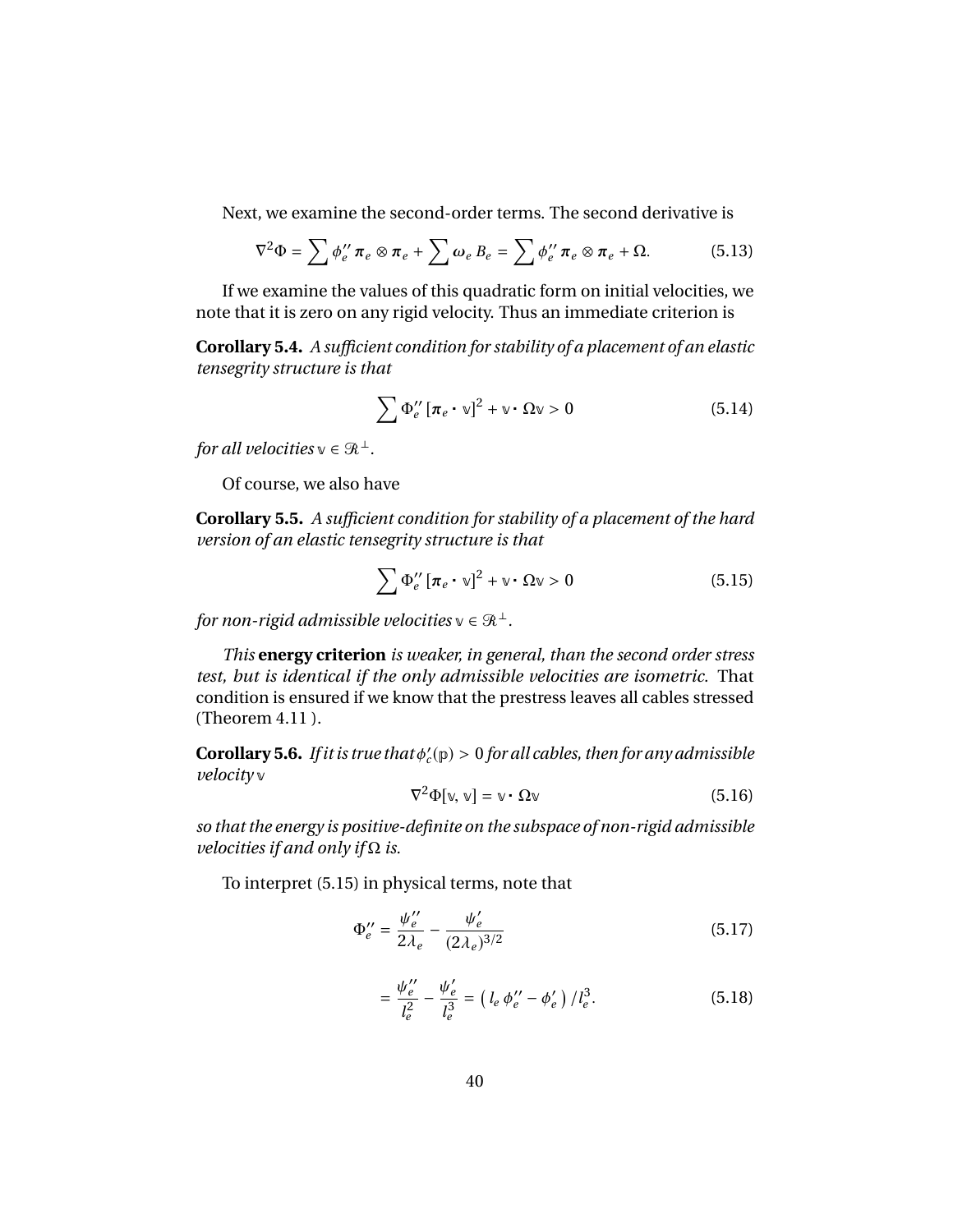Next, we examine the second-order terms. The second derivative is

$$\nabla^2 \Phi = \sum \phi_e'' \,\boldsymbol{\pi}_e \otimes \boldsymbol{\pi}_e + \sum \boldsymbol{\omega}_e \, B_e = \sum \phi_e'' \,\boldsymbol{\pi}_e \otimes \boldsymbol{\pi}_e + \Omega. \tag{5.13}$$

If we examine the values of this quadratic form on initial velocities, we note that it is zero on any rigid velocity. Thus an immediate criterion is

**Corollary 5.4.** *A sufficient condition for stability of a placement of an elastic tensegrity structure is that*

$$\sum \Phi_e'' \,[\boldsymbol{\pi}_e \cdot \mathbb{v}]^2 + \mathbb{v} \cdot \Omega \mathbb{v} > 0 \tag{5.14}$$

*for all velocities* $\mathbb{v} \in \mathcal{R}^{\perp}$.

Of course, we also have

**Corollary 5.5.** *A sufficient condition for stability of a placement of the hard version of an elastic tensegrity structure is that*

$$\sum \Phi_e'' \,[\boldsymbol{\pi}_e \cdot \mathbb{v}]^2 + \mathbb{v} \cdot \Omega \mathbb{v} > 0 \tag{5.15}$$

*for non-rigid admissible velocities* $\mathbb{v} \in \mathcal{R}^{\perp}$.

*This* **energy criterion** *is weaker, in general, than the second order stress test, but is identical if the only admissible velocities are isometric.* That condition is ensured if we know that the prestress leaves all cables stressed (Theorem 4.11 ).

**Corollary 5.6.** *If it is true that* $\phi_c'(\mathbb{p}) > 0$ *for all cables, then for any admissible velocity* $\mathbb{v}$

$$\nabla^2 \Phi[\mathbb{v}, \mathbb{v}] = \mathbb{v} \cdot \Omega \mathbb{v} \tag{5.16}$$

*so that the energy is positive-definite on the subspace of non-rigid admissible velocities if and only if* $\Omega$ *is.*

To interpret (5.15) in physical terms, note that

$$\Phi_e'' = \frac{\psi_e''}{2\lambda_e} - \frac{\psi_e'}{(2\lambda_e)^{3/2}} \tag{5.17}$$

$$= \frac{\psi_e''}{l_e^2} - \frac{\psi_e'}{l_e^3} = \left( l_e \, \phi_e'' - \phi_e' \right) / l_e^3. \tag{5.18}$$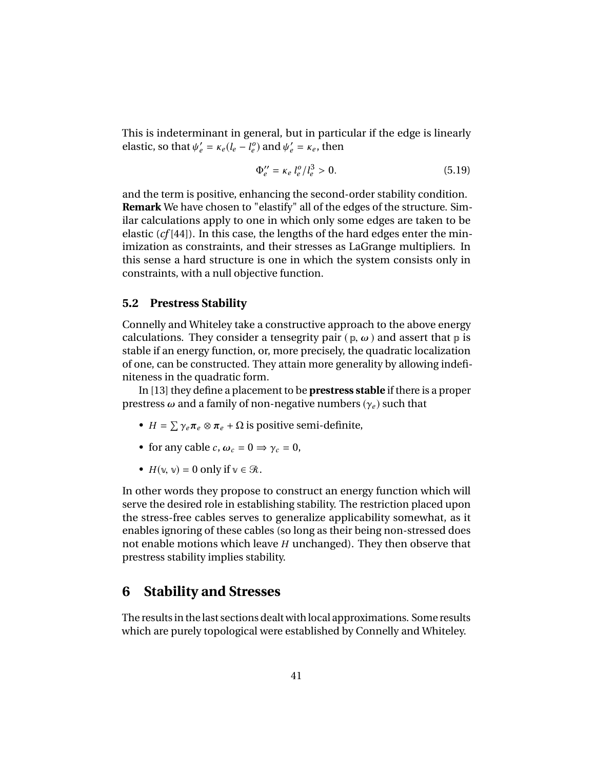This is indeterminant in general, but in particular if the edge is linearly elastic, so that $\psi_e' = \kappa_e(l_e - l_e^o)$ and $\psi_e' = \kappa_e$, then

$$\Phi_e'' = \kappa_e\, l_e^o / l_e^3 > 0. \tag{5.19}$$

and the term is positive, enhancing the second-order stability condition.
**Remark** We have chosen to "elastify" all of the edges of the structure. Similar calculations apply to one in which only some edges are taken to be elastic (*cf* [44]). In this case, the lengths of the hard edges enter the minimization as constraints, and their stresses as LaGrange multipliers. In this sense a hard structure is one in which the system consists only in constraints, with a null objective function.

### 5.2 Prestress Stability

Connelly and Whiteley take a constructive approach to the above energy calculations. They consider a tensegrity pair ( $\mathbb{p}$, $\boldsymbol{\omega}$ ) and assert that $\mathbb{p}$ is stable if an energy function, or, more precisely, the quadratic localization of one, can be constructed. They attain more generality by allowing indefiniteness in the quadratic form.

In [13] they define a placement to be **prestress stable** if there is a proper prestress $\boldsymbol{\omega}$ and a family of non-negative numbers $(\gamma_e)$ such that

- $H = \sum \gamma_e \boldsymbol{\pi}_e \otimes \boldsymbol{\pi}_e + \Omega$ is positive semi-definite,
- for any cable $c$, $\omega_c = 0 \Rightarrow \gamma_c = 0$,
- $H(\mathbb{v}, \mathbb{v}) = 0$ only if $\mathbb{v} \in \mathscr{R}$.

In other words they propose to construct an energy function which will serve the desired role in establishing stability. The restriction placed upon the stress-free cables serves to generalize applicability somewhat, as it enables ignoring of these cables (so long as their being non-stressed does not enable motions which leave $H$ unchanged). They then observe that prestress stability implies stability.

## 6 Stability and Stresses

The results in the last sections dealt with local approximations. Some results which are purely topological were established by Connelly and Whiteley.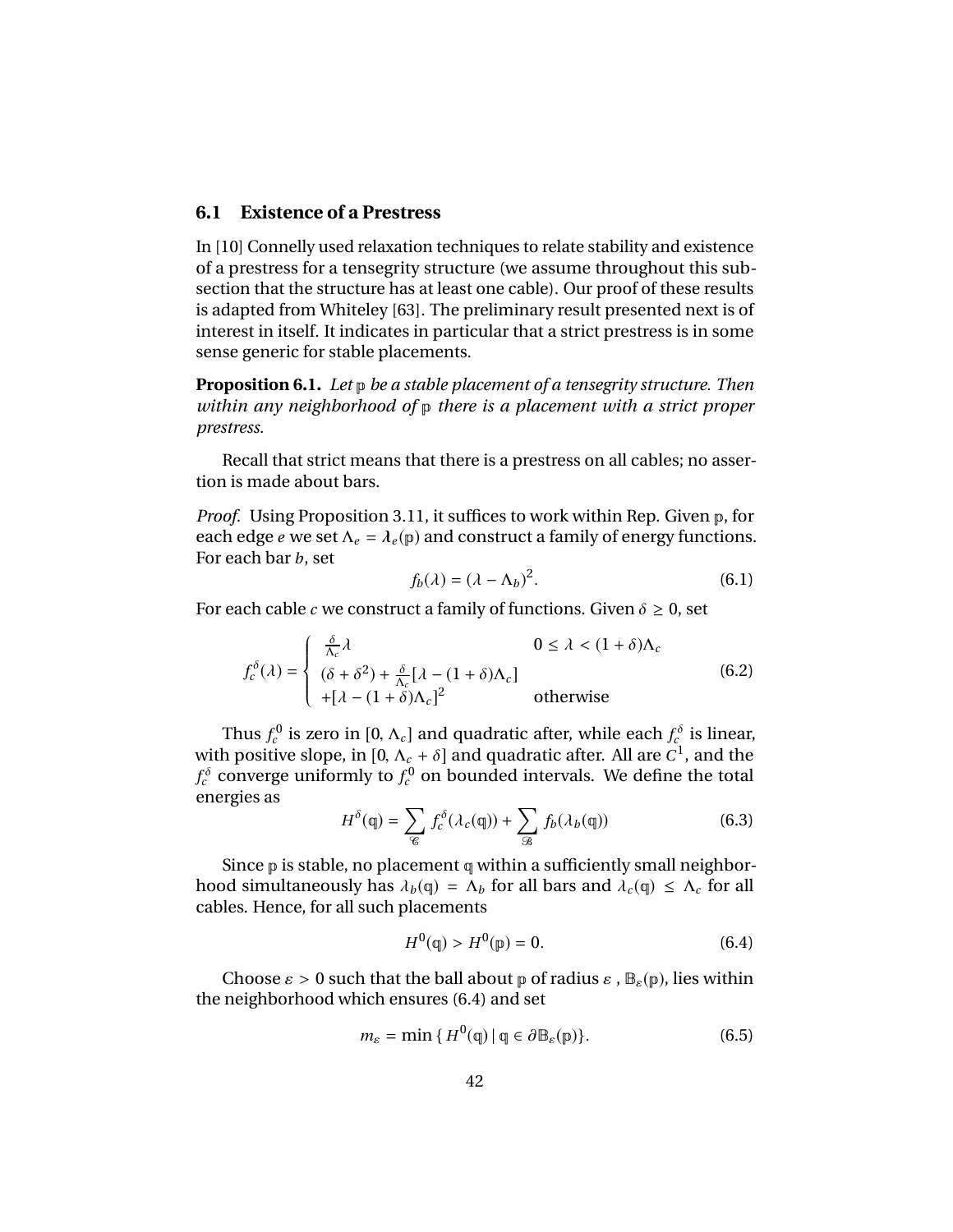### 6.1 Existence of a Prestress

In [10] Connelly used relaxation techniques to relate stability and existence of a prestress for a tensegrity structure (we assume throughout this subsection that the structure has at least one cable). Our proof of these results is adapted from Whiteley [63]. The preliminary result presented next is of interest in itself. It indicates in particular that a strict prestress is in some sense generic for stable placements.

**Proposition 6.1.** *Let $\mathbb{p}$ be a stable placement of a tensegrity structure. Then within any neighborhood of $\mathbb{p}$ there is a placement with a strict proper prestress.*

Recall that strict means that there is a prestress on all cables; no assertion is made about bars.

*Proof.* Using Proposition 3.11, it suffices to work within Rep. Given $\mathbb{p}$, for each edge $e$ we set $\Lambda_e = \lambda_e(\mathbb{p})$ and construct a family of energy functions. For each bar $b$, set

$$f_b(\lambda) = (\lambda - \Lambda_b)^2. \tag{6.1}$$

For each cable $c$ we construct a family of functions. Given $\delta \geq 0$, set

$$f_c^\delta(\lambda) = \begin{cases} \frac{\delta}{\Lambda_c}\lambda & 0 \leq \lambda < (1+\delta)\Lambda_c \\ (\delta + \delta^2) + \frac{\delta}{\Lambda_c}[\lambda - (1+\delta)\Lambda_c] \\ +[\lambda - (1+\delta)\Lambda_c]^2 & \text{otherwise} \end{cases} \tag{6.2}$$

Thus $f_c^0$ is zero in $[0, \Lambda_c]$ and quadratic after, while each $f_c^\delta$ is linear, with positive slope, in $[0, \Lambda_c + \delta]$ and quadratic after. All are $C^1$, and the $f_c^\delta$ converge uniformly to $f_c^0$ on bounded intervals. We define the total energies as

$$H^\delta(\mathbb{q}) = \sum_{\mathscr{C}} f_c^\delta(\lambda_c(\mathbb{q})) + \sum_{\mathscr{B}} f_b(\lambda_b(\mathbb{q})) \tag{6.3}$$

Since $\mathbb{p}$ is stable, no placement $\mathbb{q}$ within a sufficiently small neighborhood simultaneously has $\lambda_b(\mathbb{q}) = \Lambda_b$ for all bars and $\lambda_c(\mathbb{q}) \leq \Lambda_c$ for all cables. Hence, for all such placements

$$H^0(\mathbb{q}) > H^0(\mathbb{p}) = 0. \tag{6.4}$$

Choose $\varepsilon > 0$ such that the ball about $\mathbb{p}$ of radius $\varepsilon$, $\mathbb{B}_\varepsilon(\mathbb{p})$, lies within the neighborhood which ensures (6.4) and set

$$m_\varepsilon = \min\{\, H^0(\mathbb{q}) \mid \mathbb{q} \in \partial\mathbb{B}_\varepsilon(\mathbb{p})\}. \tag{6.5}$$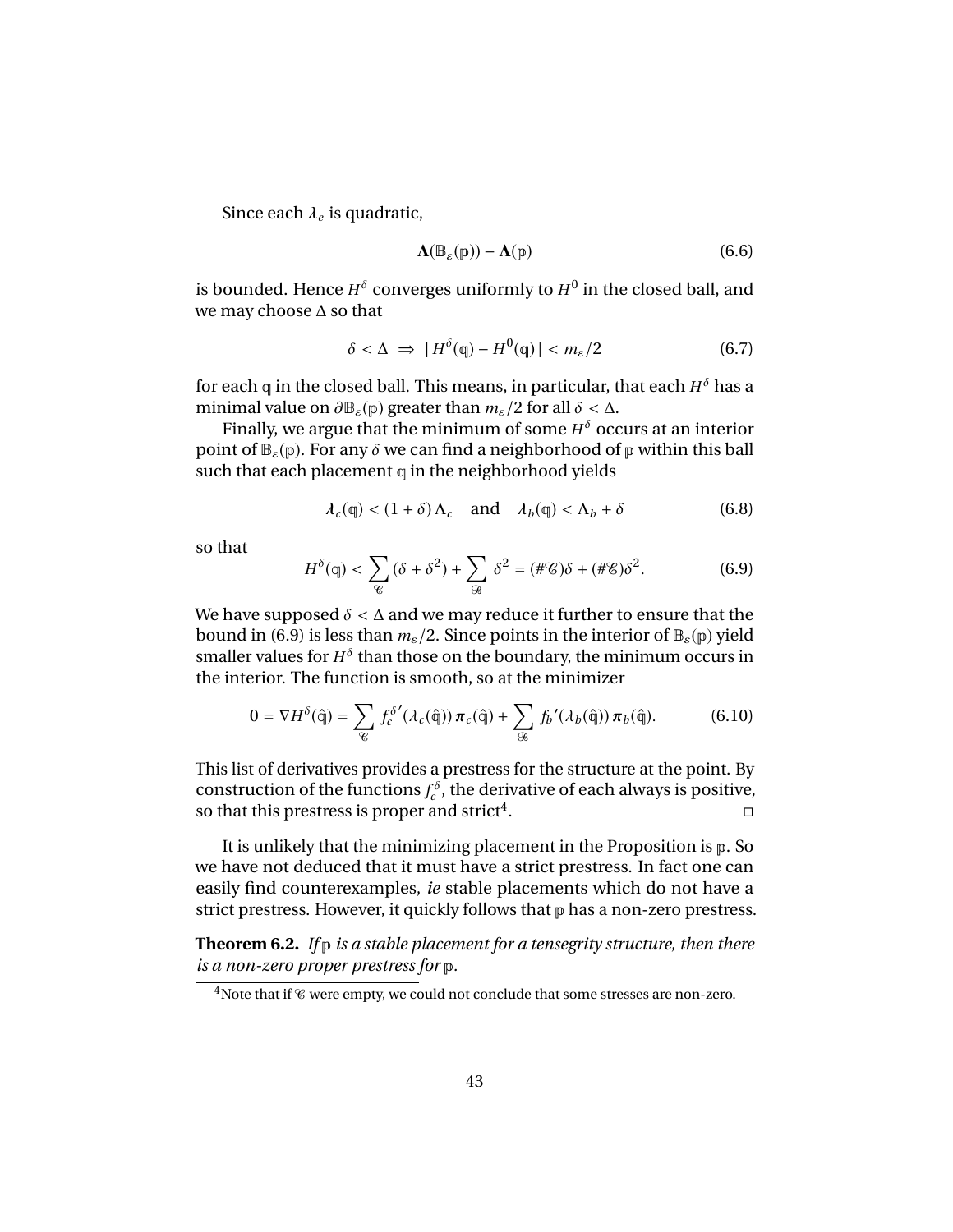Since each $\boldsymbol{\lambda}_e$ is quadratic,

$$\boldsymbol{\Lambda}(\mathbb{B}_\varepsilon(\mathbb{p})) - \boldsymbol{\Lambda}(\mathbb{p}) \tag{6.6}$$

is bounded. Hence $H^\delta$ converges uniformly to $H^0$ in the closed ball, and we may choose $\Delta$ so that

$$\delta < \Delta \;\Rightarrow\; |\, H^\delta(\mathbb{q}) - H^0(\mathbb{q})\,| < m_\varepsilon/2 \tag{6.7}$$

for each $\mathbb{q}$ in the closed ball. This means, in particular, that each $H^\delta$ has a minimal value on $\partial\mathbb{B}_\varepsilon(\mathbb{p})$ greater than $m_\varepsilon/2$ for all $\delta < \Delta$.

Finally, we argue that the minimum of some $H^\delta$ occurs at an interior point of $\mathbb{B}_\varepsilon(\mathbb{p})$. For any $\delta$ we can find a neighborhood of $\mathbb{p}$ within this ball such that each placement $\mathbb{q}$ in the neighborhood yields

$$\boldsymbol{\lambda}_c(\mathbb{q}) < (1+\delta)\,\Lambda_c \quad \text{and} \quad \boldsymbol{\lambda}_b(\mathbb{q}) < \Lambda_b + \delta \tag{6.8}$$

so that

$$H^\delta(\mathbb{q}) < \sum_{\mathscr{C}} (\delta + \delta^2) + \sum_{\mathscr{B}} \delta^2 = (\#\mathscr{C})\delta + (\#\mathscr{E})\delta^2. \tag{6.9}$$

We have supposed $\delta < \Delta$ and we may reduce it further to ensure that the bound in (6.9) is less than $m_\varepsilon/2$. Since points in the interior of $\mathbb{B}_\varepsilon(\mathbb{p})$ yield smaller values for $H^\delta$ than those on the boundary, the minimum occurs in the interior. The function is smooth, so at the minimizer

$$0 = \nabla H^\delta(\hat{\mathbb{q}}) = \sum_{\mathscr{C}} {f_c^\delta}'(\lambda_c(\hat{\mathbb{q}}))\,\boldsymbol{\pi}_c(\hat{\mathbb{q}}) + \sum_{\mathscr{B}} {f_b}'(\lambda_b(\hat{\mathbb{q}}))\,\boldsymbol{\pi}_b(\hat{\mathbb{q}}). \tag{6.10}$$

This list of derivatives provides a prestress for the structure at the point. By construction of the functions $f_c^\delta$, the derivative of each always is positive, so that this prestress is proper and strict[4]. □

It is unlikely that the minimizing placement in the Proposition is $\mathbb{p}$. So we have not deduced that it must have a strict prestress. In fact one can easily find counterexamples, *ie* stable placements which do not have a strict prestress. However, it quickly follows that $\mathbb{p}$ has a non-zero prestress.

**Theorem 6.2.** *If $\mathbb{p}$ is a stable placement for a tensegrity structure, then there is a non-zero proper prestress for $\mathbb{p}$.*

[4]Note that if $\mathscr{C}$ were empty, we could not conclude that some stresses are non-zero.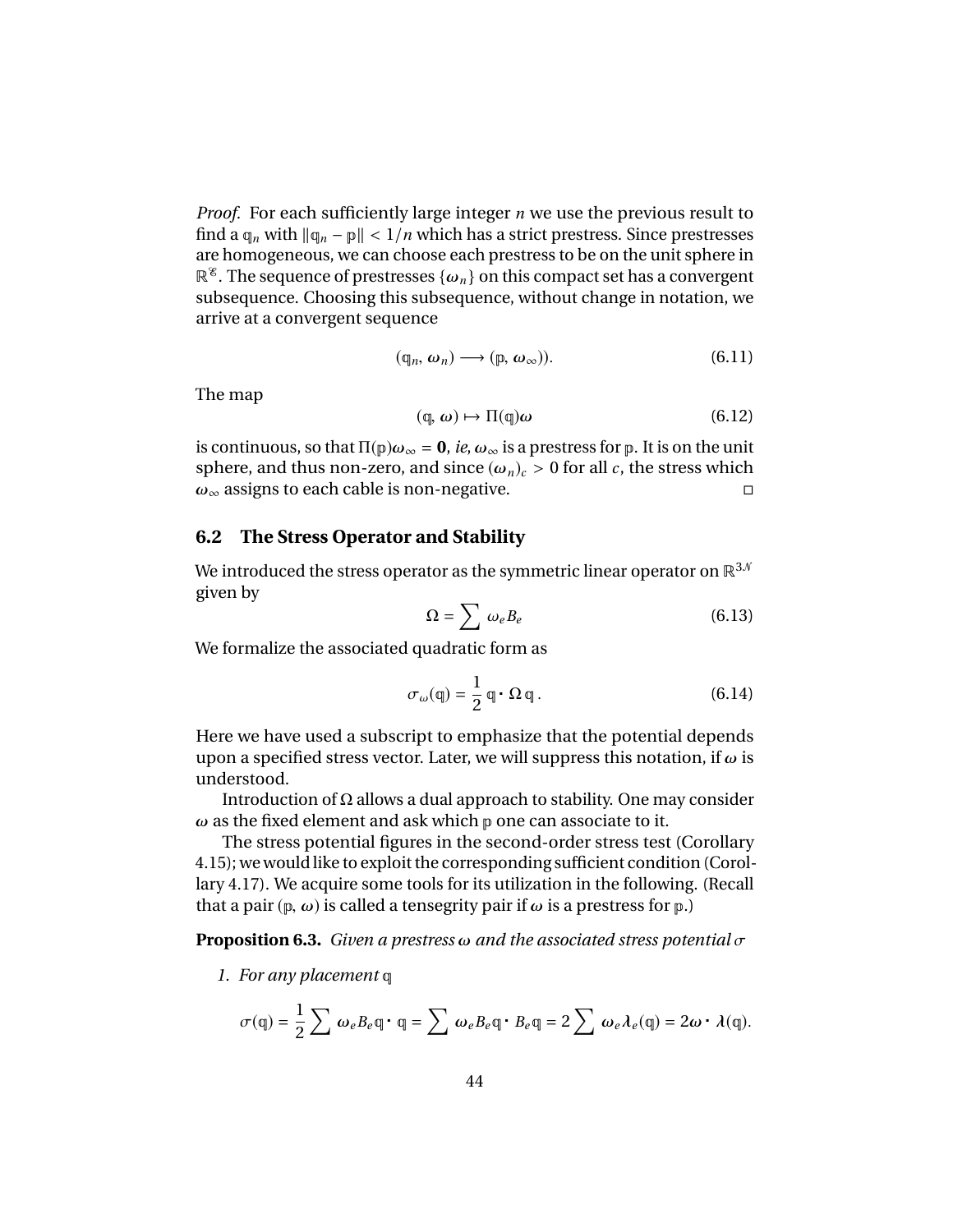*Proof.* For each sufficiently large integer $n$ we use the previous result to find a $\mathbb{q}_n$ with $\|\mathbb{q}_n - \mathbb{p}\| < 1/n$ which has a strict prestress. Since prestresses are homogeneous, we can choose each prestress to be on the unit sphere in $\mathbb{R}^{\mathscr{E}}$. The sequence of prestresses $\{\boldsymbol{\omega}_n\}$ on this compact set has a convergent subsequence. Choosing this subsequence, without change in notation, we arrive at a convergent sequence

$$(\mathbb{q}_n, \boldsymbol{\omega}_n) \longrightarrow (\mathbb{p}, \boldsymbol{\omega}_\infty)). \tag{6.11}$$

The map

$$(\mathbb{q}, \boldsymbol{\omega}) \mapsto \Pi(\mathbb{q})\boldsymbol{\omega} \tag{6.12}$$

is continuous, so that $\Pi(\mathbb{p})\boldsymbol{\omega}_\infty = \mathbf{0}$, *ie*, $\boldsymbol{\omega}_\infty$ is a prestress for $\mathbb{p}$. It is on the unit sphere, and thus non-zero, and since $(\boldsymbol{\omega}_n)_c > 0$ for all $c$, the stress which $\boldsymbol{\omega}_\infty$ assigns to each cable is non-negative. □

## 6.2 The Stress Operator and Stability

We introduced the stress operator as the symmetric linear operator on $\mathbb{R}^{3\mathcal{N}}$ given by

$$\Omega = \sum \omega_e B_e \tag{6.13}$$

We formalize the associated quadratic form as

$$\sigma_\omega(\mathbb{q}) = \frac{1}{2}\,\mathbb{q} \cdot \Omega\,\mathbb{q}\,. \tag{6.14}$$

Here we have used a subscript to emphasize that the potential depends upon a specified stress vector. Later, we will suppress this notation, if $\boldsymbol{\omega}$ is understood.

Introduction of $\Omega$ allows a dual approach to stability. One may consider $\boldsymbol{\omega}$ as the fixed element and ask which $\mathbb{p}$ one can associate to it.

The stress potential figures in the second-order stress test (Corollary 4.15); we would like to exploit the corresponding sufficient condition (Corollary 4.17). We acquire some tools for its utilization in the following. (Recall that a pair $(\mathbb{p}, \boldsymbol{\omega})$ is called a tensegrity pair if $\boldsymbol{\omega}$ is a prestress for $\mathbb{p}$.)

**Proposition 6.3.** *Given a prestress $\omega$ and the associated stress potential $\sigma$*

1. *For any placement $\mathbb{q}$*

$$\sigma(\mathbb{q}) = \frac{1}{2}\sum \boldsymbol{\omega}_e B_e \mathbb{q} \cdot \mathbb{q} = \sum \boldsymbol{\omega}_e B_e \mathbb{q} \cdot B_e \mathbb{q} = 2\sum \boldsymbol{\omega}_e \boldsymbol{\lambda}_e(\mathbb{q}) = 2\boldsymbol{\omega} \cdot \boldsymbol{\lambda}(\mathbb{q}).$$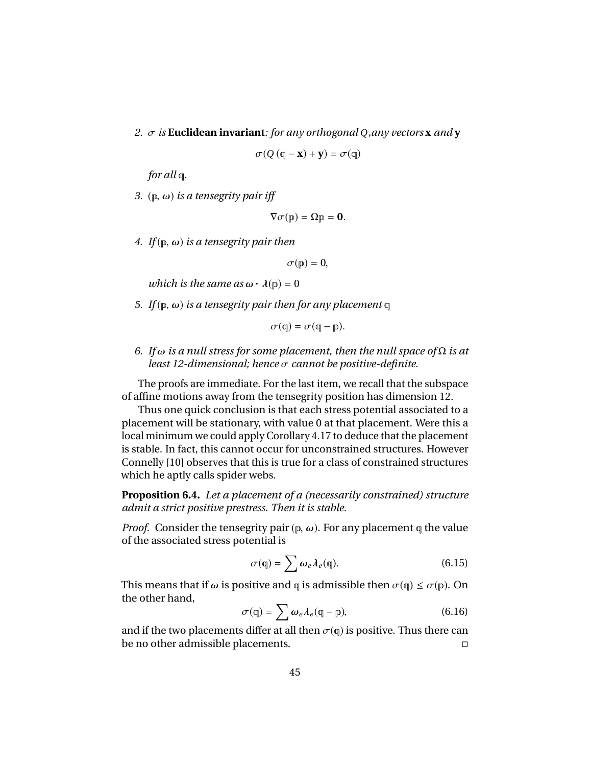2. $\sigma$ *is* **Euclidean invariant***: for any orthogonal $Q$, any vectors* $\mathbf{x}$ *and* $\mathbf{y}$

$$\sigma(Q\,(\mathbb{q}-\mathbf{x})+\mathbf{y}) = \sigma(\mathbb{q})$$

*for all* $\mathbb{q}$.

3. $(\mathbb{p}, \boldsymbol{\omega})$ *is a tensegrity pair iff*

$$\nabla\sigma(\mathbb{p}) = \Omega\mathbb{p} = \mathbf{0}.$$

4. *If* $(\mathbb{p}, \boldsymbol{\omega})$ *is a tensegrity pair then*

$$\sigma(\mathbb{p}) = 0,$$

*which is the same as* $\boldsymbol{\omega}\cdot\boldsymbol{\lambda}(\mathbb{p}) = 0$

5. *If* $(\mathbb{p}, \boldsymbol{\omega})$ *is a tensegrity pair then for any placement* $\mathbb{q}$

$$\sigma(\mathbb{q}) = \sigma(\mathbb{q}-\mathbb{p}).$$

6. *If* $\omega$ *is a null stress for some placement, then the null space of* $\Omega$ *is at least 12-dimensional; hence* $\sigma$ *cannot be positive-definite.*

The proofs are immediate. For the last item, we recall that the subspace of affine motions away from the tensegrity position has dimension 12.

Thus one quick conclusion is that each stress potential associated to a placement will be stationary, with value 0 at that placement. Were this a local minimum we could apply Corollary 4.17 to deduce that the placement is stable. In fact, this cannot occur for unconstrained structures. However Connelly [10] observes that this is true for a class of constrained structures which he aptly calls spider webs.

**Proposition 6.4.** *Let a placement of a (necessarily constrained) structure admit a strict positive prestress. Then it is stable.*

*Proof.* Consider the tensegrity pair $(\mathbb{p}, \omega)$. For any placement $\mathbb{q}$ the value of the associated stress potential is

$$\sigma(\mathbb{q}) = \sum \omega_e \boldsymbol{\lambda}_e(\mathbb{q}). \tag{6.15}$$

This means that if $\omega$ is positive and $\mathbb{q}$ is admissible then $\sigma(\mathbb{q}) \le \sigma(\mathbb{p})$. On the other hand,

$$\sigma(\mathbb{q}) = \sum \omega_e \boldsymbol{\lambda}_e(\mathbb{q}-\mathbb{p}), \tag{6.16}$$

and if the two placements differ at all then $\sigma(\mathbb{q})$ is positive. Thus there can be no other admissible placements. □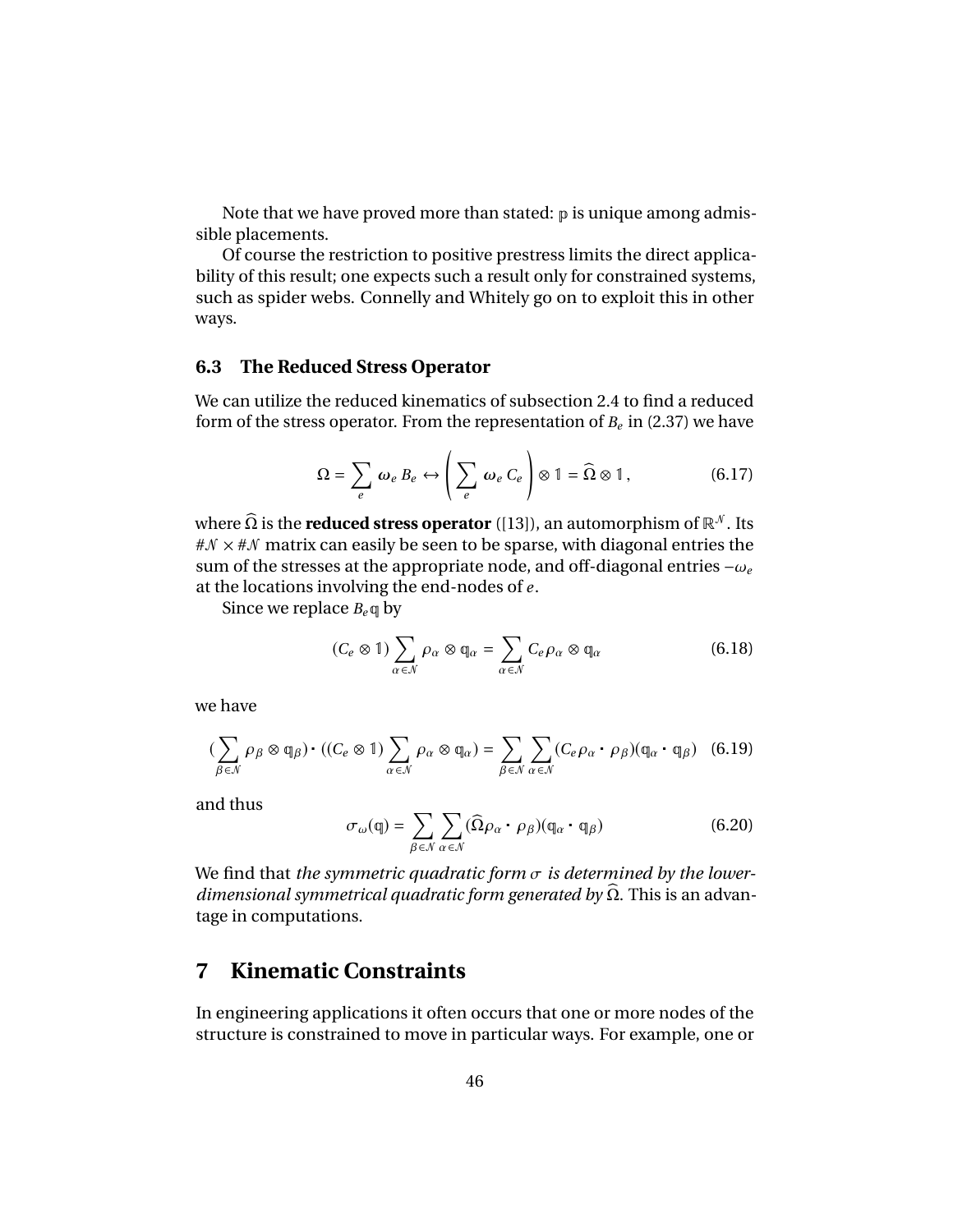Note that we have proved more than stated: $\mathbb{p}$ is unique among admissible placements.

Of course the restriction to positive prestress limits the direct applicability of this result; one expects such a result only for constrained systems, such as spider webs. Connelly and Whitely go on to exploit this in other ways.

### 6.3 The Reduced Stress Operator

We can utilize the reduced kinematics of subsection 2.4 to find a reduced form of the stress operator. From the representation of $B_e$ in (2.37) we have

$$\Omega = \sum_e \omega_e B_e \leftrightarrow \left( \sum_e \omega_e C_e \right) \otimes \mathbb{1} = \widehat{\Omega} \otimes \mathbb{1}, \tag{6.17}$$

where $\widehat{\Omega}$ is the **reduced stress operator** ([13]), an automorphism of $\mathbb{R}^{\mathcal{N}}$. Its $\#\mathcal{N} \times \#\mathcal{N}$ matrix can easily be seen to be sparse, with diagonal entries the sum of the stresses at the appropriate node, and off-diagonal entries $-\omega_e$ at the locations involving the end-nodes of $e$.

Since we replace $B_e \mathbb{q}$ by

$$(C_e \otimes \mathbb{1}) \sum_{\alpha \in \mathcal{N}} \rho_\alpha \otimes \mathbb{q}_\alpha = \sum_{\alpha \in \mathcal{N}} C_e \rho_\alpha \otimes \mathbb{q}_\alpha \tag{6.18}$$

we have

$$\left(\sum_{\beta \in \mathcal{N}} \rho_\beta \otimes \mathbb{q}_\beta\right) \cdot \left((C_e \otimes \mathbb{1}) \sum_{\alpha \in \mathcal{N}} \rho_\alpha \otimes \mathbb{q}_\alpha\right) = \sum_{\beta \in \mathcal{N}} \sum_{\alpha \in \mathcal{N}} (C_e \rho_\alpha \cdot \rho_\beta)(\mathbb{q}_\alpha \cdot \mathbb{q}_\beta) \tag{6.19}$$

and thus

$$\sigma_\omega(\mathbb{q}) = \sum_{\beta \in \mathcal{N}} \sum_{\alpha \in \mathcal{N}} (\widehat{\Omega} \rho_\alpha \cdot \rho_\beta)(\mathbb{q}_\alpha \cdot \mathbb{q}_\beta) \tag{6.20}$$

We find that *the symmetric quadratic form $\sigma$ is determined by the lower-dimensional symmetrical quadratic form generated by $\widehat{\Omega}$*. This is an advantage in computations.

## 7 Kinematic Constraints

In engineering applications it often occurs that one or more nodes of the structure is constrained to move in particular ways. For example, one or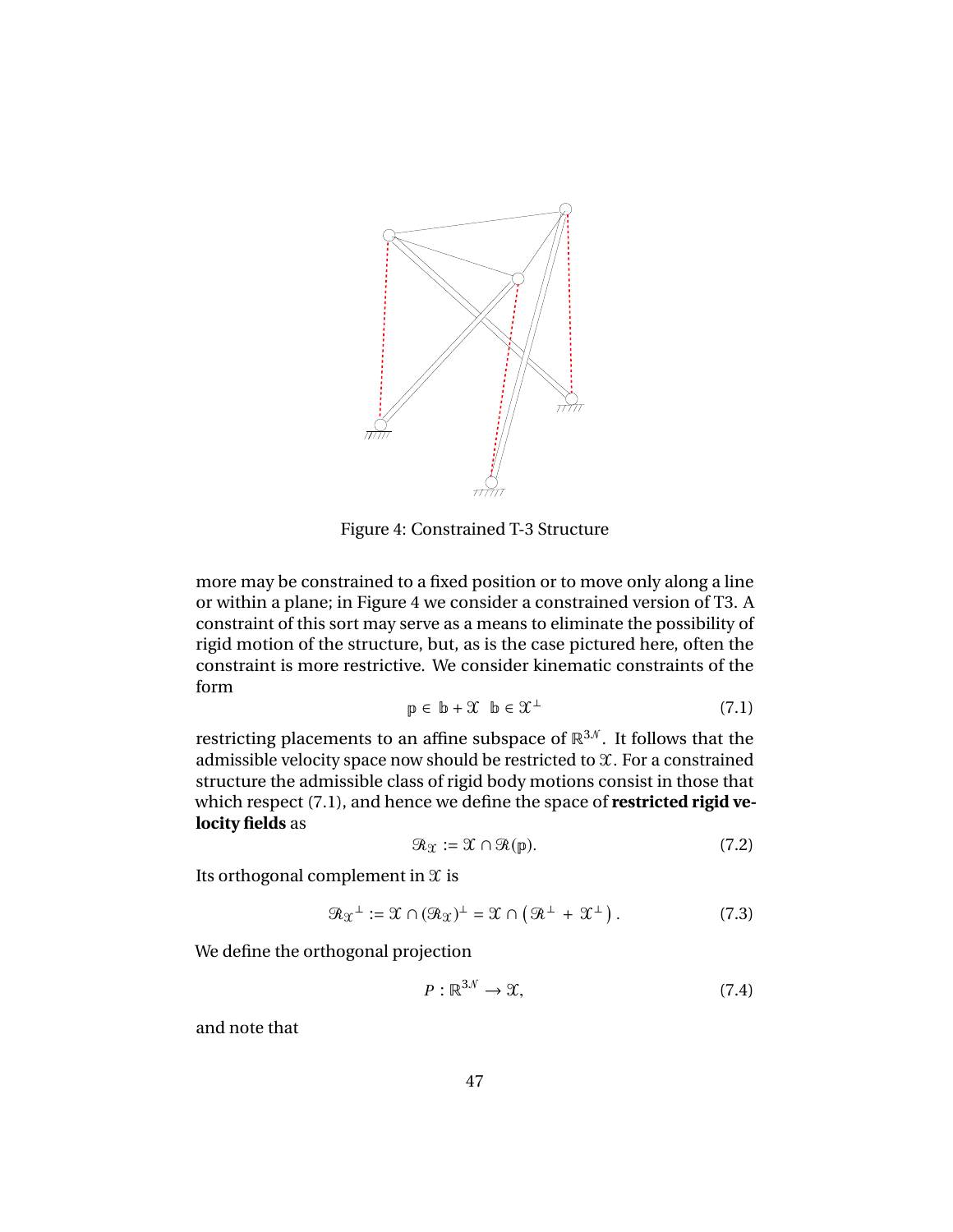Figure 4: Constrained T-3 Structure

more may be constrained to a fixed position or to move only along a line or within a plane; in Figure 4 we consider a constrained version of T3. A constraint of this sort may serve as a means to eliminate the possibility of rigid motion of the structure, but, as is the case pictured here, often the constraint is more restrictive. We consider kinematic constraints of the form

$$\mathbb{p} \in \mathbb{b} + \mathcal{X} \quad \mathbb{b} \in \mathcal{X}^{\perp} \tag{7.1}$$

restricting placements to an affine subspace of $\mathbb{R}^{3\mathcal{N}}$. It follows that the admissible velocity space now should be restricted to $\mathcal{X}$. For a constrained structure the admissible class of rigid body motions consist in those that which respect (7.1), and hence we define the space of **restricted rigid velocity fields** as

$$\mathcal{R}_{\mathcal{X}} := \mathcal{X} \cap \mathcal{R}(\mathbb{p}). \tag{7.2}$$

Its orthogonal complement in $\mathcal{X}$ is

$$\mathcal{R}_{\mathcal{X}}{}^{\perp} := \mathcal{X} \cap (\mathcal{R}_{\mathcal{X}})^{\perp} = \mathcal{X} \cap \left(\mathcal{R}^{\perp} + \mathcal{X}^{\perp}\right). \tag{7.3}$$

We define the orthogonal projection

$$P : \mathbb{R}^{3\mathcal{N}} \to \mathcal{X}, \tag{7.4}$$

and note that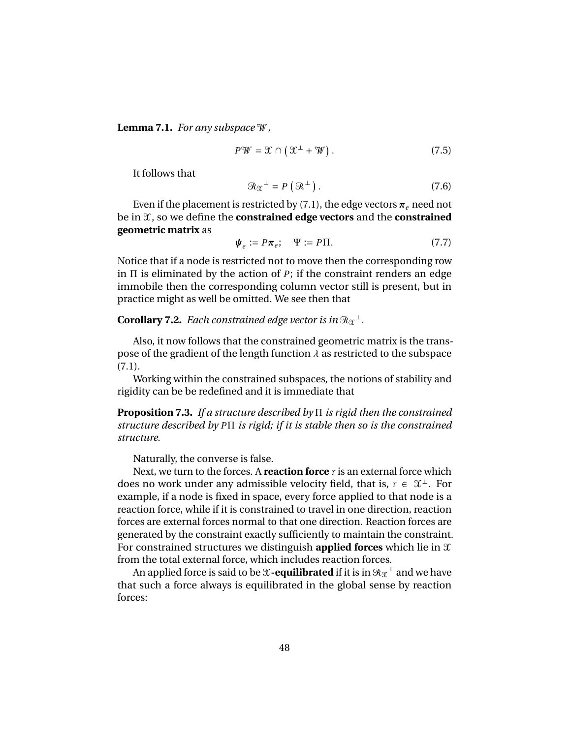**Lemma 7.1.** *For any subspace* $\mathscr{W}$,

$$P\mathscr{W} = \mathfrak{X} \cap \left( \mathfrak{X}^{\perp} + \mathscr{W} \right). \tag{7.5}$$

It follows that

$$\mathscr{R}_{\mathfrak{X}}{}^{\perp} = P\left( \mathscr{R}^{\perp} \right). \tag{7.6}$$

Even if the placement is restricted by (7.1), the edge vectors $\boldsymbol{\pi}_e$ need not be in $\mathfrak{X}$, so we define the **constrained edge vectors** and the **constrained geometric matrix** as

$$\boldsymbol{\psi}_e := P\boldsymbol{\pi}_e; \quad \Psi := P\Pi. \tag{7.7}$$

Notice that if a node is restricted not to move then the corresponding row in $\Pi$ is eliminated by the action of $P$; if the constraint renders an edge immobile then the corresponding column vector still is present, but in practice might as well be omitted. We see then that

**Corollary 7.2.** *Each constrained edge vector is in* $\mathscr{R}_{\mathfrak{X}}{}^{\perp}$.

Also, it now follows that the constrained geometric matrix is the transpose of the gradient of the length function $\lambda$ as restricted to the subspace (7.1).

Working within the constrained subspaces, the notions of stability and rigidity can be be redefined and it is immediate that

**Proposition 7.3.** *If a structure described by* $\Pi$ *is rigid then the constrained structure described by* $P\Pi$ *is rigid; if it is stable then so is the constrained structure.*

Naturally, the converse is false.

Next, we turn to the forces. A **reaction force** $\mathbb{r}$ is an external force which does no work under any admissible velocity field, that is, $\mathbb{r} \in \mathfrak{X}^{\perp}$. For example, if a node is fixed in space, every force applied to that node is a reaction force, while if it is constrained to travel in one direction, reaction forces are external forces normal to that one direction. Reaction forces are generated by the constraint exactly sufficiently to maintain the constraint. For constrained structures we distinguish **applied forces** which lie in $\mathfrak{X}$ from the total external force, which includes reaction forces.

An applied force is said to be $\mathfrak{X}$**-equilibrated** if it is in $\mathscr{R}_{\mathfrak{X}}{}^{\perp}$ and we have that such a force always is equilibrated in the global sense by reaction forces: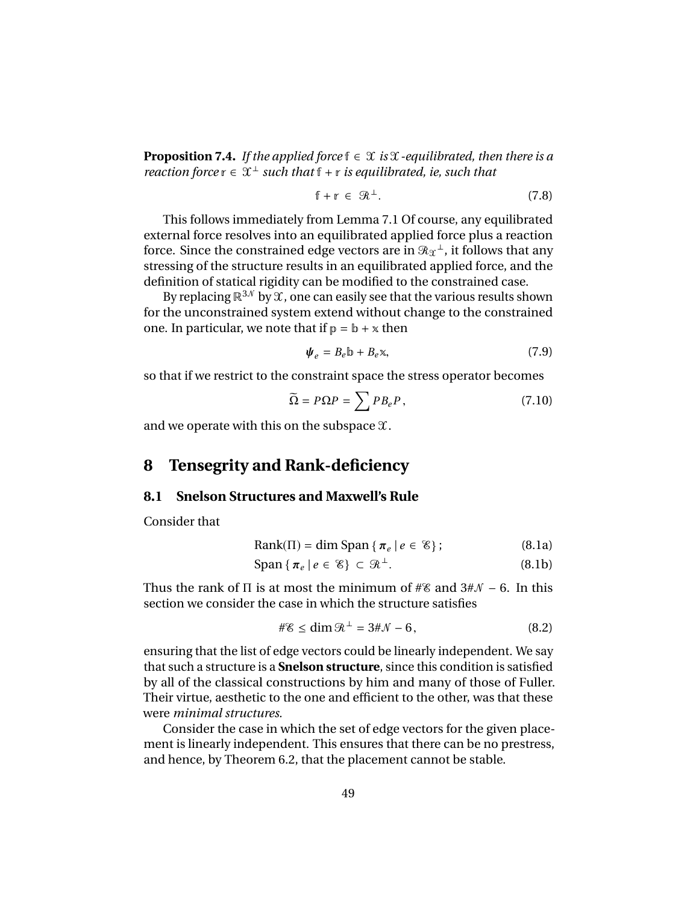**Proposition 7.4.** *If the applied force* $\mathbb{f} \in \mathcal{X}$ *is* $\mathcal{X}$*-equilibrated, then there is a reaction force* $\mathbb{r} \in \mathcal{X}^{\perp}$ *such that* $\mathbb{f} + \mathbb{r}$ *is equilibrated, ie, such that*

$$\mathbb{f} + \mathbb{r} \in \mathcal{R}^{\perp}. \tag{7.8}$$

This follows immediately from Lemma 7.1 Of course, any equilibrated external force resolves into an equilibrated applied force plus a reaction force. Since the constrained edge vectors are in $\mathcal{R}_{\mathcal{X}}{}^{\perp}$, it follows that any stressing of the structure results in an equilibrated applied force, and the definition of statical rigidity can be modified to the constrained case.

By replacing $\mathbb{R}^{3\mathcal{N}}$ by $\mathcal{X}$, one can easily see that the various results shown for the unconstrained system extend without change to the constrained one. In particular, we note that if $\mathbb{p} = \mathbb{b} + \mathbb{x}$ then

$$\boldsymbol{\psi}_e = B_e \mathbb{b} + B_e \mathbb{x}, \tag{7.9}$$

so that if we restrict to the constraint space the stress operator becomes

$$\widetilde{\Omega} = P \Omega P = \sum P B_e P\,, \tag{7.10}$$

and we operate with this on the subspace $\mathcal{X}$.

# 8 Tensegrity and Rank-deficiency

## 8.1 Snelson Structures and Maxwell's Rule

Consider that

$$\text{Rank}(\Pi) = \dim \text{Span}\,\{\, \boldsymbol{\pi}_e \mid e \in \mathcal{E} \}\,; \tag{8.1a}$$

$$\text{Span}\,\{\, \boldsymbol{\pi}_e \mid e \in \mathcal{E} \} \subset \mathcal{R}^{\perp}. \tag{8.1b}$$

Thus the rank of $\Pi$ is at most the minimum of $\#\mathcal{E}$ and $3\#\mathcal{N} - 6$. In this section we consider the case in which the structure satisfies

$$\#\mathcal{E} \leq \dim \mathcal{R}^{\perp} = 3\#\mathcal{N} - 6\,, \tag{8.2}$$

ensuring that the list of edge vectors could be linearly independent. We say that such a structure is a **Snelson structure**, since this condition is satisfied by all of the classical constructions by him and many of those of Fuller. Their virtue, aesthetic to the one and efficient to the other, was that these were *minimal structures*.

Consider the case in which the set of edge vectors for the given placement is linearly independent. This ensures that there can be no prestress, and hence, by Theorem 6.2, that the placement cannot be stable.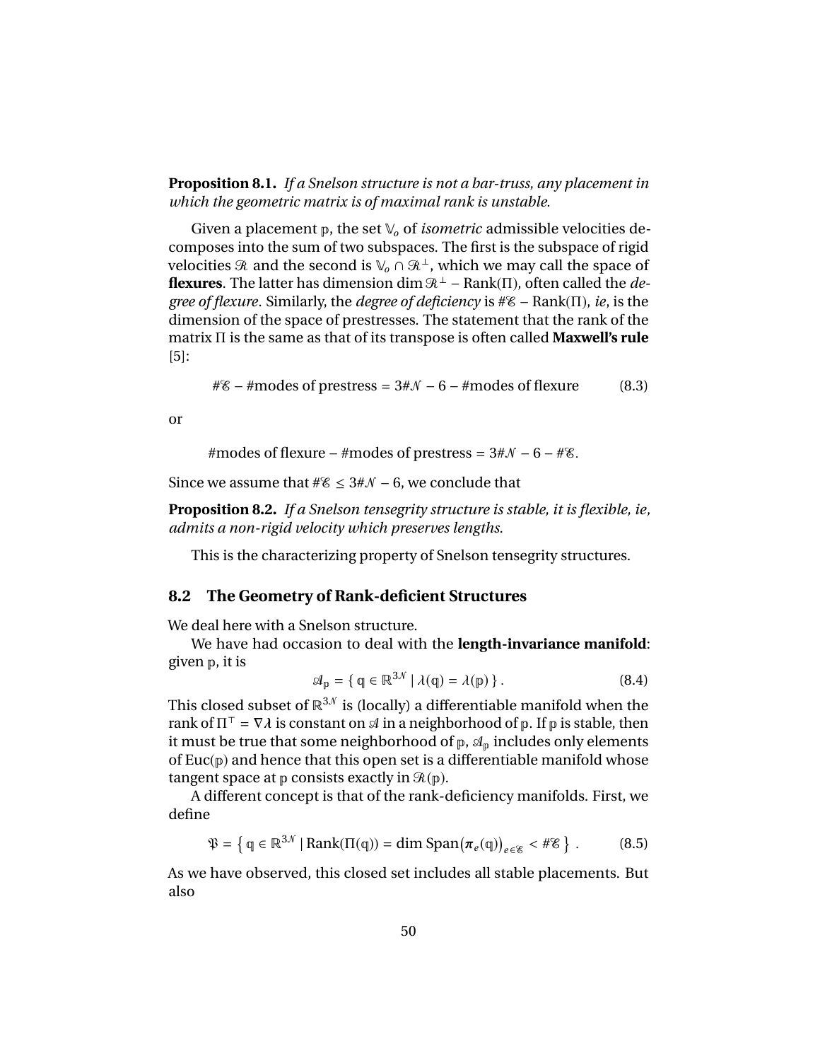**Proposition 8.1.** *If a Snelson structure is not a bar-truss, any placement in which the geometric matrix is of maximal rank is unstable.*

Given a placement $\mathbb{p}$, the set $\mathbb{V}_o$ of *isometric* admissible velocities decomposes into the sum of two subspaces. The first is the subspace of rigid velocities $\mathscr{R}$ and the second is $\mathbb{V}_o \cap \mathscr{R}^\perp$, which we may call the space of **flexures**. The latter has dimension $\dim \mathscr{R}^\perp - \mathrm{Rank}(\Pi)$, often called the *degree of flexure*. Similarly, the *degree of deficiency* is $\#\mathscr{E} - \mathrm{Rank}(\Pi)$, *ie*, is the dimension of the space of prestresses. The statement that the rank of the matrix $\Pi$ is the same as that of its transpose is often called **Maxwell's rule** [5]:

$$\#\mathscr{E} - \#\text{modes of prestress} = 3\#\mathscr{N} - 6 - \#\text{modes of flexure} \tag{8.3}$$

or

$$\#\text{modes of flexure} - \#\text{modes of prestress} = 3\#\mathscr{N} - 6 - \#\mathscr{E}.$$

Since we assume that $\#\mathscr{E} \leq 3\#\mathscr{N} - 6$, we conclude that

**Proposition 8.2.** *If a Snelson tensegrity structure is stable, it is flexible, ie, admits a non-rigid velocity which preserves lengths.*

This is the characterizing property of Snelson tensegrity structures.

## 8.2 The Geometry of Rank-deficient Structures

We deal here with a Snelson structure.

We have had occasion to deal with the **length-invariance manifold**: given $\mathbb{p}$, it is

$$\mathscr{A}_{\mathbb{p}} = \{\, \mathbb{q} \in \mathbb{R}^{3\mathscr{N}} \mid \lambda(\mathbb{q}) = \lambda(\mathbb{p}) \,\}\,. \tag{8.4}$$

This closed subset of $\mathbb{R}^{3\mathscr{N}}$ is (locally) a differentiable manifold when the rank of $\Pi^\top = \nabla\boldsymbol{\lambda}$ is constant on $\mathscr{A}$ in a neighborhood of $\mathbb{p}$. If $\mathbb{p}$ is stable, then it must be true that some neighborhood of $\mathbb{p}$, $\mathscr{A}_{\mathbb{p}}$ includes only elements of $\mathrm{Euc}(\mathbb{p})$ and hence that this open set is a differentiable manifold whose tangent space at $\mathbb{p}$ consists exactly in $\mathscr{R}(\mathbb{p})$.

A different concept is that of the rank-deficiency manifolds. First, we define

$$\mathfrak{P} = \left\{\, \mathbb{q} \in \mathbb{R}^{3\mathscr{N}} \mid \mathrm{Rank}(\Pi(\mathbb{q})) = \dim \mathrm{Span}\big(\boldsymbol{\pi}_e(\mathbb{q})\big)_{e\in\mathscr{E}} < \#\mathscr{E} \,\right\}\,. \tag{8.5}$$

As we have observed, this closed set includes all stable placements. But also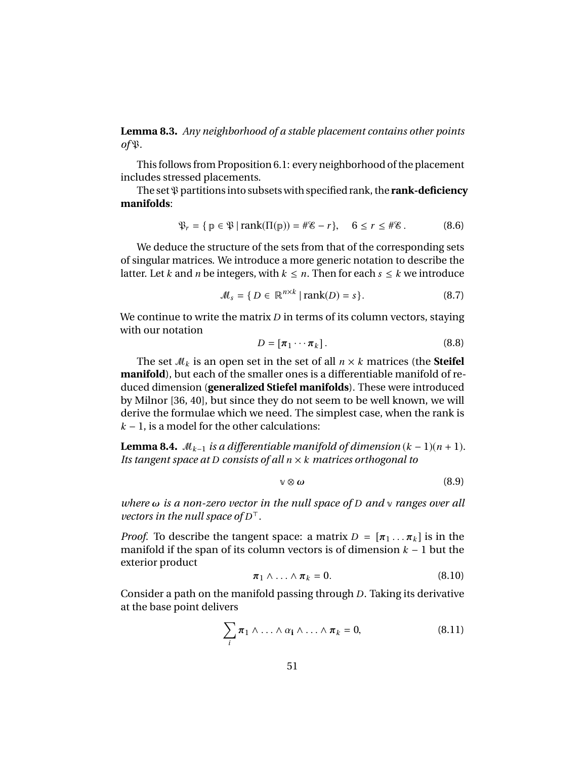**Lemma 8.3.** *Any neighborhood of a stable placement contains other points of $\mathfrak{P}$.*

This follows from Proposition 6.1: every neighborhood of the placement includes stressed placements.

The set $\mathfrak{P}$ partitions into subsets with specified rank, the **rank-deficiency manifolds**:

$$\mathfrak{P}_r = \{\, \mathbb{p} \in \mathfrak{P} \mid \operatorname{rank}(\Pi(\mathbb{p})) = \#\mathscr{E} - r\}, \quad 6 \leq r \leq \#\mathscr{E}\,. \tag{8.6}$$

We deduce the structure of the sets from that of the corresponding sets of singular matrices. We introduce a more generic notation to describe the latter. Let $k$ and $n$ be integers, with $k \leq n$. Then for each $s \leq k$ we introduce

$$\mathscr{M}_s = \{\, D \in \mathbb{R}^{n\times k} \mid \operatorname{rank}(D) = s\}. \tag{8.7}$$

We continue to write the matrix $D$ in terms of its column vectors, staying with our notation

$$D = [\boldsymbol{\pi}_1 \cdots \boldsymbol{\pi}_k]\,. \tag{8.8}$$

The set $\mathscr{M}_k$ is an open set in the set of all $n \times k$ matrices (the **Steifel manifold**), but each of the smaller ones is a differentiable manifold of reduced dimension (**generalized Stiefel manifolds**). These were introduced by Milnor [36, 40], but since they do not seem to be well known, we will derive the formulae which we need. The simplest case, when the rank is $k-1$, is a model for the other calculations:

**Lemma 8.4.** *$\mathscr{M}_{k-1}$ is a differentiable manifold of dimension $(k-1)(n+1)$. Its tangent space at $D$ consists of all $n \times k$ matrices orthogonal to*

$$\mathbb{v} \otimes \boldsymbol{\omega} \tag{8.9}$$

*where $\boldsymbol{\omega}$ is a non-zero vector in the null space of $D$ and $\mathbb{v}$ ranges over all vectors in the null space of $D^\top$.*

*Proof.* To describe the tangent space: a matrix $D = [\boldsymbol{\pi}_1 \ldots \boldsymbol{\pi}_k]$ is in the manifold if the span of its column vectors is of dimension $k-1$ but the exterior product

$$\boldsymbol{\pi}_1 \wedge \ldots \wedge \boldsymbol{\pi}_k = 0. \tag{8.10}$$

Consider a path on the manifold passing through $D$. Taking its derivative at the base point delivers

$$\sum_i \boldsymbol{\pi}_1 \wedge \ldots \wedge \alpha_{\mathbf{i}} \wedge \ldots \wedge \boldsymbol{\pi}_k = 0, \tag{8.11}$$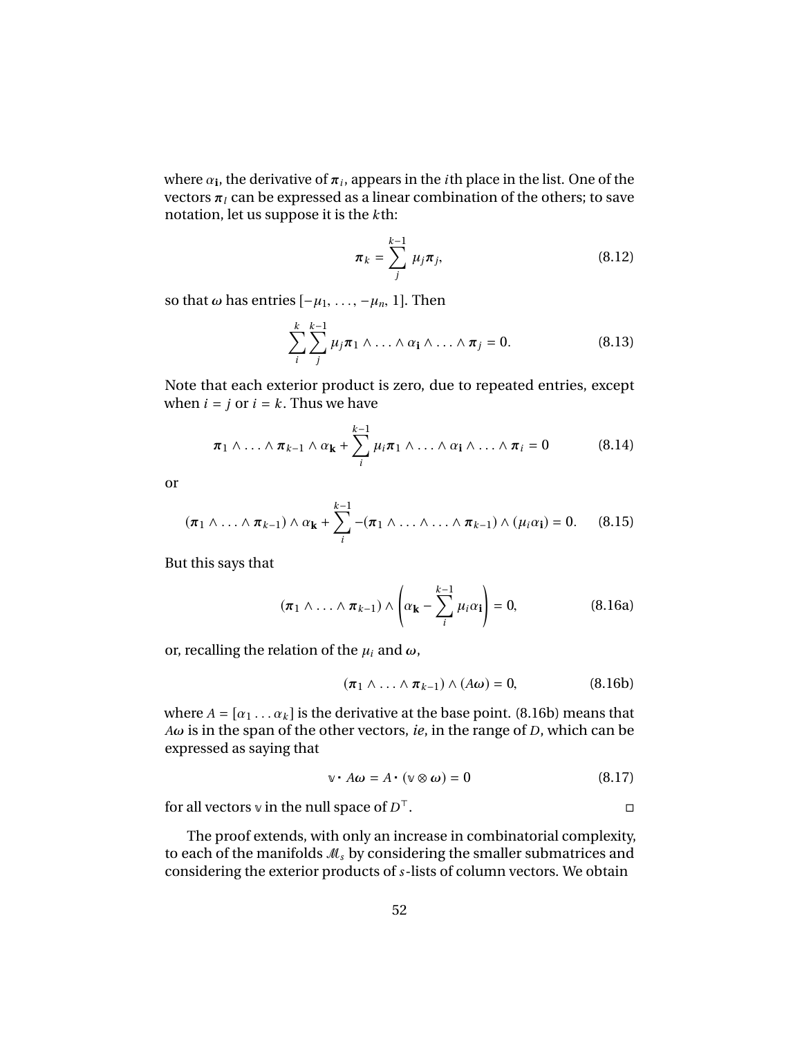where $\alpha_{\mathbf{i}}$, the derivative of $\boldsymbol{\pi}_i$, appears in the $i$th place in the list. One of the vectors $\boldsymbol{\pi}_l$ can be expressed as a linear combination of the others; to save notation, let us suppose it is the $k$th:

$$\boldsymbol{\pi}_k = \sum_{j}^{k-1} \mu_j \boldsymbol{\pi}_j, \tag{8.12}$$

so that $\boldsymbol{\omega}$ has entries $[-\mu_1, \ldots, -\mu_n, 1]$. Then

$$\sum_{i}^{k} \sum_{j}^{k-1} \mu_j \boldsymbol{\pi}_1 \wedge \ldots \wedge \alpha_{\mathbf{i}} \wedge \ldots \wedge \boldsymbol{\pi}_j = 0. \tag{8.13}$$

Note that each exterior product is zero, due to repeated entries, except when $i = j$ or $i = k$. Thus we have

$$\boldsymbol{\pi}_1 \wedge \ldots \wedge \boldsymbol{\pi}_{k-1} \wedge \alpha_{\mathbf{k}} + \sum_{i}^{k-1} \mu_i \boldsymbol{\pi}_1 \wedge \ldots \wedge \alpha_{\mathbf{i}} \wedge \ldots \wedge \boldsymbol{\pi}_i = 0 \tag{8.14}$$

or

$$(\boldsymbol{\pi}_1 \wedge \ldots \wedge \boldsymbol{\pi}_{k-1}) \wedge \alpha_{\mathbf{k}} + \sum_{i}^{k-1} -(\boldsymbol{\pi}_1 \wedge \ldots \wedge \ldots \wedge \boldsymbol{\pi}_{k-1}) \wedge (\mu_i \alpha_{\mathbf{i}}) = 0. \tag{8.15}$$

But this says that

$$(\boldsymbol{\pi}_1 \wedge \ldots \wedge \boldsymbol{\pi}_{k-1}) \wedge \left( \alpha_{\mathbf{k}} - \sum_{i}^{k-1} \mu_i \alpha_{\mathbf{i}} \right) = 0, \tag{8.16a}$$

or, recalling the relation of the $\mu_i$ and $\boldsymbol{\omega}$,

$$(\boldsymbol{\pi}_1 \wedge \ldots \wedge \boldsymbol{\pi}_{k-1}) \wedge (A\boldsymbol{\omega}) = 0, \tag{8.16b}$$

where $A = [\alpha_1 \ldots \alpha_k]$ is the derivative at the base point. (8.16b) means that $A\boldsymbol{\omega}$ is in the span of the other vectors, *ie*, in the range of $D$, which can be expressed as saying that

$$\mathbb{v} \cdot A\boldsymbol{\omega} = A \cdot (\mathbb{v} \otimes \boldsymbol{\omega}) = 0 \tag{8.17}$$

for all vectors $\mathbb{v}$ in the null space of $D^\top$. □

The proof extends, with only an increase in combinatorial complexity, to each of the manifolds $\mathcal{M}_s$ by considering the smaller submatrices and considering the exterior products of $s$-lists of column vectors. We obtain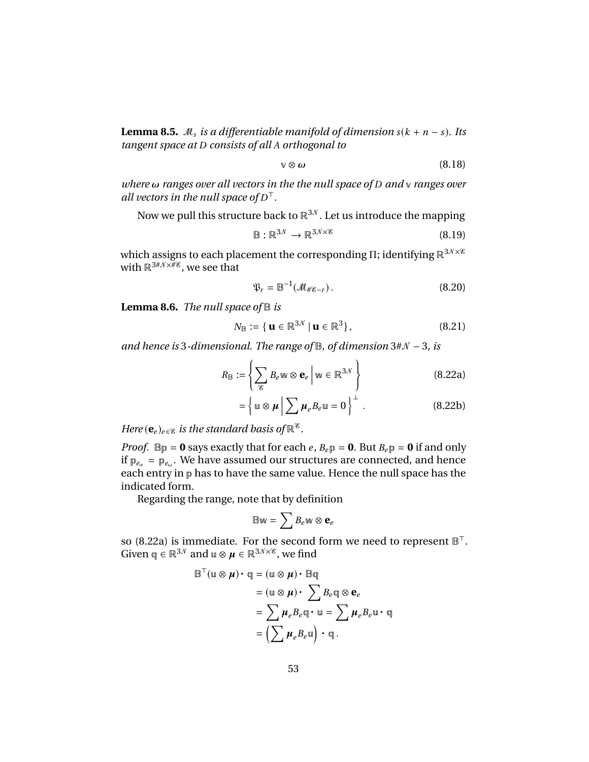**Lemma 8.5.** *$\mathscr{M}_s$ is a differentiable manifold of dimension $s(k+n-s)$. Its tangent space at $D$ consists of all $A$ orthogonal to*

$$\mathbb{v} \otimes \boldsymbol{\omega} \tag{8.18}$$

*where $\boldsymbol{\omega}$ ranges over all vectors in the the null space of $D$ and $\mathbb{v}$ ranges over all vectors in the null space of $D^\top$.*

Now we pull this structure back to $\mathbb{R}^{3\mathcal{N}}$. Let us introduce the mapping

$$\mathbb{B} : \mathbb{R}^{3\mathcal{N}} \to \mathbb{R}^{3\mathcal{N} \times \mathscr{E}} \tag{8.19}$$

which assigns to each placement the corresponding $\Pi$; identifying $\mathbb{R}^{3\mathcal{N}\times\mathscr{E}}$ with $\mathbb{R}^{3\#\mathcal{N}\times\#\mathscr{E}}$, we see that

$$\mathfrak{P}_r = \mathbb{B}^{-1}(\mathscr{M}_{\#\mathscr{E}-r}) \,. \tag{8.20}$$

**Lemma 8.6.** *The null space of $\mathbb{B}$ is*

$$N_{\mathbb{B}} := \{\, \mathbf{u} \in \mathbb{R}^{3\mathcal{N}} \mid \mathbf{u} \in \mathbb{R}^3 \}, \tag{8.21}$$

*and hence is 3-dimensional. The range of $\mathbb{B}$, of dimension $3\#\mathcal{N} - 3$, is*

$$R_{\mathbb{B}} := \left\{ \sum_{\mathscr{E}} B_e \mathbb{w} \otimes \mathbf{e}_e \,\middle|\, \mathbb{w} \in \mathbb{R}^{3\mathcal{N}} \right\} \tag{8.22a}$$

$$= \left\{ \mathbb{u} \otimes \boldsymbol{\mu} \,\middle|\, \sum \boldsymbol{\mu}_e B_e \mathbb{u} = 0 \right\}^{\perp} \,. \tag{8.22b}$$

*Here $(\mathbf{e}_e)_{e\in\mathscr{E}}$ is the standard basis of $\mathbb{R}^{\mathscr{E}}$.*

*Proof.* $\mathbb{B}\mathbb{p} = \mathbf{0}$ says exactly that for each $e$, $B_e\mathbb{p} = \mathbf{0}$. But $B_e\mathbb{p} = \mathbf{0}$ if and only if $\mathbb{p}_{e_\alpha} = \mathbb{p}_{e_\omega}$. We have assumed our structures are connected, and hence each entry in $\mathbb{p}$ has to have the same value. Hence the null space has the indicated form.

Regarding the range, note that by definition

$$\mathbb{B}\mathbb{w} = \sum B_e \mathbb{w} \otimes \mathbf{e}_e$$

so (8.22a) is immediate. For the second form we need to represent $\mathbb{B}^\top$. Given $\mathbb{q} \in \mathbb{R}^{3\mathcal{N}}$ and $\mathbb{u} \otimes \boldsymbol{\mu} \in \mathbb{R}^{3\mathcal{N}\times\mathscr{E}}$, we find

$$\begin{aligned}
\mathbb{B}^\top(\mathbb{u} \otimes \boldsymbol{\mu}) \cdot \mathbb{q} &= (\mathbb{u} \otimes \boldsymbol{\mu}) \cdot \mathbb{B}\mathbb{q} \\
&= (\mathbb{u} \otimes \boldsymbol{\mu}) \cdot \sum B_e \mathbb{q} \otimes \mathbf{e}_e \\
&= \sum \boldsymbol{\mu}_e B_e \mathbb{q} \cdot \mathbb{u} = \sum \boldsymbol{\mu}_e B_e \mathbb{u} \cdot \mathbb{q} \\
&= \left( \sum \boldsymbol{\mu}_e B_e \mathbb{u} \right) \cdot \mathbb{q} \,.
\end{aligned}$$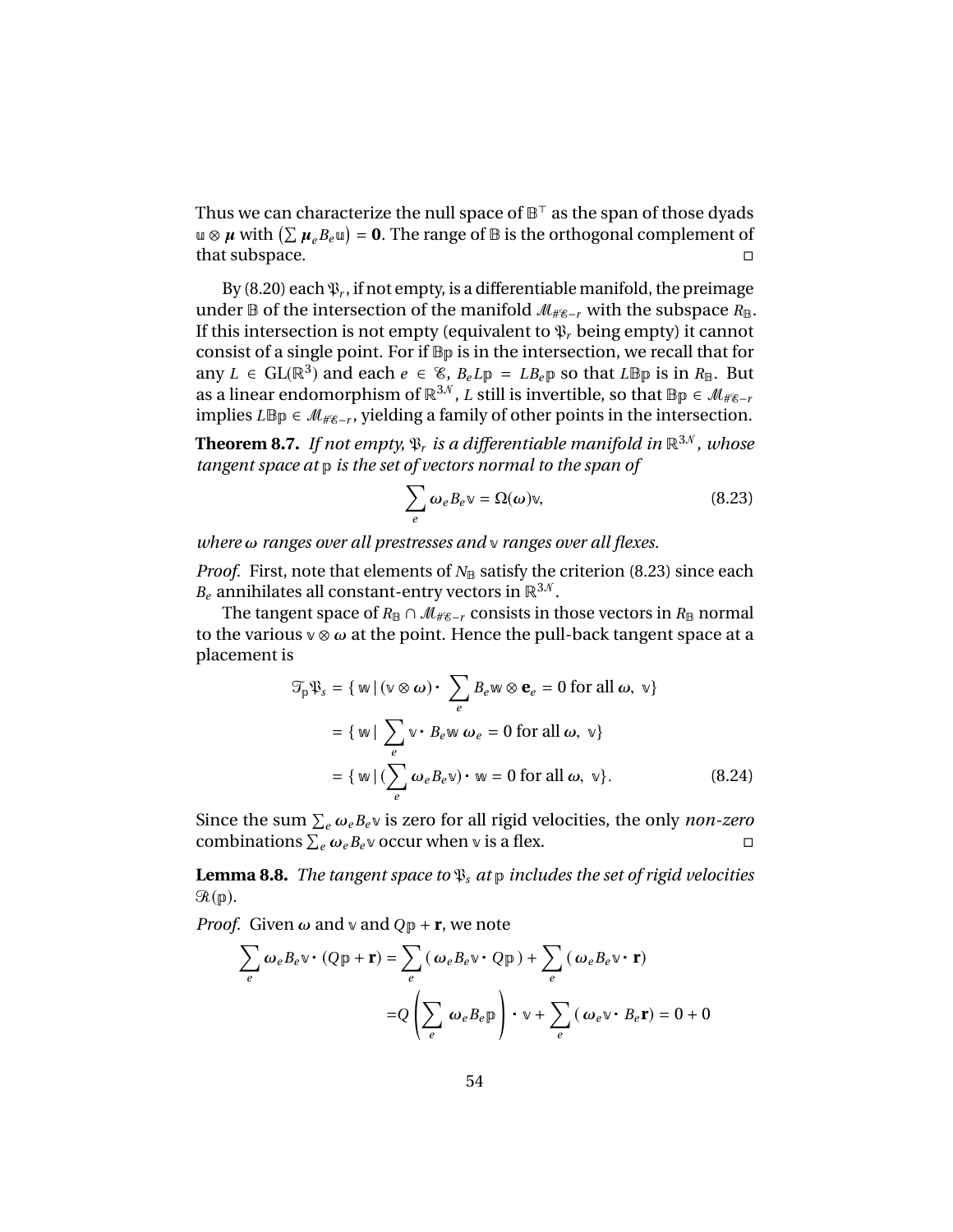Thus we can characterize the null space of $\mathbb{B}^\top$ as the span of those dyads $\mathbb{u} \otimes \boldsymbol{\mu}$ with $\left(\sum \boldsymbol{\mu}_e B_e \mathbb{u}\right) = \mathbf{0}$. The range of $\mathbb{B}$ is the orthogonal complement of that subspace. □

By (8.20) each $\mathfrak{P}_r$, if not empty, is a differentiable manifold, the preimage under $\mathbb{B}$ of the intersection of the manifold $\mathcal{M}_{\#\mathscr{E}-r}$ with the subspace $R_{\mathbb{B}}$. If this intersection is not empty (equivalent to $\mathfrak{P}_r$ being empty) it cannot consist of a single point. For if $\mathbb{B}\mathbb{p}$ is in the intersection, we recall that for any $L \in \mathrm{GL}(\mathbb{R}^3)$ and each $e \in \mathscr{E}$, $B_e L\mathbb{p} = LB_e\mathbb{p}$ so that $L\mathbb{B}\mathbb{p}$ is in $R_{\mathbb{B}}$. But as a linear endomorphism of $\mathbb{R}^{3\mathcal{N}}$, $L$ still is invertible, so that $\mathbb{B}\mathbb{p} \in \mathcal{M}_{\#\mathscr{E}-r}$ implies $L\mathbb{B}\mathbb{p} \in \mathcal{M}_{\#\mathscr{E}-r}$, yielding a family of other points in the intersection.

**Theorem 8.7.** *If not empty, $\mathfrak{P}_r$ is a differentiable manifold in $\mathbb{R}^{3\mathcal{N}}$, whose tangent space at $\mathbb{p}$ is the set of vectors normal to the span of*

$$\sum_e \omega_e B_e \mathbb{v} = \Omega(\omega)\mathbb{v}, \tag{8.23}$$

*where $\omega$ ranges over all prestresses and $\mathbb{v}$ ranges over all flexes.*

*Proof.* First, note that elements of $N_{\mathbb{B}}$ satisfy the criterion (8.23) since each $B_e$ annihilates all constant-entry vectors in $\mathbb{R}^{3\mathcal{N}}$.

The tangent space of $R_{\mathbb{B}} \cap \mathcal{M}_{\#\mathscr{E}-r}$ consists in those vectors in $R_{\mathbb{B}}$ normal to the various $\mathbb{v} \otimes \omega$ at the point. Hence the pull-back tangent space at a placement is

$$\begin{aligned}
\mathcal{T}_{\mathbb{p}}\mathfrak{P}_s &= \{\, \mathbb{w} \mid (\mathbb{v} \otimes \boldsymbol{\omega}) \cdot \sum_e B_e \mathbb{w} \otimes \mathbf{e}_e = 0 \text{ for all } \boldsymbol{\omega},\ \mathbb{v}\} \\
&= \{\, \mathbb{w} \mid \sum_e \mathbb{v} \cdot B_e \mathbb{w}\, \boldsymbol{\omega}_e = 0 \text{ for all } \boldsymbol{\omega},\ \mathbb{v}\} \\
&= \{\, \mathbb{w} \mid (\sum_e \boldsymbol{\omega}_e B_e \mathbb{v}) \cdot \mathbb{w} = 0 \text{ for all } \boldsymbol{\omega},\ \mathbb{v}\}.
\end{aligned} \tag{8.24}$$

Since the sum $\sum_e \boldsymbol{\omega}_e B_e \mathbb{v}$ is zero for all rigid velocities, the only *non-zero* combinations $\sum_e \boldsymbol{\omega}_e B_e \mathbb{v}$ occur when $\mathbb{v}$ is a flex. □

**Lemma 8.8.** *The tangent space to $\mathfrak{P}_s$ at $\mathbb{p}$ includes the set of rigid velocities $\mathcal{R}(\mathbb{p})$.*

*Proof.* Given $\boldsymbol{\omega}$ and $\mathbb{v}$ and $Q\mathbb{p} + \mathbf{r}$, we note

$$\begin{aligned}
\sum_e \boldsymbol{\omega}_e B_e \mathbb{v} \cdot (Q\mathbb{p} + \mathbf{r}) &= \sum_e (\, \boldsymbol{\omega}_e B_e \mathbb{v} \cdot Q\mathbb{p}\,) + \sum_e (\, \boldsymbol{\omega}_e B_e \mathbb{v} \cdot \mathbf{r}) \\
&= Q\left(\sum_e \boldsymbol{\omega}_e B_e \mathbb{p}\right) \cdot \mathbb{v} + \sum_e (\, \boldsymbol{\omega}_e \mathbb{v} \cdot B_e \mathbf{r}) = 0 + 0
\end{aligned}$$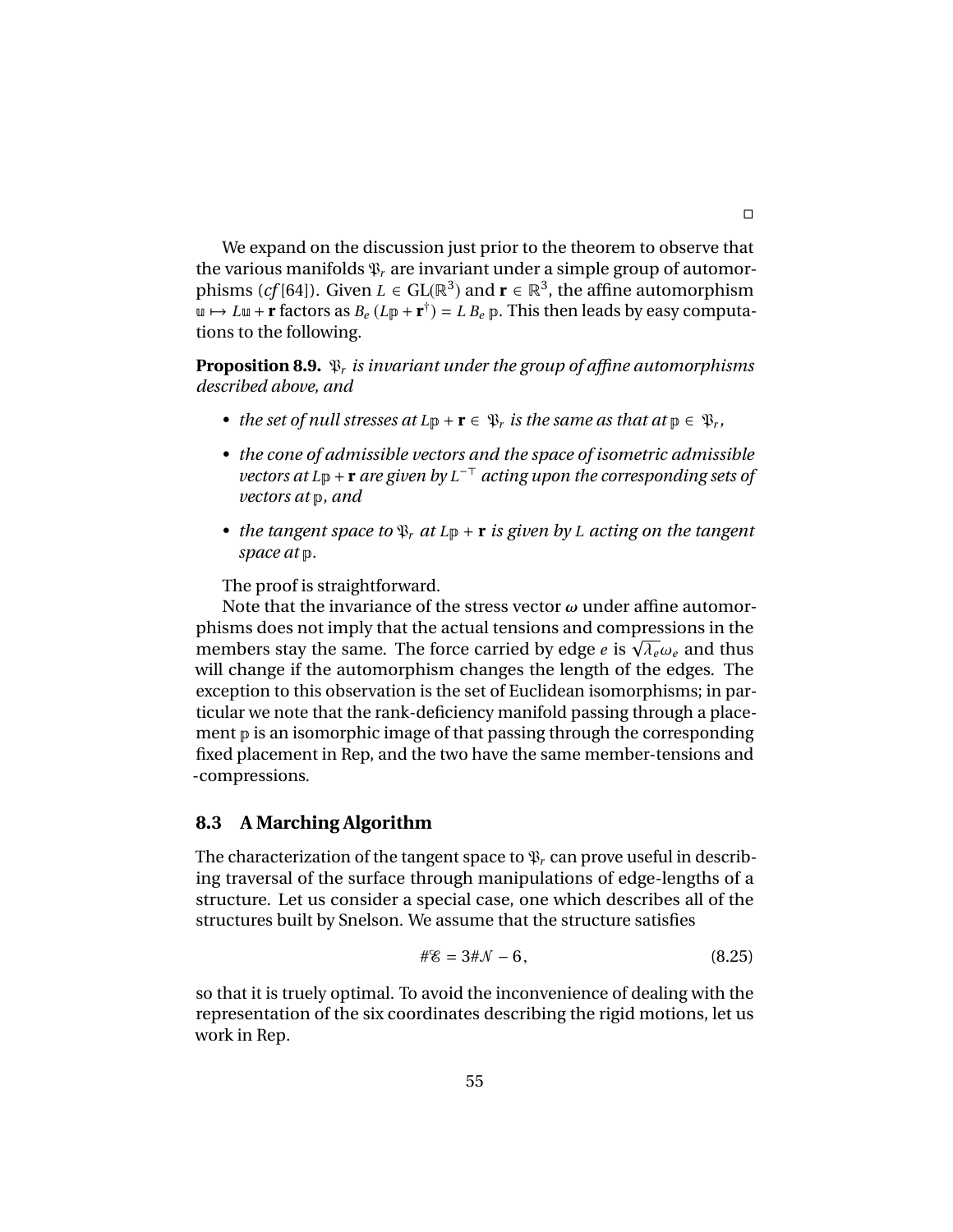□

We expand on the discussion just prior to the theorem to observe that the various manifolds $\mathfrak{P}_r$ are invariant under a simple group of automorphisms (*cf* [64]). Given $L \in \mathrm{GL}(\mathbb{R}^3)$ and $\mathbf{r} \in \mathbb{R}^3$, the affine automorphism $\mathbb{u} \mapsto L\mathbb{u} + \mathbf{r}$ factors as $B_e\,(L\mathbb{p} + \mathbf{r}^\dagger) = L\,B_e\,\mathbb{p}$. This then leads by easy computations to the following.

**Proposition 8.9.** *$\mathfrak{P}_r$ is invariant under the group of affine automorphisms described above, and*

- *the set of null stresses at $L\mathbb{p} + \mathbf{r} \in \mathfrak{P}_r$ is the same as that at $\mathbb{p} \in \mathfrak{P}_r$,*
- *the cone of admissible vectors and the space of isometric admissible vectors at $L\mathbb{p} + \mathbf{r}$ are given by $L^{-\top}$ acting upon the corresponding sets of vectors at $\mathbb{p}$, and*
- *the tangent space to $\mathfrak{P}_r$ at $L\mathbb{p} + \mathbf{r}$ is given by $L$ acting on the tangent space at $\mathbb{p}$.*

The proof is straightforward.

Note that the invariance of the stress vector $\boldsymbol{\omega}$ under affine automorphisms does not imply that the actual tensions and compressions in the members stay the same. The force carried by edge $e$ is $\sqrt{\lambda_e}\omega_e$ and thus will change if the automorphism changes the length of the edges. The exception to this observation is the set of Euclidean isomorphisms; in particular we note that the rank-deficiency manifold passing through a placement $\mathbb{p}$ is an isomorphic image of that passing through the corresponding fixed placement in Rep, and the two have the same member-tensions and -compressions.

## 8.3 A Marching Algorithm

The characterization of the tangent space to $\mathfrak{P}_r$ can prove useful in describing traversal of the surface through manipulations of edge-lengths of a structure. Let us consider a special case, one which describes all of the structures built by Snelson. We assume that the structure satisfies

$$\#\mathcal{E} = 3\#\mathcal{N} - 6, \tag{8.25}$$

so that it is truely optimal. To avoid the inconvenience of dealing with the representation of the six coordinates describing the rigid motions, let us work in Rep.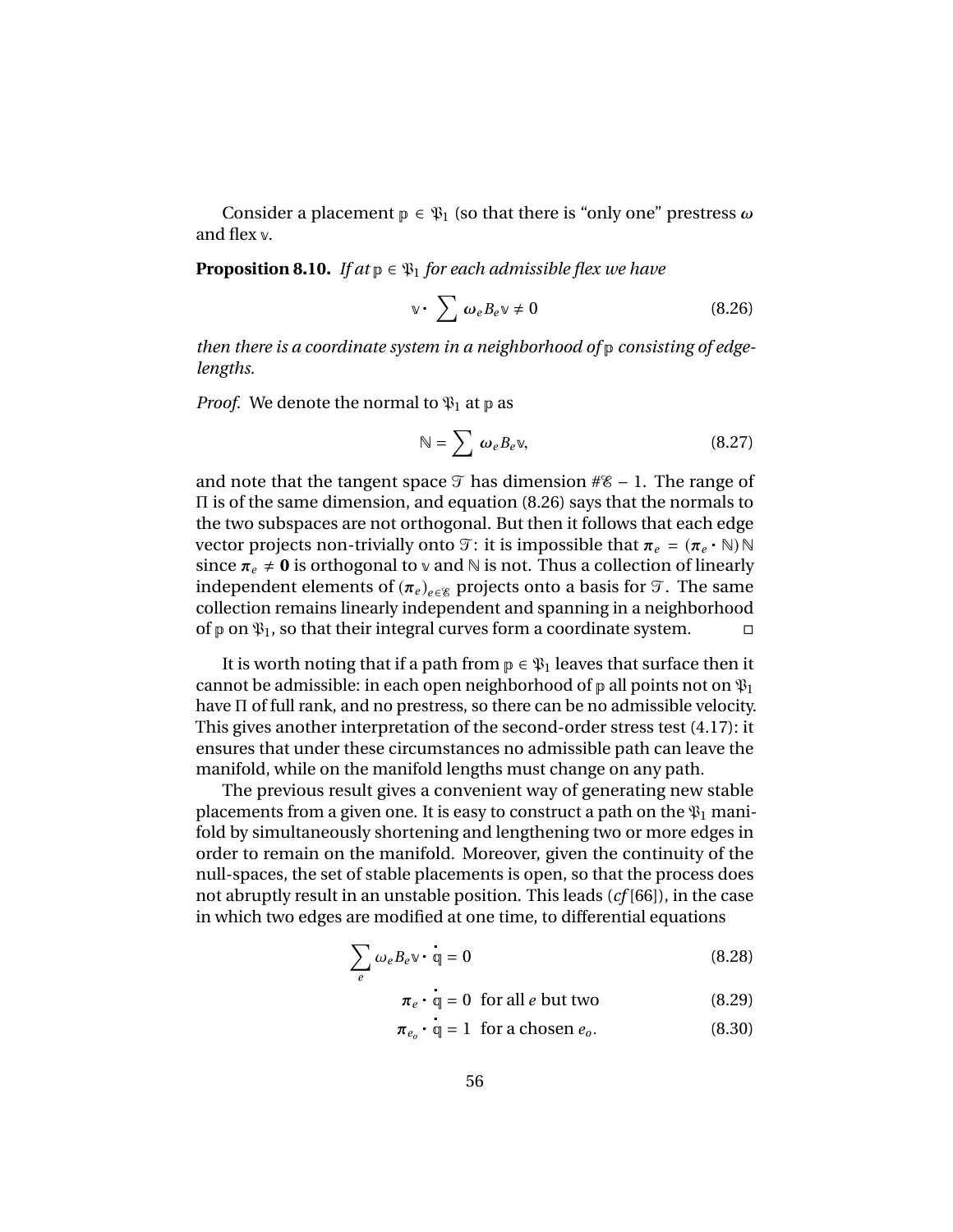Consider a placement $\mathbb{p} \in \mathfrak{P}_1$ (so that there is "only one" prestress $\boldsymbol{\omega}$ and flex $\mathbb{v}$.

**Proposition 8.10.** *If at $\mathbb{p} \in \mathfrak{P}_1$ for each admissible flex we have*

$$\mathbb{v} \cdot \sum \boldsymbol{\omega}_e B_e \mathbb{v} \neq 0 \tag{8.26}$$

*then there is a coordinate system in a neighborhood of $\mathbb{p}$ consisting of edge-lengths.*

*Proof.* We denote the normal to $\mathfrak{P}_1$ at $\mathbb{p}$ as

$$\mathbb{N} = \sum \boldsymbol{\omega}_e B_e \mathbb{v}, \tag{8.27}$$

and note that the tangent space $\mathcal{T}$ has dimension $\#\mathcal{E} - 1$. The range of $\Pi$ is of the same dimension, and equation (8.26) says that the normals to the two subspaces are not orthogonal. But then it follows that each edge vector projects non-trivially onto $\mathcal{T}$: it is impossible that $\boldsymbol{\pi}_e = (\boldsymbol{\pi}_e \cdot \mathbb{N})\mathbb{N}$ since $\boldsymbol{\pi}_e \neq \mathbf{0}$ is orthogonal to $\mathbb{v}$ and $\mathbb{N}$ is not. Thus a collection of linearly independent elements of $(\boldsymbol{\pi}_e)_{e \in \mathcal{E}}$ projects onto a basis for $\mathcal{T}$. The same collection remains linearly independent and spanning in a neighborhood of $\mathbb{p}$ on $\mathfrak{P}_1$, so that their integral curves form a coordinate system. ◻

It is worth noting that if a path from $\mathbb{p} \in \mathfrak{P}_1$ leaves that surface then it cannot be admissible: in each open neighborhood of $\mathbb{p}$ all points not on $\mathfrak{P}_1$ have $\Pi$ of full rank, and no prestress, so there can be no admissible velocity. This gives another interpretation of the second-order stress test (4.17): it ensures that under these circumstances no admissible path can leave the manifold, while on the manifold lengths must change on any path.

The previous result gives a convenient way of generating new stable placements from a given one. It is easy to construct a path on the $\mathfrak{P}_1$ manifold by simultaneously shortening and lengthening two or more edges in order to remain on the manifold. Moreover, given the continuity of the null-spaces, the set of stable placements is open, so that the process does not abruptly result in an unstable position. This leads (*cf* [66]), in the case in which two edges are modified at one time, to differential equations

$$\sum_e \omega_e B_e \mathbb{v} \cdot \dot{\mathbb{q}} = 0 \tag{8.28}$$

$$\boldsymbol{\pi}_e \cdot \dot{\mathbb{q}} = 0 \quad \text{for all } e \text{ but two} \tag{8.29}$$

$$\boldsymbol{\pi}_{e_o} \cdot \dot{\mathbb{q}} = 1 \quad \text{for a chosen } e_o. \tag{8.30}$$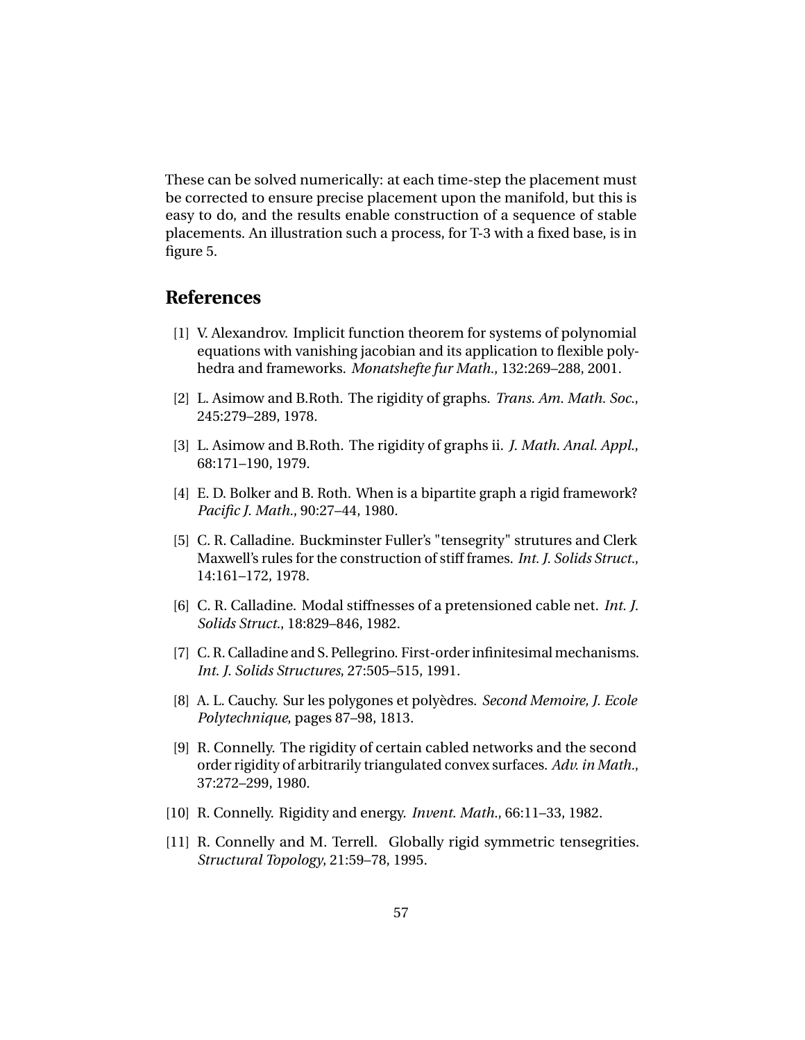These can be solved numerically: at each time-step the placement must be corrected to ensure precise placement upon the manifold, but this is easy to do, and the results enable construction of a sequence of stable placements. An illustration such a process, for T-3 with a fixed base, is in figure 5.

## References

[1] V. Alexandrov. Implicit function theorem for systems of polynomial equations with vanishing jacobian and its application to flexible polyhedra and frameworks. *Monatshefte fur Math.*, 132:269–288, 2001.

[2] L. Asimow and B.Roth. The rigidity of graphs. *Trans. Am. Math. Soc.*, 245:279–289, 1978.

[3] L. Asimow and B.Roth. The rigidity of graphs ii. *J. Math. Anal. Appl.*, 68:171–190, 1979.

[4] E. D. Bolker and B. Roth. When is a bipartite graph a rigid framework? *Pacific J. Math.*, 90:27–44, 1980.

[5] C. R. Calladine. Buckminster Fuller's "tensegrity" strutures and Clerk Maxwell's rules for the construction of stiff frames. *Int. J. Solids Struct.*, 14:161–172, 1978.

[6] C. R. Calladine. Modal stiffnesses of a pretensioned cable net. *Int. J. Solids Struct.*, 18:829–846, 1982.

[7] C. R. Calladine and S. Pellegrino. First-order infinitesimal mechanisms. *Int. J. Solids Structures*, 27:505–515, 1991.

[8] A. L. Cauchy. Sur les polygones et polyèdres. *Second Memoire, J. Ecole Polytechnique*, pages 87–98, 1813.

[9] R. Connelly. The rigidity of certain cabled networks and the second order rigidity of arbitrarily triangulated convex surfaces. *Adv. in Math.*, 37:272–299, 1980.

[10] R. Connelly. Rigidity and energy. *Invent. Math.*, 66:11–33, 1982.

[11] R. Connelly and M. Terrell. Globally rigid symmetric tensegrities. *Structural Topology*, 21:59–78, 1995.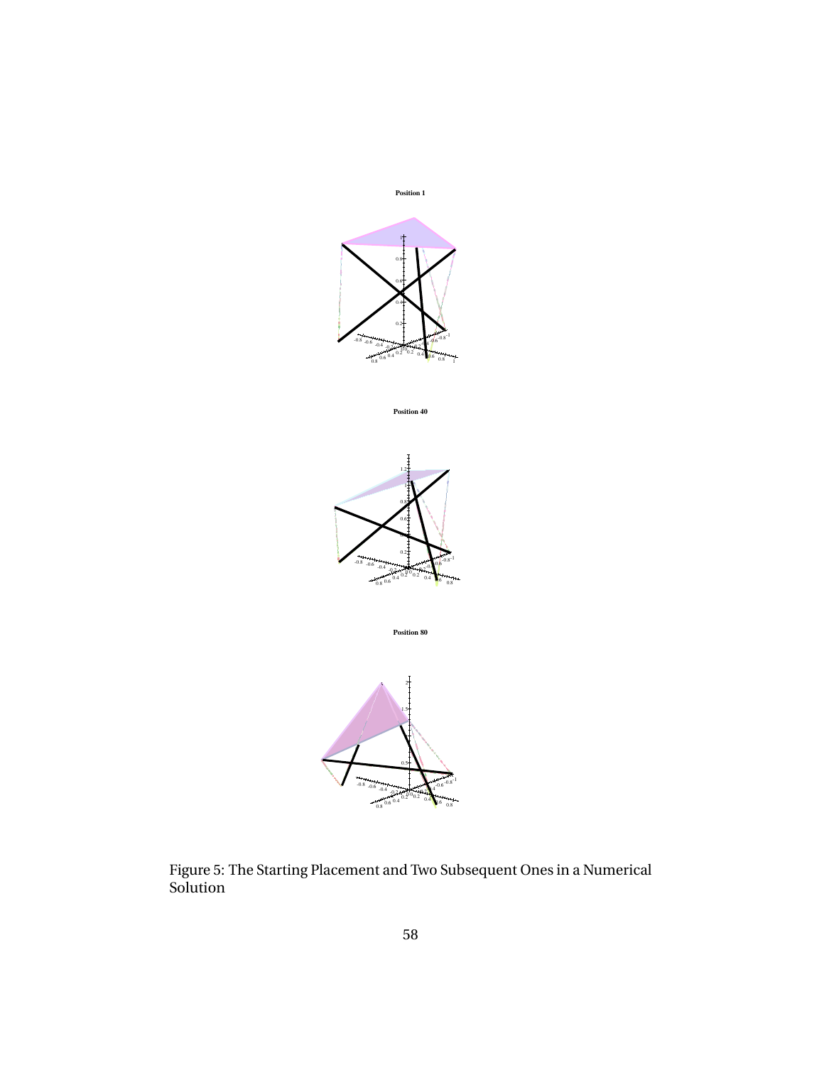Position 1

Position 40

Position 80

Figure 5: The Starting Placement and Two Subsequent Ones in a Numerical Solution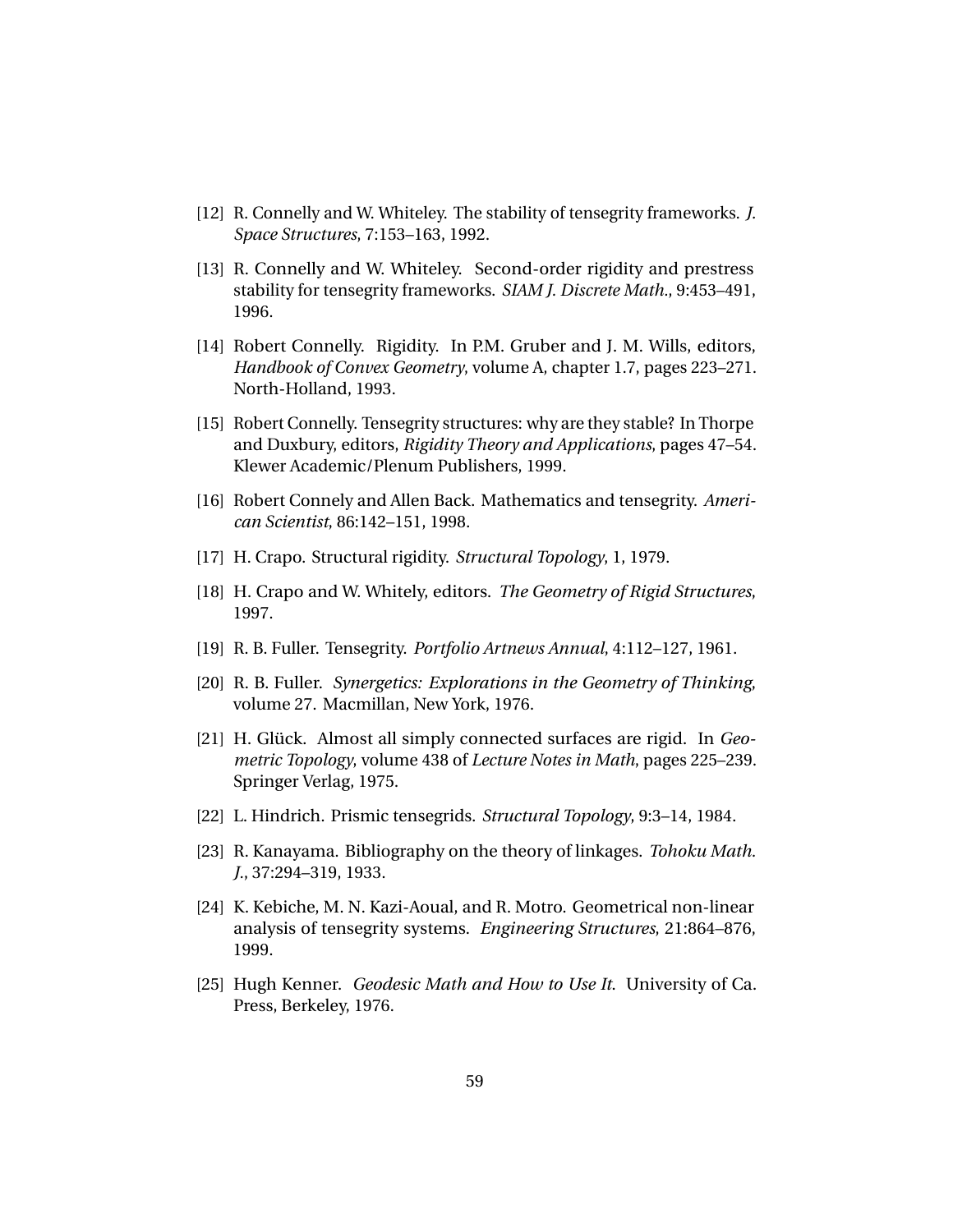[12] R. Connelly and W. Whiteley. The stability of tensegrity frameworks. *J. Space Structures*, 7:153–163, 1992.

[13] R. Connelly and W. Whiteley. Second-order rigidity and prestress stability for tensegrity frameworks. *SIAM J. Discrete Math.*, 9:453–491, 1996.

[14] Robert Connelly. Rigidity. In P.M. Gruber and J. M. Wills, editors, *Handbook of Convex Geometry*, volume A, chapter 1.7, pages 223–271. North-Holland, 1993.

[15] Robert Connelly. Tensegrity structures: why are they stable? In Thorpe and Duxbury, editors, *Rigidity Theory and Applications*, pages 47–54. Klewer Academic/Plenum Publishers, 1999.

[16] Robert Connely and Allen Back. Mathematics and tensegrity. *American Scientist*, 86:142–151, 1998.

[17] H. Crapo. Structural rigidity. *Structural Topology*, 1, 1979.

[18] H. Crapo and W. Whitely, editors. *The Geometry of Rigid Structures*, 1997.

[19] R. B. Fuller. Tensegrity. *Portfolio Artnews Annual*, 4:112–127, 1961.

[20] R. B. Fuller. *Synergetics: Explorations in the Geometry of Thinking*, volume 27. Macmillan, New York, 1976.

[21] H. Glück. Almost all simply connected surfaces are rigid. In *Geometric Topology*, volume 438 of *Lecture Notes in Math*, pages 225–239. Springer Verlag, 1975.

[22] L. Hindrich. Prismic tensegrids. *Structural Topology*, 9:3–14, 1984.

[23] R. Kanayama. Bibliography on the theory of linkages. *Tohoku Math. J.*, 37:294–319, 1933.

[24] K. Kebiche, M. N. Kazi-Aoual, and R. Motro. Geometrical non-linear analysis of tensegrity systems. *Engineering Structures*, 21:864–876, 1999.

[25] Hugh Kenner. *Geodesic Math and How to Use It*. University of Ca. Press, Berkeley, 1976.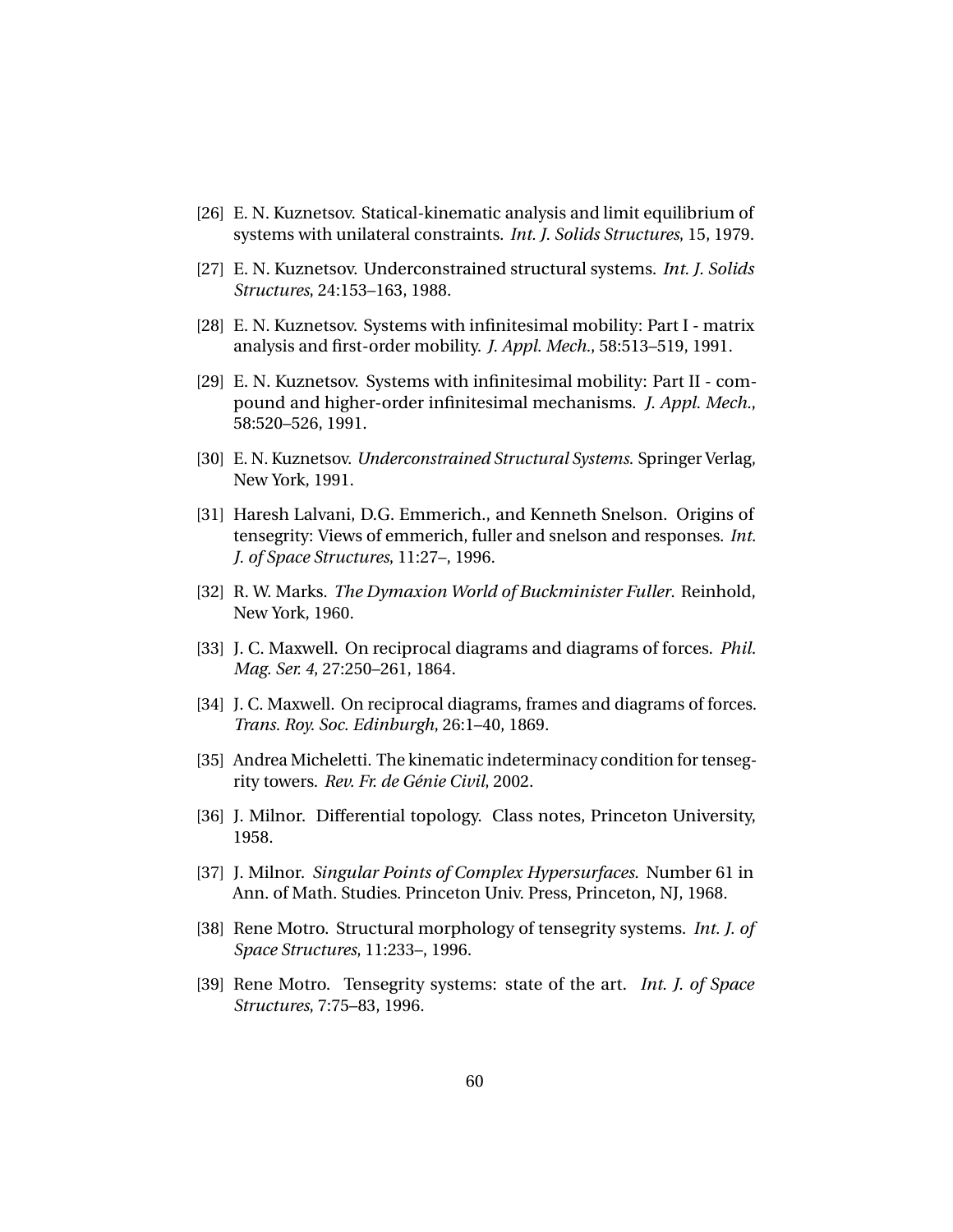[26] E. N. Kuznetsov. Statical-kinematic analysis and limit equilibrium of systems with unilateral constraints. *Int. J. Solids Structures*, 15, 1979.

[27] E. N. Kuznetsov. Underconstrained structural systems. *Int. J. Solids Structures*, 24:153–163, 1988.

[28] E. N. Kuznetsov. Systems with infinitesimal mobility: Part I - matrix analysis and first-order mobility. *J. Appl. Mech.*, 58:513–519, 1991.

[29] E. N. Kuznetsov. Systems with infinitesimal mobility: Part II - compound and higher-order infinitesimal mechanisms. *J. Appl. Mech.*, 58:520–526, 1991.

[30] E. N. Kuznetsov. *Underconstrained Structural Systems*. Springer Verlag, New York, 1991.

[31] Haresh Lalvani, D.G. Emmerich., and Kenneth Snelson. Origins of tensegrity: Views of emmerich, fuller and snelson and responses. *Int. J. of Space Structures*, 11:27–, 1996.

[32] R. W. Marks. *The Dymaxion World of Buckminister Fuller*. Reinhold, New York, 1960.

[33] J. C. Maxwell. On reciprocal diagrams and diagrams of forces. *Phil. Mag. Ser. 4*, 27:250–261, 1864.

[34] J. C. Maxwell. On reciprocal diagrams, frames and diagrams of forces. *Trans. Roy. Soc. Edinburgh*, 26:1–40, 1869.

[35] Andrea Micheletti. The kinematic indeterminacy condition for tensegrity towers. *Rev. Fr. de Génie Civil*, 2002.

[36] J. Milnor. Differential topology. Class notes, Princeton University, 1958.

[37] J. Milnor. *Singular Points of Complex Hypersurfaces*. Number 61 in Ann. of Math. Studies. Princeton Univ. Press, Princeton, NJ, 1968.

[38] Rene Motro. Structural morphology of tensegrity systems. *Int. J. of Space Structures*, 11:233–, 1996.

[39] Rene Motro. Tensegrity systems: state of the art. *Int. J. of Space Structures*, 7:75–83, 1996.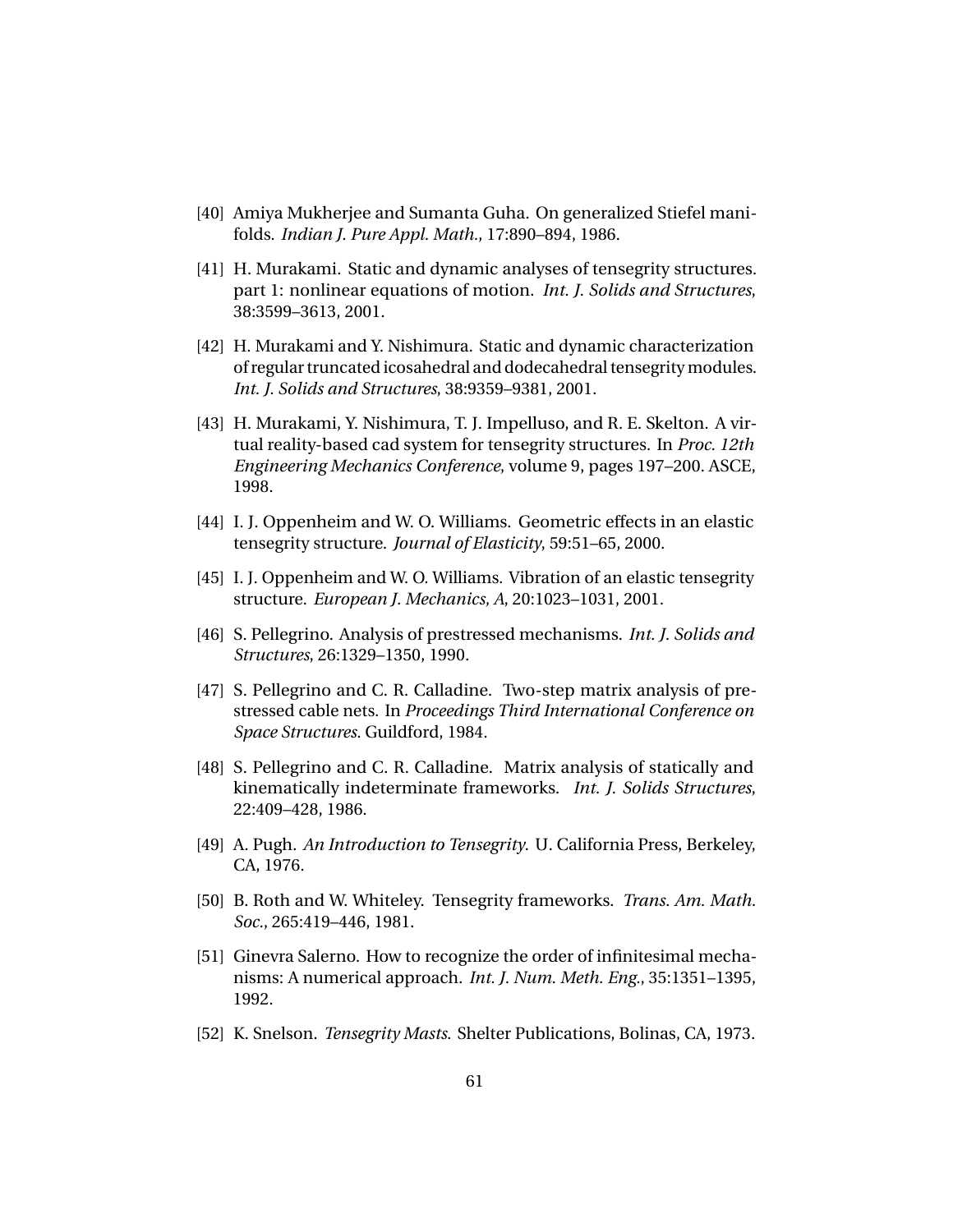[40] Amiya Mukherjee and Sumanta Guha. On generalized Stiefel manifolds. *Indian J. Pure Appl. Math.*, 17:890–894, 1986.

[41] H. Murakami. Static and dynamic analyses of tensegrity structures. part 1: nonlinear equations of motion. *Int. J. Solids and Structures*, 38:3599–3613, 2001.

[42] H. Murakami and Y. Nishimura. Static and dynamic characterization of regular truncated icosahedral and dodecahedral tensegrity modules. *Int. J. Solids and Structures*, 38:9359–9381, 2001.

[43] H. Murakami, Y. Nishimura, T. J. Impelluso, and R. E. Skelton. A virtual reality-based cad system for tensegrity structures. In *Proc. 12th Engineering Mechanics Conference*, volume 9, pages 197–200. ASCE, 1998.

[44] I. J. Oppenheim and W. O. Williams. Geometric effects in an elastic tensegrity structure. *Journal of Elasticity*, 59:51–65, 2000.

[45] I. J. Oppenheim and W. O. Williams. Vibration of an elastic tensegrity structure. *European J. Mechanics, A*, 20:1023–1031, 2001.

[46] S. Pellegrino. Analysis of prestressed mechanisms. *Int. J. Solids and Structures*, 26:1329–1350, 1990.

[47] S. Pellegrino and C. R. Calladine. Two-step matrix analysis of prestressed cable nets. In *Proceedings Third International Conference on Space Structures*. Guildford, 1984.

[48] S. Pellegrino and C. R. Calladine. Matrix analysis of statically and kinematically indeterminate frameworks. *Int. J. Solids Structures*, 22:409–428, 1986.

[49] A. Pugh. *An Introduction to Tensegrity*. U. California Press, Berkeley, CA, 1976.

[50] B. Roth and W. Whiteley. Tensegrity frameworks. *Trans. Am. Math. Soc.*, 265:419–446, 1981.

[51] Ginevra Salerno. How to recognize the order of infinitesimal mechanisms: A numerical approach. *Int. J. Num. Meth. Eng.*, 35:1351–1395, 1992.

[52] K. Snelson. *Tensegrity Masts*. Shelter Publications, Bolinas, CA, 1973.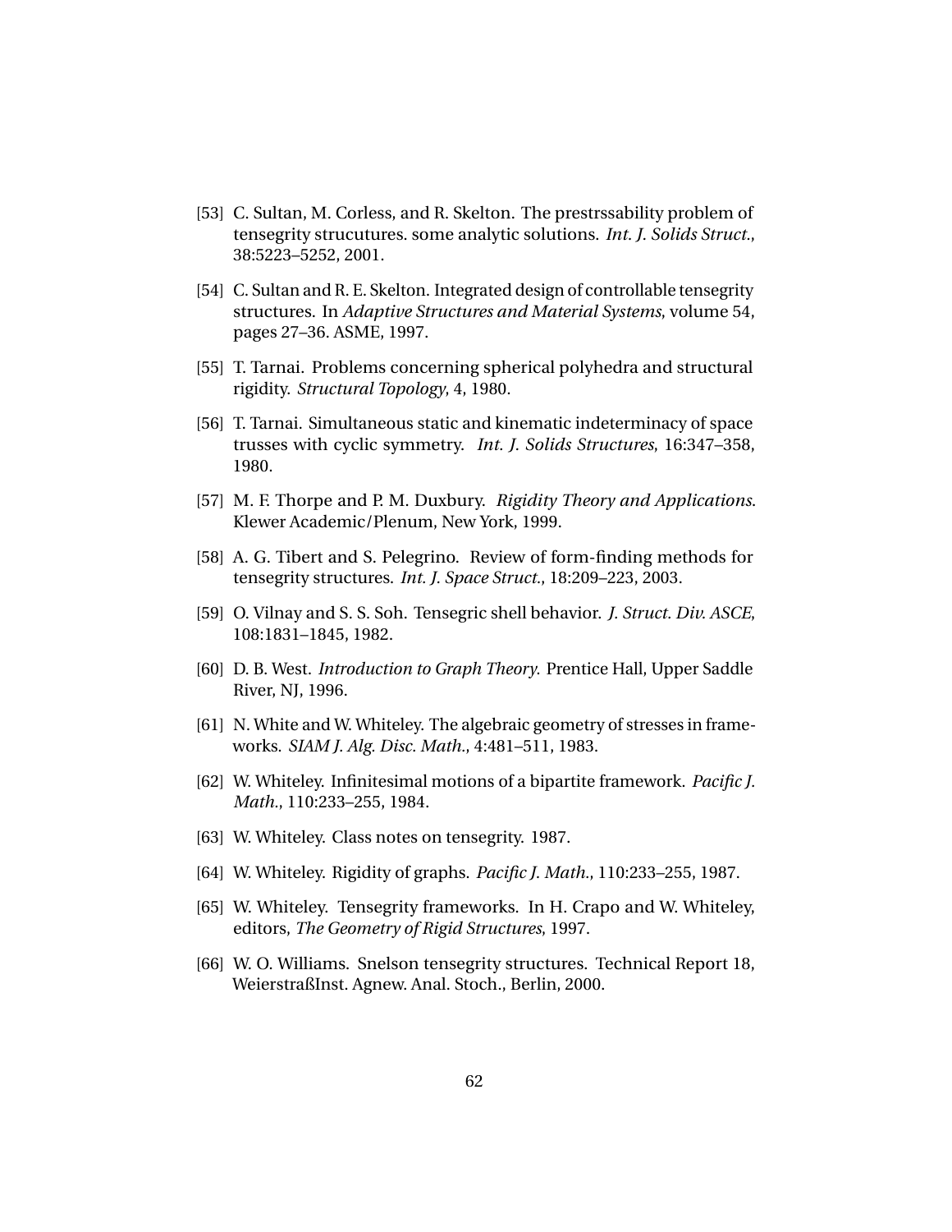[53] C. Sultan, M. Corless, and R. Skelton. The prestrssability problem of tensegrity strucutures. some analytic solutions. *Int. J. Solids Struct.*, 38:5223–5252, 2001.

[54] C. Sultan and R. E. Skelton. Integrated design of controllable tensegrity structures. In *Adaptive Structures and Material Systems*, volume 54, pages 27–36. ASME, 1997.

[55] T. Tarnai. Problems concerning spherical polyhedra and structural rigidity. *Structural Topology*, 4, 1980.

[56] T. Tarnai. Simultaneous static and kinematic indeterminacy of space trusses with cyclic symmetry. *Int. J. Solids Structures*, 16:347–358, 1980.

[57] M. F. Thorpe and P. M. Duxbury. *Rigidity Theory and Applications*. Klewer Academic/Plenum, New York, 1999.

[58] A. G. Tibert and S. Pelegrino. Review of form-finding methods for tensegrity structures. *Int. J. Space Struct.*, 18:209–223, 2003.

[59] O. Vilnay and S. S. Soh. Tensegric shell behavior. *J. Struct. Div. ASCE*, 108:1831–1845, 1982.

[60] D. B. West. *Introduction to Graph Theory*. Prentice Hall, Upper Saddle River, NJ, 1996.

[61] N. White and W. Whiteley. The algebraic geometry of stresses in frameworks. *SIAM J. Alg. Disc. Math.*, 4:481–511, 1983.

[62] W. Whiteley. Infinitesimal motions of a bipartite framework. *Pacific J. Math.*, 110:233–255, 1984.

[63] W. Whiteley. Class notes on tensegrity. 1987.

[64] W. Whiteley. Rigidity of graphs. *Pacific J. Math.*, 110:233–255, 1987.

[65] W. Whiteley. Tensegrity frameworks. In H. Crapo and W. Whiteley, editors, *The Geometry of Rigid Structures*, 1997.

[66] W. O. Williams. Snelson tensegrity structures. Technical Report 18, WeierstraßInst. Agnew. Anal. Stoch., Berlin, 2000.